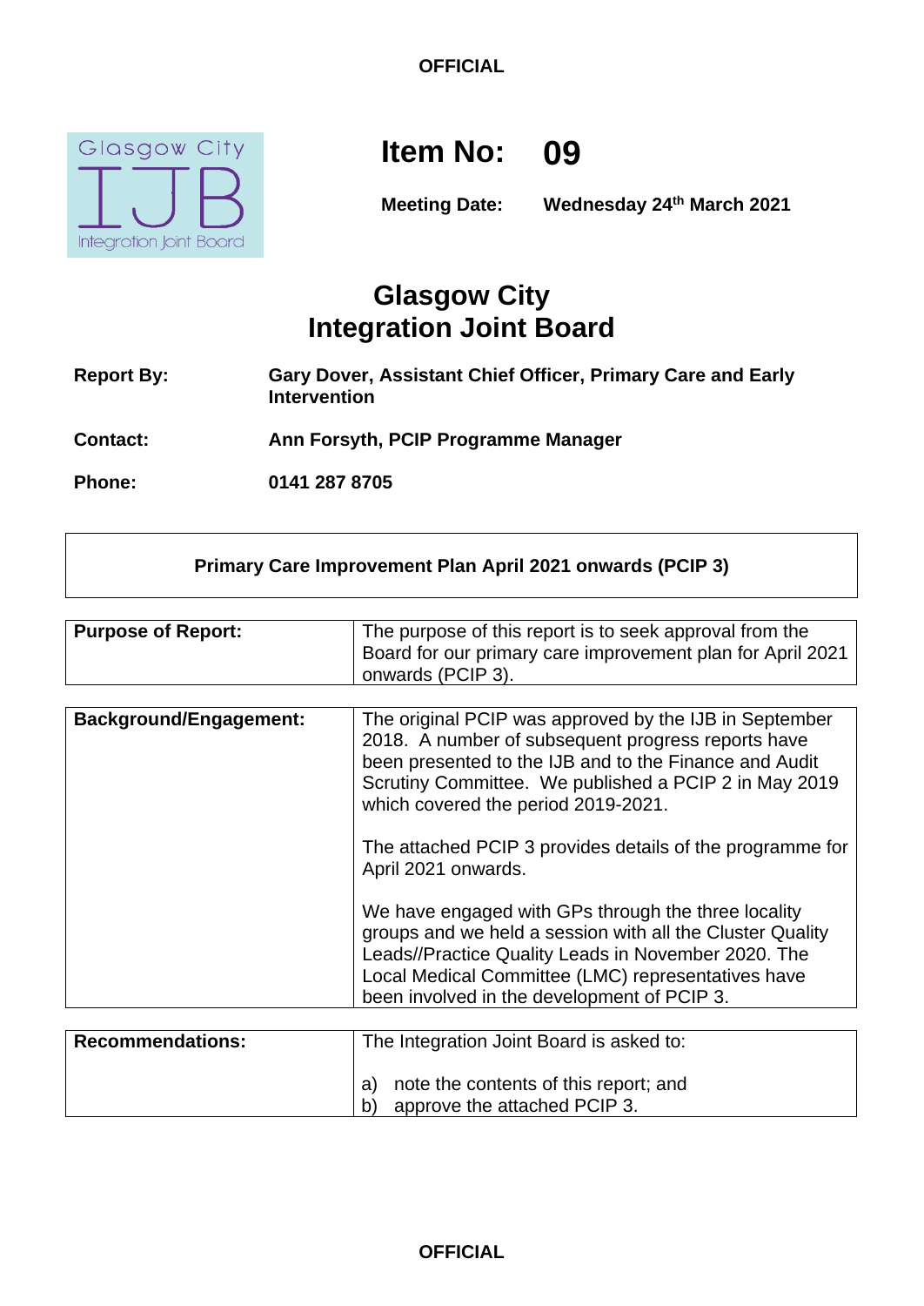**OFFICIAL**

# Item No: 09

**Meeting Date:** **Wednesday 24th March 2021**

# Glasgow City Integration Joint Board

| | |
|---|---|
| **Report By:** | **Gary Dover, Assistant Chief Officer, Primary Care and Early Intervention** |
| **Contact:** | **Ann Forsyth, PCIP Programme Manager** |
| **Phone:** | **0141 287 8705** |

## Primary Care Improvement Plan April 2021 onwards (PCIP 3)

| | |
|---|---|
| **Purpose of Report:** | The purpose of this report is to seek approval from the Board for our primary care improvement plan for April 2021 onwards (PCIP 3). |

| | |
|---|---|
| **Background/Engagement:** | The original PCIP was approved by the IJB in September 2018. A number of subsequent progress reports have been presented to the IJB and to the Finance and Audit Scrutiny Committee. We published a PCIP 2 in May 2019 which covered the period 2019-2021.<br><br>The attached PCIP 3 provides details of the programme for April 2021 onwards.<br><br>We have engaged with GPs through the three locality groups and we held a session with all the Cluster Quality Leads//Practice Quality Leads in November 2020. The Local Medical Committee (LMC) representatives have been involved in the development of PCIP 3. |

| | |
|---|---|
| **Recommendations:** | The Integration Joint Board is asked to:<br><br>a) note the contents of this report; and<br>b) approve the attached PCIP 3. |

**OFFICIAL**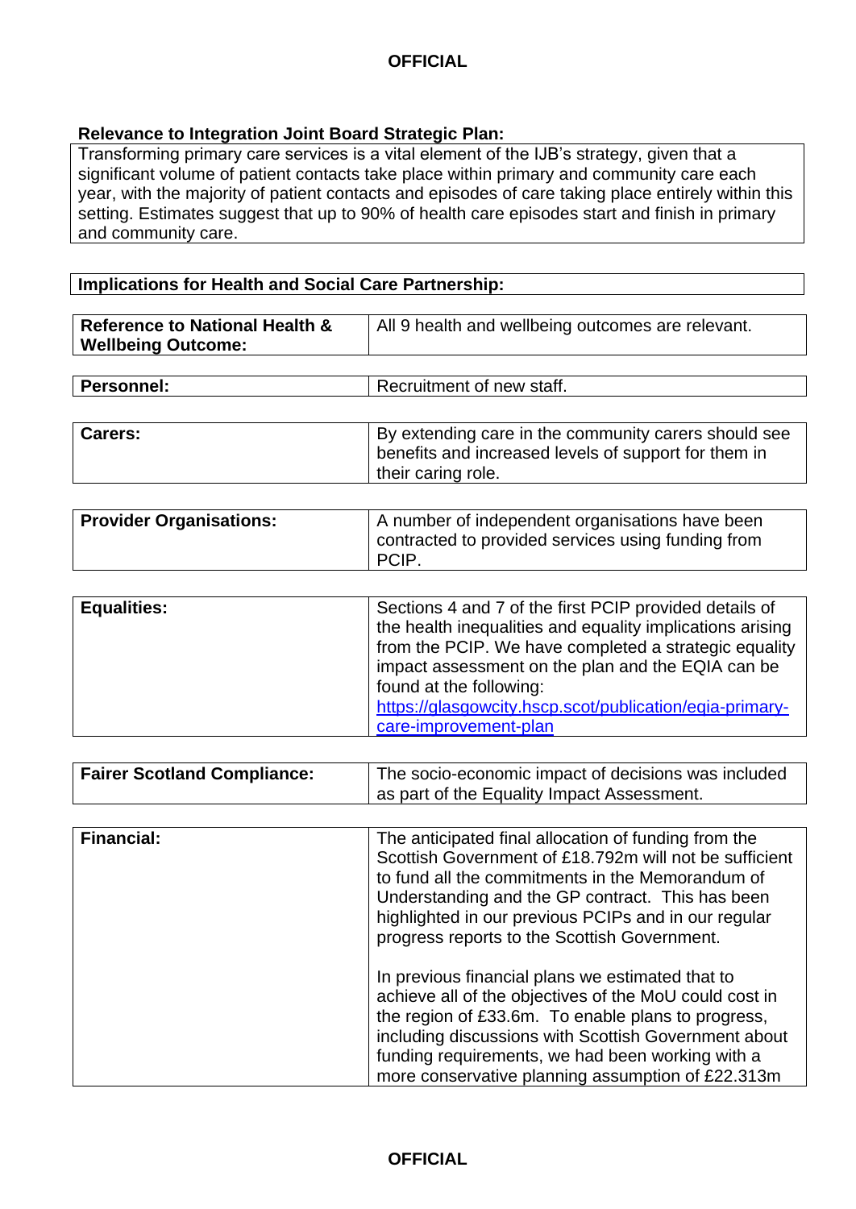**Relevance to Integration Joint Board Strategic Plan:**

Transforming primary care services is a vital element of the IJB's strategy, given that a significant volume of patient contacts take place within primary and community care each year, with the majority of patient contacts and episodes of care taking place entirely within this setting. Estimates suggest that up to 90% of health care episodes start and finish in primary and community care.

**Implications for Health and Social Care Partnership:**

| | |
|---|---|
| **Reference to National Health & Wellbeing Outcome:** | All 9 health and wellbeing outcomes are relevant. |

| | |
|---|---|
| **Personnel:** | Recruitment of new staff. |

| | |
|---|---|
| **Carers:** | By extending care in the community carers should see benefits and increased levels of support for them in their caring role. |

| | |
|---|---|
| **Provider Organisations:** | A number of independent organisations have been contracted to provided services using funding from PCIP. |

| | |
|---|---|
| **Equalities:** | Sections 4 and 7 of the first PCIP provided details of the health inequalities and equality implications arising from the PCIP. We have completed a strategic equality impact assessment on the plan and the EQIA can be found at the following: https://glasgowcity.hscp.scot/publication/eqia-primary-care-improvement-plan |

| | |
|---|---|
| **Fairer Scotland Compliance:** | The socio-economic impact of decisions was included as part of the Equality Impact Assessment. |

| | |
|---|---|
| **Financial:** | The anticipated final allocation of funding from the Scottish Government of £18.792m will not be sufficient to fund all the commitments in the Memorandum of Understanding and the GP contract. This has been highlighted in our previous PCIPs and in our regular progress reports to the Scottish Government.<br><br>In previous financial plans we estimated that to achieve all of the objectives of the MoU could cost in the region of £33.6m. To enable plans to progress, including discussions with Scottish Government about funding requirements, we had been working with a more conservative planning assumption of £22.313m |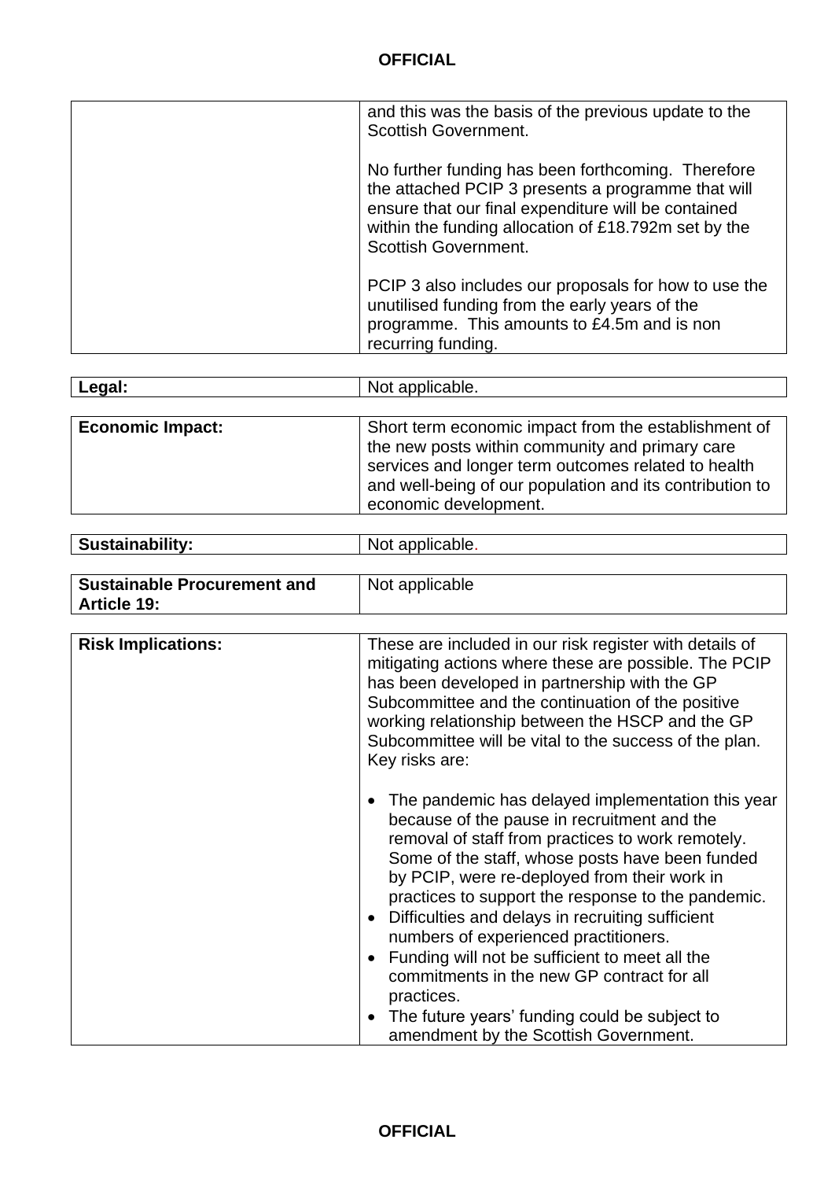| | |
|---|---|
| | and this was the basis of the previous update to the Scottish Government.<br><br>No further funding has been forthcoming. Therefore the attached PCIP 3 presents a programme that will ensure that our final expenditure will be contained within the funding allocation of £18.792m set by the Scottish Government.<br><br>PCIP 3 also includes our proposals for how to use the unutilised funding from the early years of the programme. This amounts to £4.5m and is non recurring funding. |

| | |
|---|---|
| **Legal:** | Not applicable. |

| | |
|---|---|
| **Economic Impact:** | Short term economic impact from the establishment of the new posts within community and primary care services and longer term outcomes related to health and well-being of our population and its contribution to economic development. |

| | |
|---|---|
| **Sustainability:** | Not applicable. |

| | |
|---|---|
| **Sustainable Procurement and Article 19:** | Not applicable |

| | |
|---|---|
| **Risk Implications:** | These are included in our risk register with details of mitigating actions where these are possible. The PCIP has been developed in partnership with the GP Subcommittee and the continuation of the positive working relationship between the HSCP and the GP Subcommittee will be vital to the success of the plan. Key risks are:<br><br>• The pandemic has delayed implementation this year because of the pause in recruitment and the removal of staff from practices to work remotely. Some of the staff, whose posts have been funded by PCIP, were re-deployed from their work in practices to support the response to the pandemic.<br>• Difficulties and delays in recruiting sufficient numbers of experienced practitioners.<br>• Funding will not be sufficient to meet all the commitments in the new GP contract for all practices.<br>• The future years' funding could be subject to amendment by the Scottish Government. |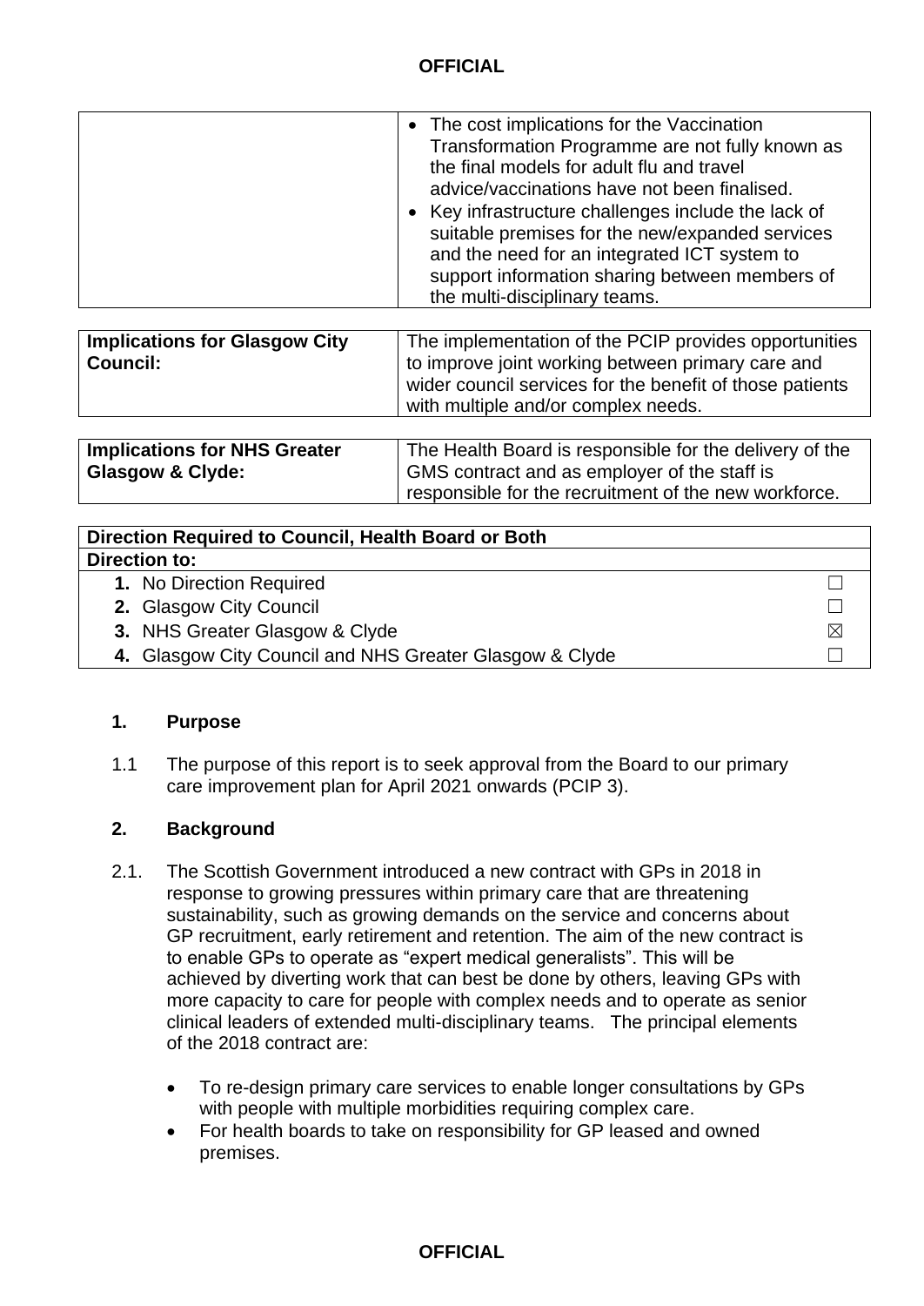| | • The cost implications for the Vaccination Transformation Programme are not fully known as the final models for adult flu and travel advice/vaccinations have not been finalised.<br>• Key infrastructure challenges include the lack of suitable premises for the new/expanded services and the need for an integrated ICT system to support information sharing between members of the multi-disciplinary teams. |
|---|---|

| **Implications for Glasgow City Council:** | The implementation of the PCIP provides opportunities to improve joint working between primary care and wider council services for the benefit of those patients with multiple and/or complex needs. |
|---|---|

| **Implications for NHS Greater Glasgow & Clyde:** | The Health Board is responsible for the delivery of the GMS contract and as employer of the staff is responsible for the recruitment of the new workforce. |
|---|---|

| **Direction Required to Council, Health Board or Both** | |
|---|---|
| **Direction to:** | |
| **1.** No Direction Required | ☐ |
| **2.** Glasgow City Council | ☐ |
| **3.** NHS Greater Glasgow & Clyde | ☒ |
| **4.** Glasgow City Council and NHS Greater Glasgow & Clyde | ☐ |

## 1. Purpose

1.1 The purpose of this report is to seek approval from the Board to our primary care improvement plan for April 2021 onwards (PCIP 3).

## 2. Background

2.1. The Scottish Government introduced a new contract with GPs in 2018 in response to growing pressures within primary care that are threatening sustainability, such as growing demands on the service and concerns about GP recruitment, early retirement and retention. The aim of the new contract is to enable GPs to operate as "expert medical generalists". This will be achieved by diverting work that can best be done by others, leaving GPs with more capacity to care for people with complex needs and to operate as senior clinical leaders of extended multi-disciplinary teams. The principal elements of the 2018 contract are:

- To re-design primary care services to enable longer consultations by GPs with people with multiple morbidities requiring complex care.
- For health boards to take on responsibility for GP leased and owned premises.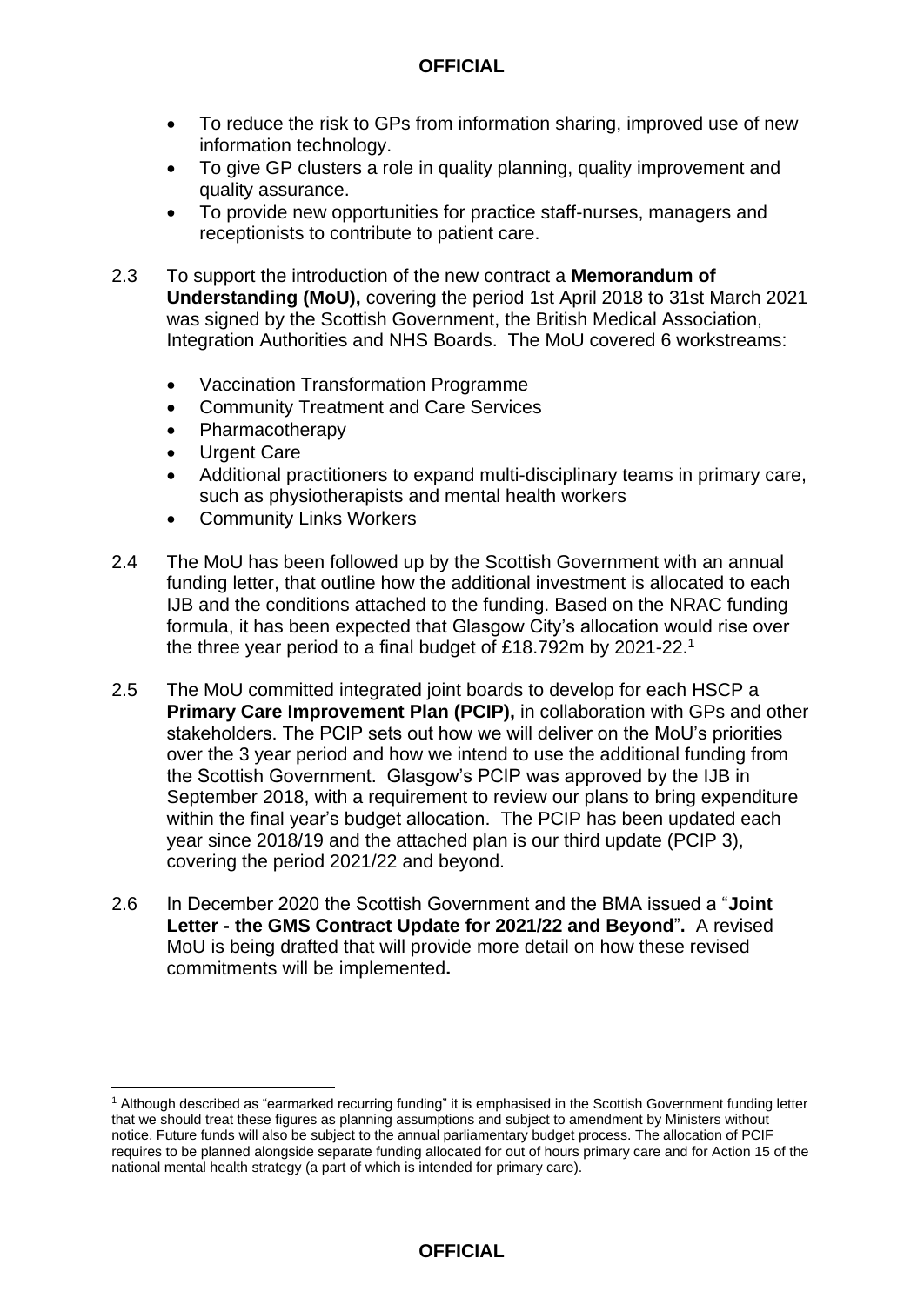- To reduce the risk to GPs from information sharing, improved use of new information technology.
- To give GP clusters a role in quality planning, quality improvement and quality assurance.
- To provide new opportunities for practice staff-nurses, managers and receptionists to contribute to patient care.

2.3 To support the introduction of the new contract a **Memorandum of Understanding (MoU),** covering the period 1st April 2018 to 31st March 2021 was signed by the Scottish Government, the British Medical Association, Integration Authorities and NHS Boards. The MoU covered 6 workstreams:

- Vaccination Transformation Programme
- Community Treatment and Care Services
- Pharmacotherapy
- Urgent Care
- Additional practitioners to expand multi-disciplinary teams in primary care, such as physiotherapists and mental health workers
- Community Links Workers

2.4 The MoU has been followed up by the Scottish Government with an annual funding letter, that outline how the additional investment is allocated to each IJB and the conditions attached to the funding. Based on the NRAC funding formula, it has been expected that Glasgow City's allocation would rise over the three year period to a final budget of £18.792m by 2021-22.[1]

2.5 The MoU committed integrated joint boards to develop for each HSCP a **Primary Care Improvement Plan (PCIP),** in collaboration with GPs and other stakeholders. The PCIP sets out how we will deliver on the MoU's priorities over the 3 year period and how we intend to use the additional funding from the Scottish Government. Glasgow's PCIP was approved by the IJB in September 2018, with a requirement to review our plans to bring expenditure within the final year's budget allocation. The PCIP has been updated each year since 2018/19 and the attached plan is our third update (PCIP 3), covering the period 2021/22 and beyond.

2.6 In December 2020 the Scottish Government and the BMA issued a "**Joint Letter - the GMS Contract Update for 2021/22 and Beyond**". A revised MoU is being drafted that will provide more detail on how these revised commitments will be implemented**.**

[1] Although described as "earmarked recurring funding" it is emphasised in the Scottish Government funding letter that we should treat these figures as planning assumptions and subject to amendment by Ministers without notice. Future funds will also be subject to the annual parliamentary budget process. The allocation of PCIF requires to be planned alongside separate funding allocated for out of hours primary care and for Action 15 of the national mental health strategy (a part of which is intended for primary care).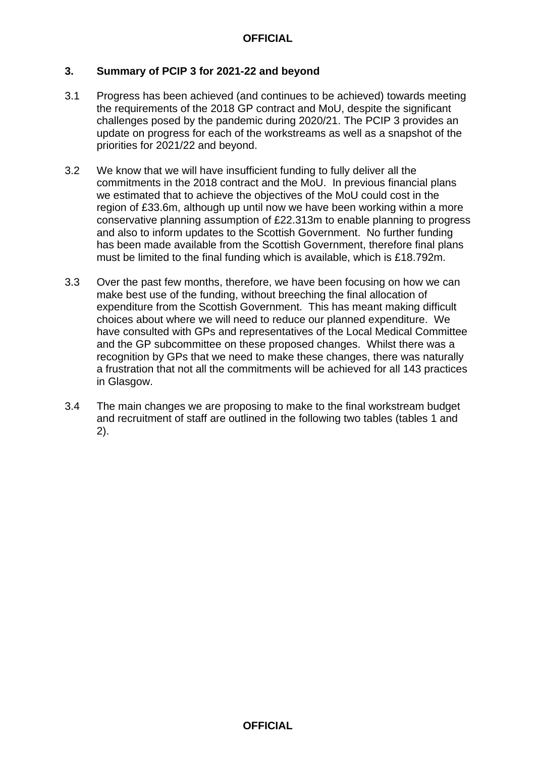## 3. Summary of PCIP 3 for 2021-22 and beyond

3.1 Progress has been achieved (and continues to be achieved) towards meeting the requirements of the 2018 GP contract and MoU, despite the significant challenges posed by the pandemic during 2020/21. The PCIP 3 provides an update on progress for each of the workstreams as well as a snapshot of the priorities for 2021/22 and beyond.

3.2 We know that we will have insufficient funding to fully deliver all the commitments in the 2018 contract and the MoU. In previous financial plans we estimated that to achieve the objectives of the MoU could cost in the region of £33.6m, although up until now we have been working within a more conservative planning assumption of £22.313m to enable planning to progress and also to inform updates to the Scottish Government. No further funding has been made available from the Scottish Government, therefore final plans must be limited to the final funding which is available, which is £18.792m.

3.3 Over the past few months, therefore, we have been focusing on how we can make best use of the funding, without breeching the final allocation of expenditure from the Scottish Government. This has meant making difficult choices about where we will need to reduce our planned expenditure. We have consulted with GPs and representatives of the Local Medical Committee and the GP subcommittee on these proposed changes. Whilst there was a recognition by GPs that we need to make these changes, there was naturally a frustration that not all the commitments will be achieved for all 143 practices in Glasgow.

3.4 The main changes we are proposing to make to the final workstream budget and recruitment of staff are outlined in the following two tables (tables 1 and 2).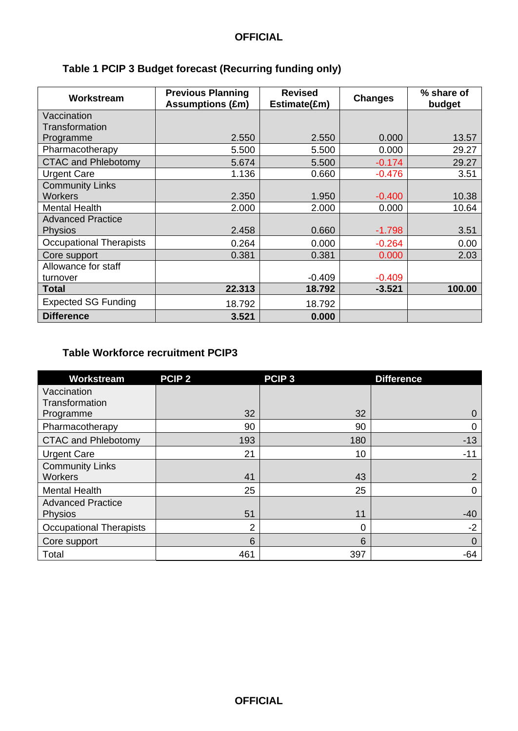**Table 1 PCIP 3 Budget forecast (Recurring funding only)**

| Workstream | Previous Planning Assumptions (£m) | Revised Estimate(£m) | Changes | % share of budget |
|---|---|---|---|---|
| Vaccination Transformation Programme | 2.550 | 2.550 | 0.000 | 13.57 |
| Pharmacotherapy | 5.500 | 5.500 | 0.000 | 29.27 |
| CTAC and Phlebotomy | 5.674 | 5.500 | -0.174 | 29.27 |
| Urgent Care | 1.136 | 0.660 | -0.476 | 3.51 |
| Community Links Workers | 2.350 | 1.950 | -0.400 | 10.38 |
| Mental Health | 2.000 | 2.000 | 0.000 | 10.64 |
| Advanced Practice Physios | 2.458 | 0.660 | -1.798 | 3.51 |
| Occupational Therapists | 0.264 | 0.000 | -0.264 | 0.00 |
| Core support | 0.381 | 0.381 | 0.000 | 2.03 |
| Allowance for staff turnover | | -0.409 | -0.409 | |
| **Total** | **22.313** | **18.792** | **-3.521** | **100.00** |
| Expected SG Funding | 18.792 | 18.792 | | |
| **Difference** | **3.521** | **0.000** | | |

**Table Workforce recruitment PCIP3**

| Workstream | PCIP 2 | PCIP 3 | Difference |
|---|---|---|---|
| Vaccination Transformation Programme | 32 | 32 | 0 |
| Pharmacotherapy | 90 | 90 | 0 |
| CTAC and Phlebotomy | 193 | 180 | -13 |
| Urgent Care | 21 | 10 | -11 |
| Community Links Workers | 41 | 43 | 2 |
| Mental Health | 25 | 25 | 0 |
| Advanced Practice Physios | 51 | 11 | -40 |
| Occupational Therapists | 2 | 0 | -2 |
| Core support | 6 | 6 | 0 |
| Total | 461 | 397 | -64 |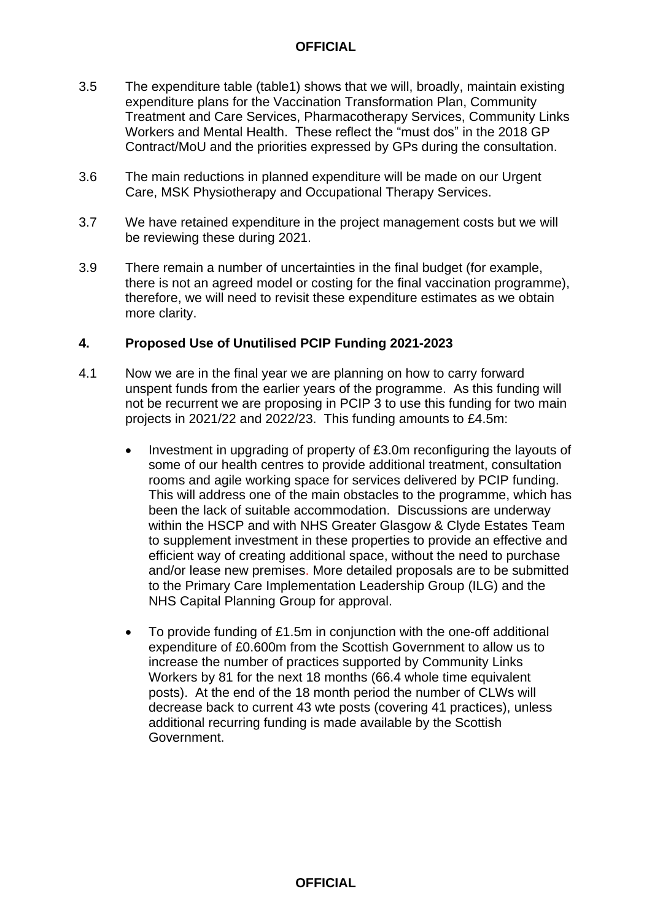3.5 The expenditure table (table1) shows that we will, broadly, maintain existing expenditure plans for the Vaccination Transformation Plan, Community Treatment and Care Services, Pharmacotherapy Services, Community Links Workers and Mental Health. These reflect the "must dos" in the 2018 GP Contract/MoU and the priorities expressed by GPs during the consultation.

3.6 The main reductions in planned expenditure will be made on our Urgent Care, MSK Physiotherapy and Occupational Therapy Services.

3.7 We have retained expenditure in the project management costs but we will be reviewing these during 2021.

3.9 There remain a number of uncertainties in the final budget (for example, there is not an agreed model or costing for the final vaccination programme), therefore, we will need to revisit these expenditure estimates as we obtain more clarity.

## 4. Proposed Use of Unutilised PCIP Funding 2021-2023

4.1 Now we are in the final year we are planning on how to carry forward unspent funds from the earlier years of the programme. As this funding will not be recurrent we are proposing in PCIP 3 to use this funding for two main projects in 2021/22 and 2022/23. This funding amounts to £4.5m:

- Investment in upgrading of property of £3.0m reconfiguring the layouts of some of our health centres to provide additional treatment, consultation rooms and agile working space for services delivered by PCIP funding. This will address one of the main obstacles to the programme, which has been the lack of suitable accommodation. Discussions are underway within the HSCP and with NHS Greater Glasgow & Clyde Estates Team to supplement investment in these properties to provide an effective and efficient way of creating additional space, without the need to purchase and/or lease new premises. More detailed proposals are to be submitted to the Primary Care Implementation Leadership Group (ILG) and the NHS Capital Planning Group for approval.

- To provide funding of £1.5m in conjunction with the one-off additional expenditure of £0.600m from the Scottish Government to allow us to increase the number of practices supported by Community Links Workers by 81 for the next 18 months (66.4 whole time equivalent posts). At the end of the 18 month period the number of CLWs will decrease back to current 43 wte posts (covering 41 practices), unless additional recurring funding is made available by the Scottish Government.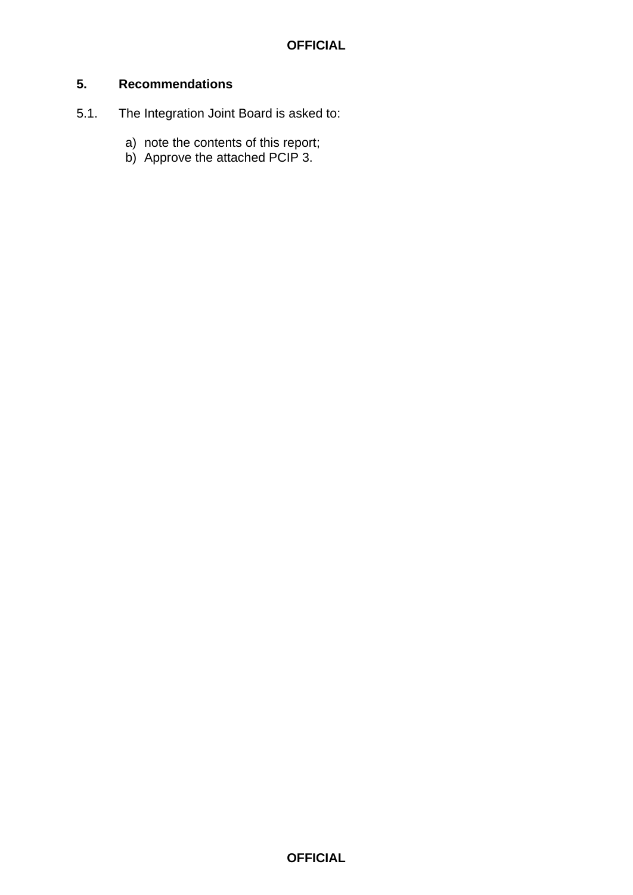## 5. Recommendations

5.1. The Integration Joint Board is asked to:

a) note the contents of this report;
b) Approve the attached PCIP 3.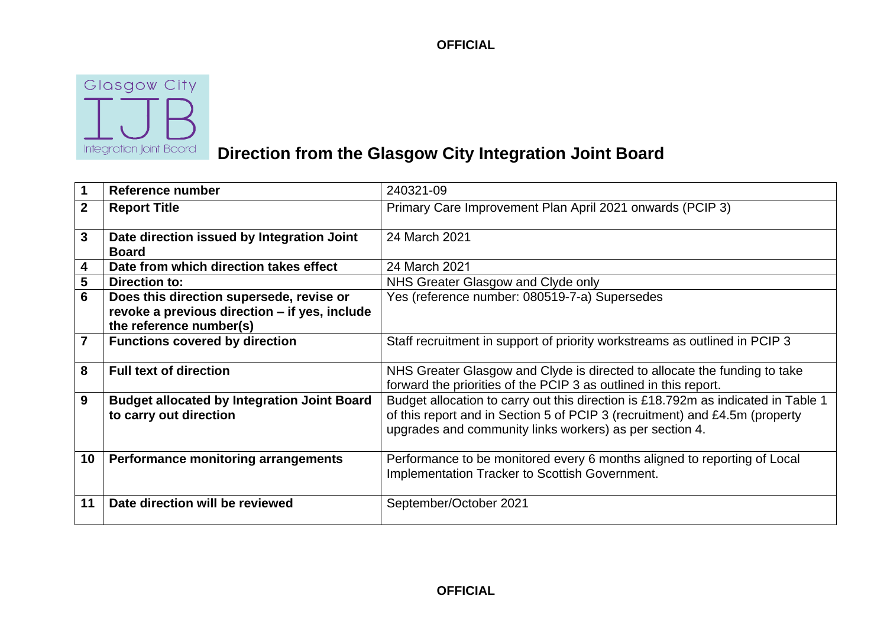# Direction from the Glasgow City Integration Joint Board

| | | |
|---|---|---|
| **1** | **Reference number** | 240321-09 |
| **2** | **Report Title** | Primary Care Improvement Plan April 2021 onwards (PCIP 3) |
| **3** | **Date direction issued by Integration Joint Board** | 24 March 2021 |
| **4** | **Date from which direction takes effect** | 24 March 2021 |
| **5** | **Direction to:** | NHS Greater Glasgow and Clyde only |
| **6** | **Does this direction supersede, revise or revoke a previous direction – if yes, include the reference number(s)** | Yes (reference number: 080519-7-a) Supersedes |
| **7** | **Functions covered by direction** | Staff recruitment in support of priority workstreams as outlined in PCIP 3 |
| **8** | **Full text of direction** | NHS Greater Glasgow and Clyde is directed to allocate the funding to take forward the priorities of the PCIP 3 as outlined in this report. |
| **9** | **Budget allocated by Integration Joint Board to carry out direction** | Budget allocation to carry out this direction is £18.792m as indicated in Table 1 of this report and in Section 5 of PCIP 3 (recruitment) and £4.5m (property upgrades and community links workers) as per section 4. |
| **10** | **Performance monitoring arrangements** | Performance to be monitored every 6 months aligned to reporting of Local Implementation Tracker to Scottish Government. |
| **11** | **Date direction will be reviewed** | September/October 2021 |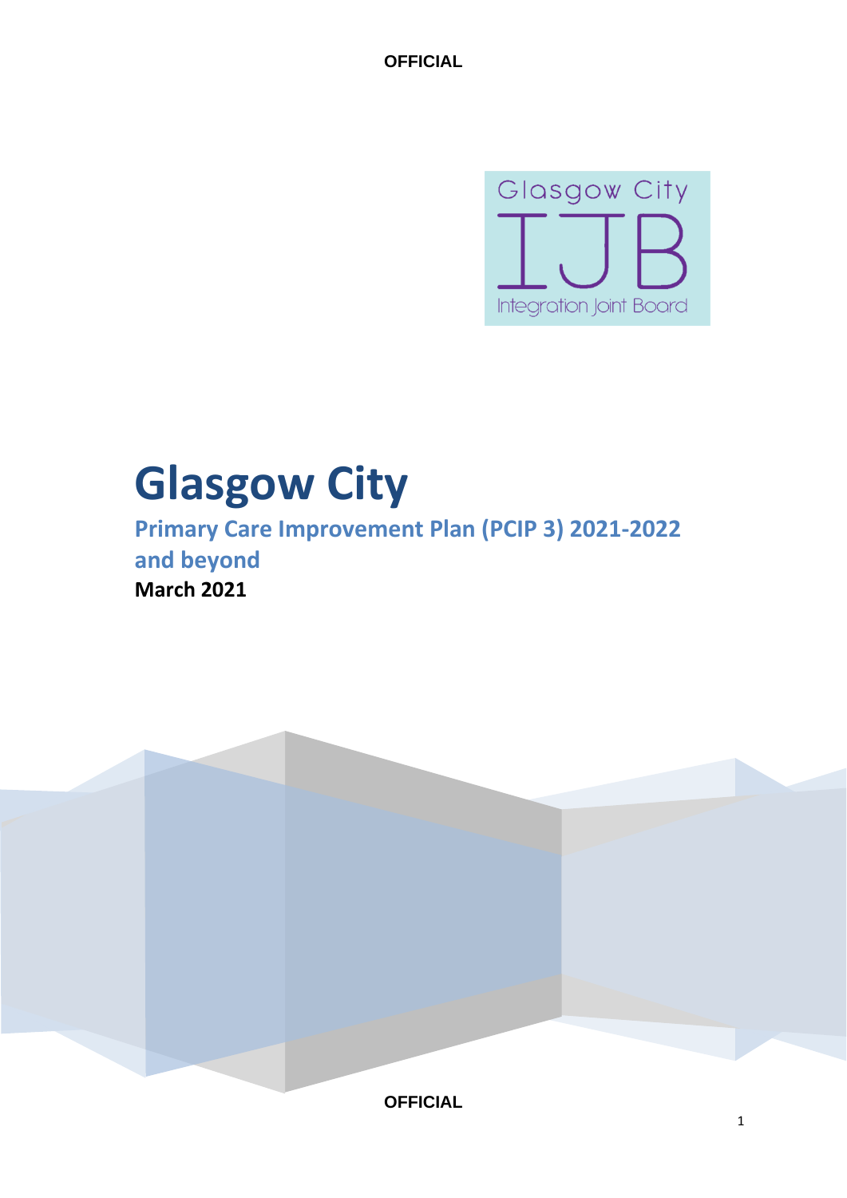# Glasgow City

## Primary Care Improvement Plan (PCIP 3) 2021-2022 and beyond

**March 2021**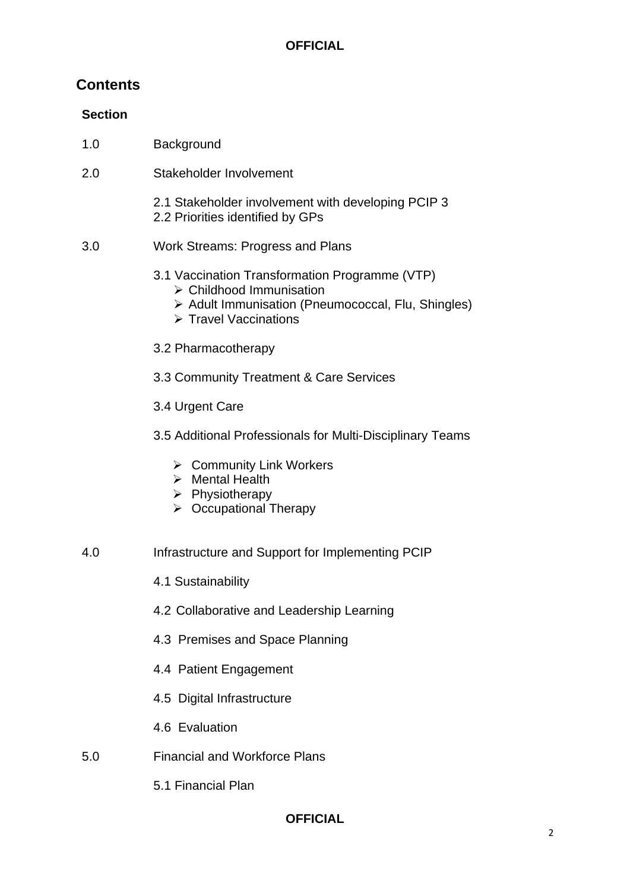## Contents

**Section**

1.0 Background

2.0 Stakeholder Involvement

- 2.1 Stakeholder involvement with developing PCIP 3
- 2.2 Priorities identified by GPs

3.0 Work Streams: Progress and Plans

- 3.1 Vaccination Transformation Programme (VTP)
  - ➢ Childhood Immunisation
  - ➢ Adult Immunisation (Pneumococcal, Flu, Shingles)
  - ➢ Travel Vaccinations
- 3.2 Pharmacotherapy
- 3.3 Community Treatment & Care Services
- 3.4 Urgent Care
- 3.5 Additional Professionals for Multi-Disciplinary Teams
  - ➢ Community Link Workers
  - ➢ Mental Health
  - ➢ Physiotherapy
  - ➢ Occupational Therapy

4.0 Infrastructure and Support for Implementing PCIP

- 4.1 Sustainability
- 4.2 Collaborative and Leadership Learning
- 4.3 Premises and Space Planning
- 4.4 Patient Engagement
- 4.5 Digital Infrastructure
- 4.6 Evaluation

5.0 Financial and Workforce Plans

- 5.1 Financial Plan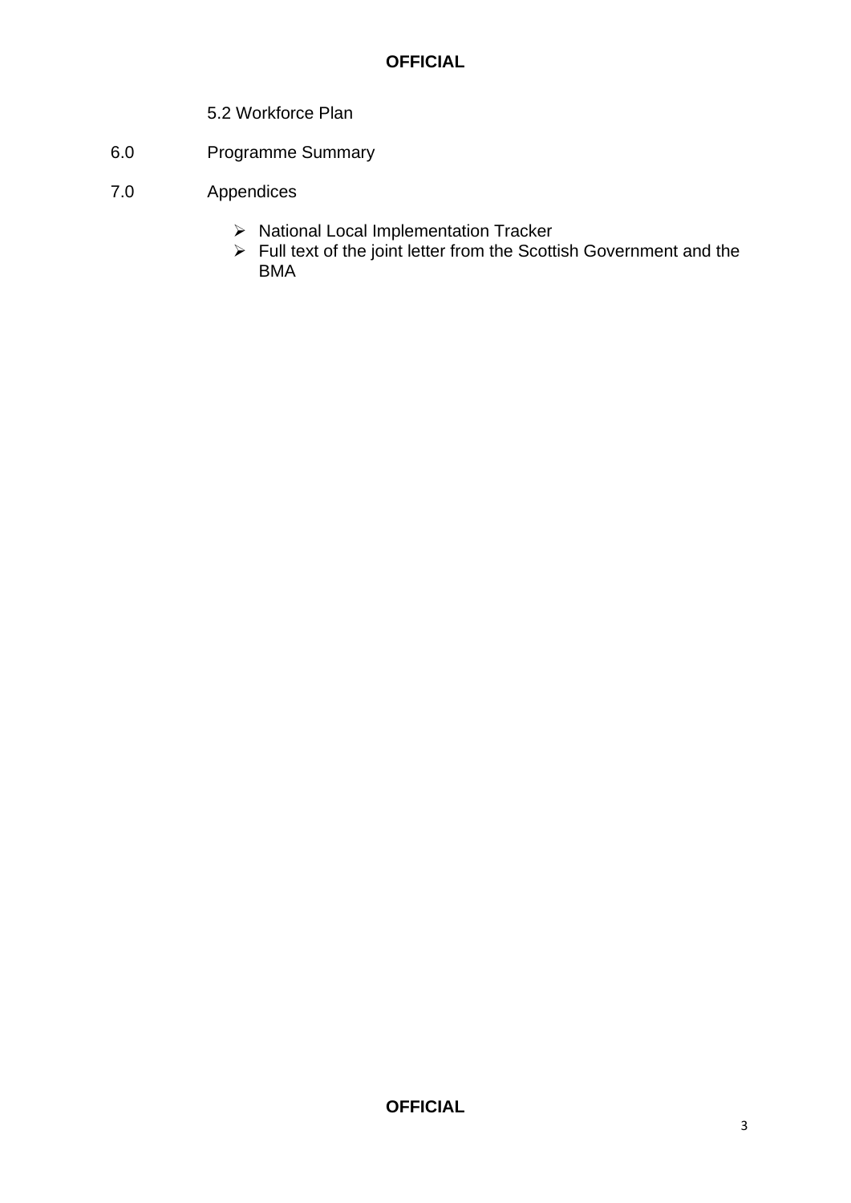5.2 Workforce Plan

6.0 Programme Summary

7.0 Appendices

- National Local Implementation Tracker
- Full text of the joint letter from the Scottish Government and the BMA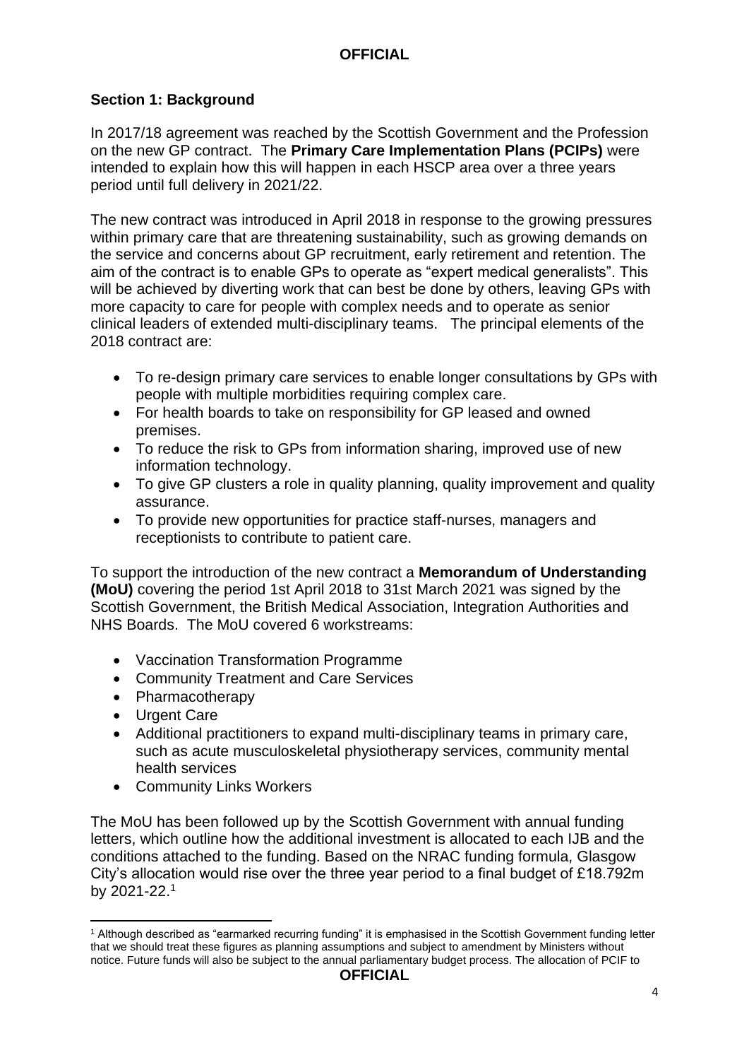## Section 1: Background

In 2017/18 agreement was reached by the Scottish Government and the Profession on the new GP contract. The **Primary Care Implementation Plans (PCIPs)** were intended to explain how this will happen in each HSCP area over a three years period until full delivery in 2021/22.

The new contract was introduced in April 2018 in response to the growing pressures within primary care that are threatening sustainability, such as growing demands on the service and concerns about GP recruitment, early retirement and retention. The aim of the contract is to enable GPs to operate as "expert medical generalists". This will be achieved by diverting work that can best be done by others, leaving GPs with more capacity to care for people with complex needs and to operate as senior clinical leaders of extended multi-disciplinary teams. The principal elements of the 2018 contract are:

- To re-design primary care services to enable longer consultations by GPs with people with multiple morbidities requiring complex care.
- For health boards to take on responsibility for GP leased and owned premises.
- To reduce the risk to GPs from information sharing, improved use of new information technology.
- To give GP clusters a role in quality planning, quality improvement and quality assurance.
- To provide new opportunities for practice staff-nurses, managers and receptionists to contribute to patient care.

To support the introduction of the new contract a **Memorandum of Understanding (MoU)** covering the period 1st April 2018 to 31st March 2021 was signed by the Scottish Government, the British Medical Association, Integration Authorities and NHS Boards. The MoU covered 6 workstreams:

- Vaccination Transformation Programme
- Community Treatment and Care Services
- Pharmacotherapy
- Urgent Care
- Additional practitioners to expand multi-disciplinary teams in primary care, such as acute musculoskeletal physiotherapy services, community mental health services
- Community Links Workers

The MoU has been followed up by the Scottish Government with annual funding letters, which outline how the additional investment is allocated to each IJB and the conditions attached to the funding. Based on the NRAC funding formula, Glasgow City's allocation would rise over the three year period to a final budget of £18.792m by 2021-22.[1]

[1] Although described as "earmarked recurring funding" it is emphasised in the Scottish Government funding letter that we should treat these figures as planning assumptions and subject to amendment by Ministers without notice. Future funds will also be subject to the annual parliamentary budget process. The allocation of PCIF to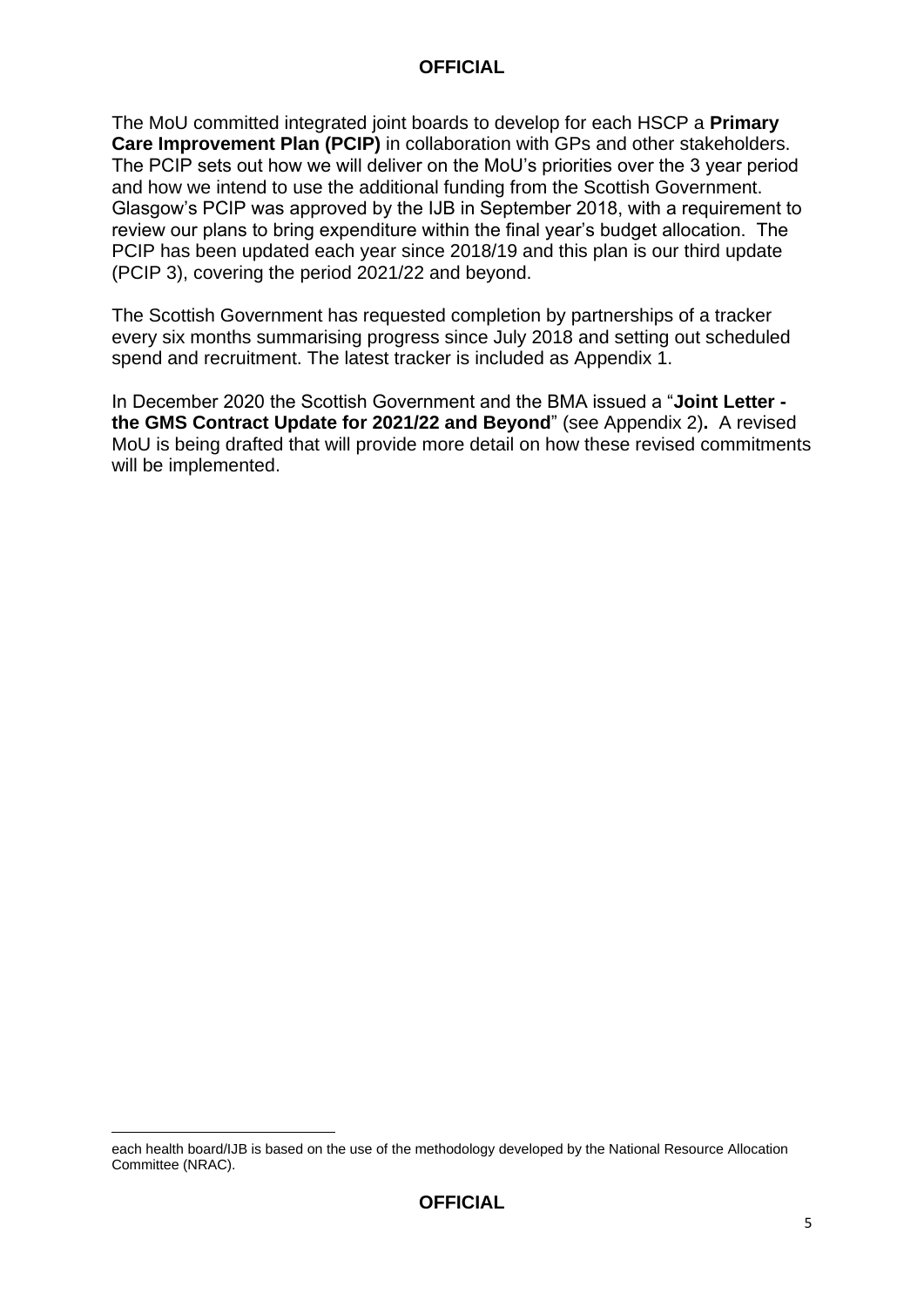The MoU committed integrated joint boards to develop for each HSCP a **Primary Care Improvement Plan (PCIP)** in collaboration with GPs and other stakeholders. The PCIP sets out how we will deliver on the MoU's priorities over the 3 year period and how we intend to use the additional funding from the Scottish Government. Glasgow's PCIP was approved by the IJB in September 2018, with a requirement to review our plans to bring expenditure within the final year's budget allocation. The PCIP has been updated each year since 2018/19 and this plan is our third update (PCIP 3), covering the period 2021/22 and beyond.

The Scottish Government has requested completion by partnerships of a tracker every six months summarising progress since July 2018 and setting out scheduled spend and recruitment. The latest tracker is included as Appendix 1.

In December 2020 the Scottish Government and the BMA issued a "**Joint Letter - the GMS Contract Update for 2021/22 and Beyond**" (see Appendix 2). A revised MoU is being drafted that will provide more detail on how these revised commitments will be implemented.

---

each health board/IJB is based on the use of the methodology developed by the National Resource Allocation Committee (NRAC).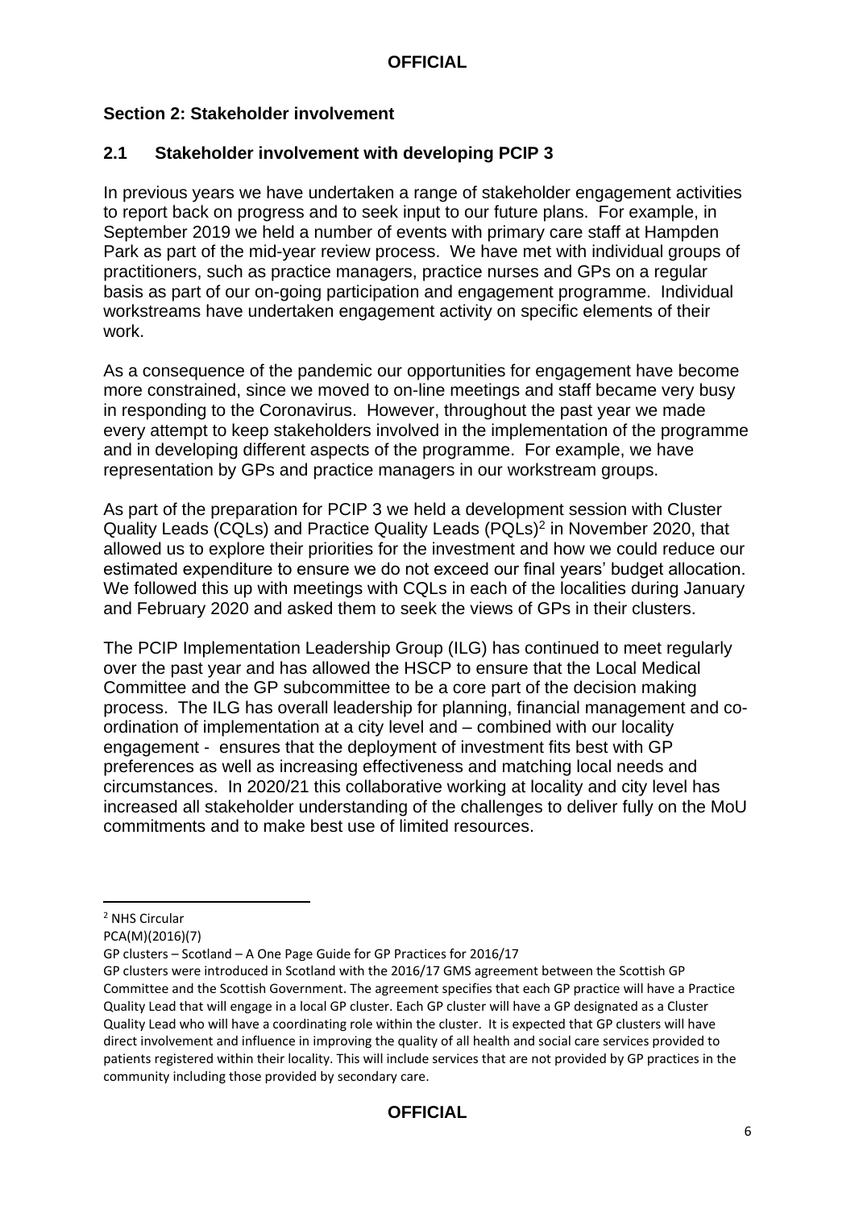## Section 2: Stakeholder involvement

### 2.1 Stakeholder involvement with developing PCIP 3

In previous years we have undertaken a range of stakeholder engagement activities to report back on progress and to seek input to our future plans. For example, in September 2019 we held a number of events with primary care staff at Hampden Park as part of the mid-year review process. We have met with individual groups of practitioners, such as practice managers, practice nurses and GPs on a regular basis as part of our on-going participation and engagement programme. Individual workstreams have undertaken engagement activity on specific elements of their work.

As a consequence of the pandemic our opportunities for engagement have become more constrained, since we moved to on-line meetings and staff became very busy in responding to the Coronavirus. However, throughout the past year we made every attempt to keep stakeholders involved in the implementation of the programme and in developing different aspects of the programme. For example, we have representation by GPs and practice managers in our workstream groups.

As part of the preparation for PCIP 3 we held a development session with Cluster Quality Leads (CQLs) and Practice Quality Leads (PQLs)[2] in November 2020, that allowed us to explore their priorities for the investment and how we could reduce our estimated expenditure to ensure we do not exceed our final years' budget allocation. We followed this up with meetings with CQLs in each of the localities during January and February 2020 and asked them to seek the views of GPs in their clusters.

The PCIP Implementation Leadership Group (ILG) has continued to meet regularly over the past year and has allowed the HSCP to ensure that the Local Medical Committee and the GP subcommittee to be a core part of the decision making process. The ILG has overall leadership for planning, financial management and co-ordination of implementation at a city level and – combined with our locality engagement - ensures that the deployment of investment fits best with GP preferences as well as increasing effectiveness and matching local needs and circumstances. In 2020/21 this collaborative working at locality and city level has increased all stakeholder understanding of the challenges to deliver fully on the MoU commitments and to make best use of limited resources.

---

[2] NHS Circular
PCA(M)(2016)(7)
GP clusters – Scotland – A One Page Guide for GP Practices for 2016/17
GP clusters were introduced in Scotland with the 2016/17 GMS agreement between the Scottish GP Committee and the Scottish Government. The agreement specifies that each GP practice will have a Practice Quality Lead that will engage in a local GP cluster. Each GP cluster will have a GP designated as a Cluster Quality Lead who will have a coordinating role within the cluster. It is expected that GP clusters will have direct involvement and influence in improving the quality of all health and social care services provided to patients registered within their locality. This will include services that are not provided by GP practices in the community including those provided by secondary care.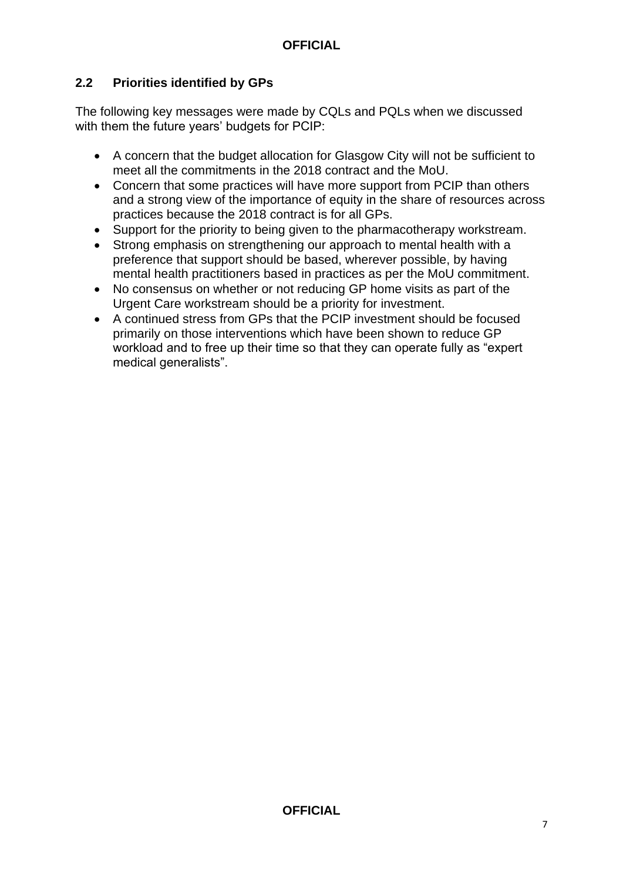## 2.2 Priorities identified by GPs

The following key messages were made by CQLs and PQLs when we discussed with them the future years' budgets for PCIP:

- A concern that the budget allocation for Glasgow City will not be sufficient to meet all the commitments in the 2018 contract and the MoU.
- Concern that some practices will have more support from PCIP than others and a strong view of the importance of equity in the share of resources across practices because the 2018 contract is for all GPs.
- Support for the priority to being given to the pharmacotherapy workstream.
- Strong emphasis on strengthening our approach to mental health with a preference that support should be based, wherever possible, by having mental health practitioners based in practices as per the MoU commitment.
- No consensus on whether or not reducing GP home visits as part of the Urgent Care workstream should be a priority for investment.
- A continued stress from GPs that the PCIP investment should be focused primarily on those interventions which have been shown to reduce GP workload and to free up their time so that they can operate fully as "expert medical generalists".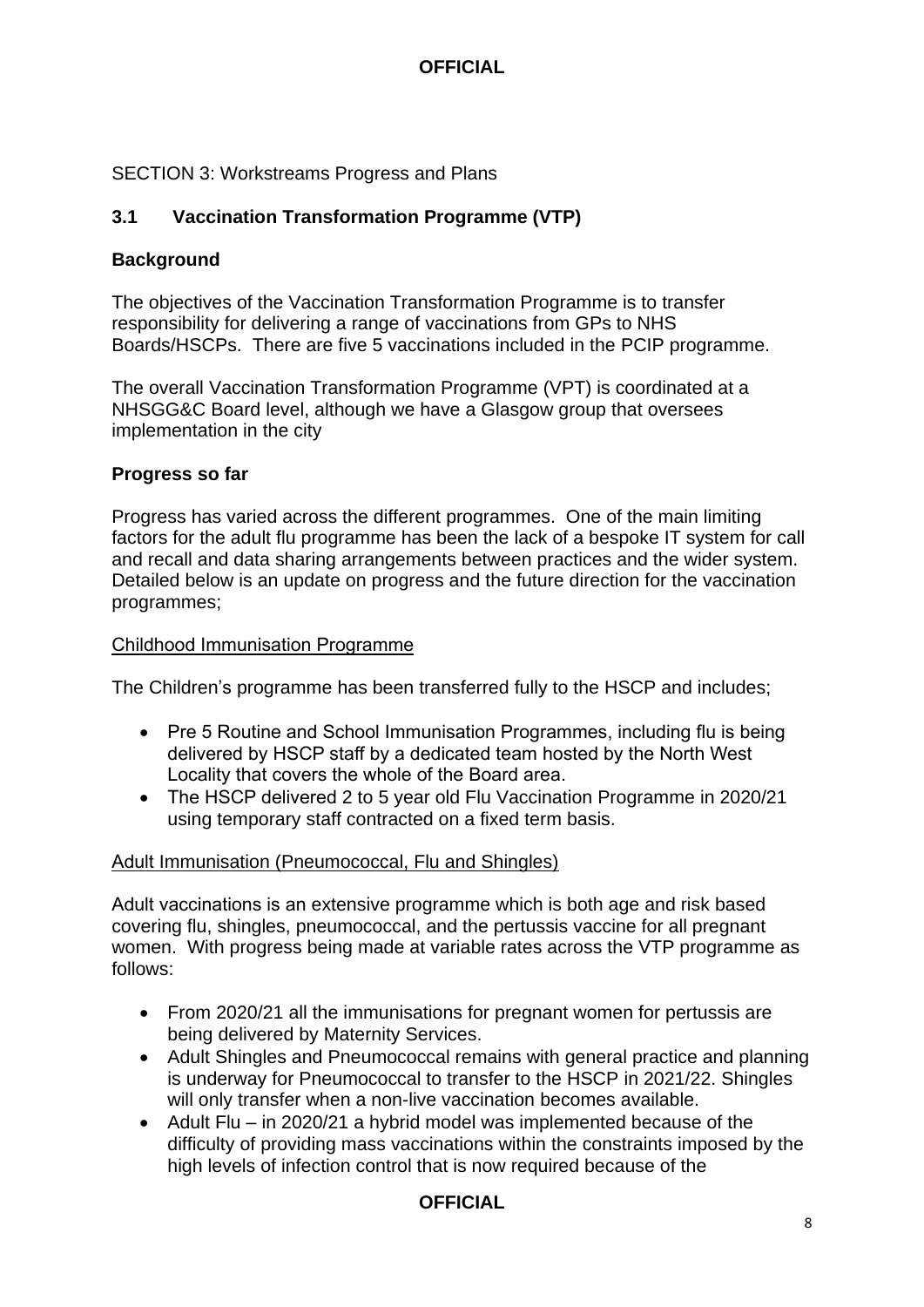SECTION 3: Workstreams Progress and Plans

### 3.1 Vaccination Transformation Programme (VTP)

**Background**

The objectives of the Vaccination Transformation Programme is to transfer responsibility for delivering a range of vaccinations from GPs to NHS Boards/HSCPs. There are five 5 vaccinations included in the PCIP programme.

The overall Vaccination Transformation Programme (VPT) is coordinated at a NHSGG&C Board level, although we have a Glasgow group that oversees implementation in the city

**Progress so far**

Progress has varied across the different programmes. One of the main limiting factors for the adult flu programme has been the lack of a bespoke IT system for call and recall and data sharing arrangements between practices and the wider system. Detailed below is an update on progress and the future direction for the vaccination programmes;

<u>Childhood Immunisation Programme</u>

The Children's programme has been transferred fully to the HSCP and includes;

- Pre 5 Routine and School Immunisation Programmes, including flu is being delivered by HSCP staff by a dedicated team hosted by the North West Locality that covers the whole of the Board area.
- The HSCP delivered 2 to 5 year old Flu Vaccination Programme in 2020/21 using temporary staff contracted on a fixed term basis.

<u>Adult Immunisation (Pneumococcal, Flu and Shingles)</u>

Adult vaccinations is an extensive programme which is both age and risk based covering flu, shingles, pneumococcal, and the pertussis vaccine for all pregnant women. With progress being made at variable rates across the VTP programme as follows:

- From 2020/21 all the immunisations for pregnant women for pertussis are being delivered by Maternity Services.
- Adult Shingles and Pneumococcal remains with general practice and planning is underway for Pneumococcal to transfer to the HSCP in 2021/22. Shingles will only transfer when a non-live vaccination becomes available.
- Adult Flu – in 2020/21 a hybrid model was implemented because of the difficulty of providing mass vaccinations within the constraints imposed by the high levels of infection control that is now required because of the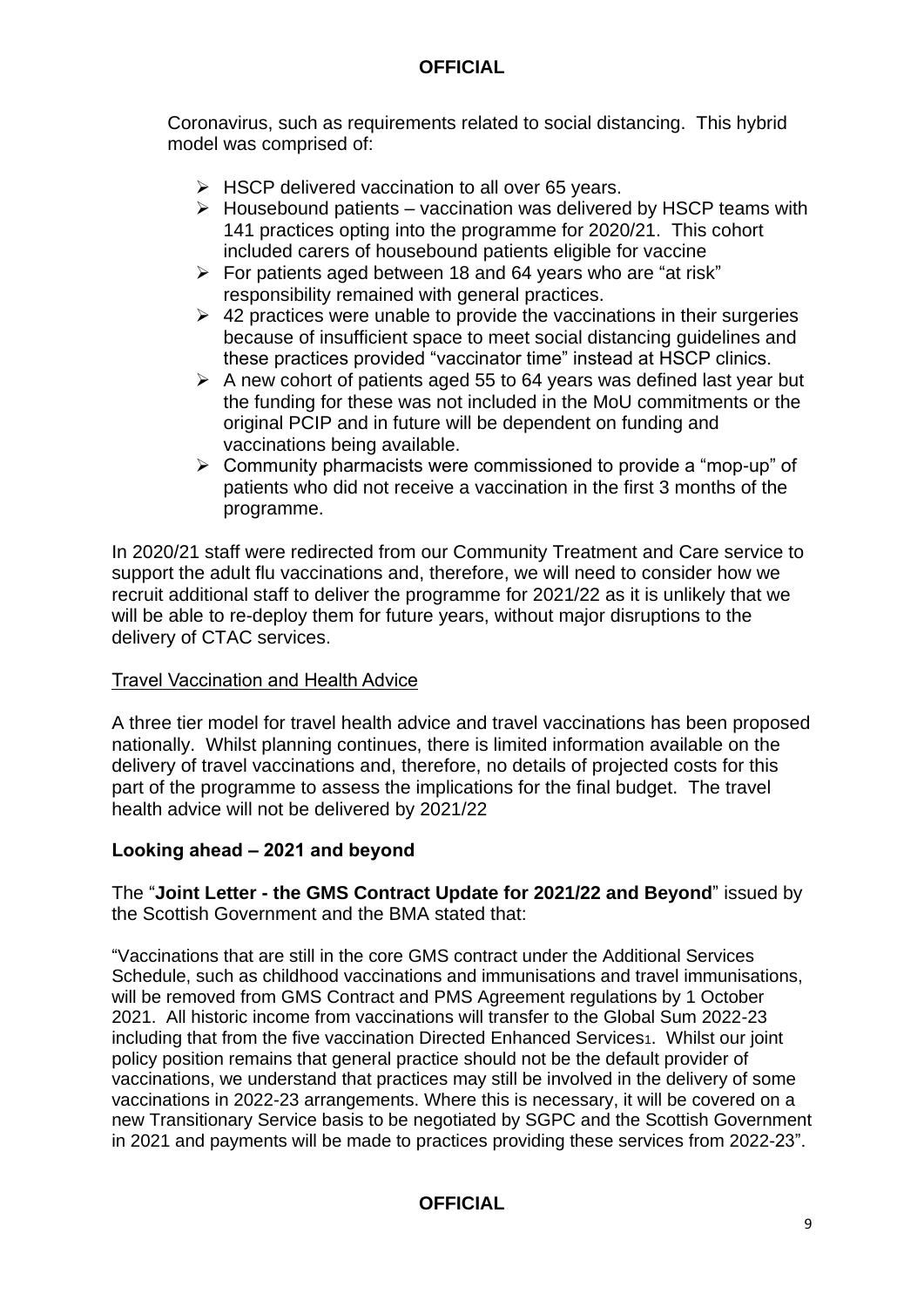Coronavirus, such as requirements related to social distancing. This hybrid model was comprised of:

- HSCP delivered vaccination to all over 65 years.
- Housebound patients – vaccination was delivered by HSCP teams with 141 practices opting into the programme for 2020/21. This cohort included carers of housebound patients eligible for vaccine
- For patients aged between 18 and 64 years who are "at risk" responsibility remained with general practices.
- 42 practices were unable to provide the vaccinations in their surgeries because of insufficient space to meet social distancing guidelines and these practices provided "vaccinator time" instead at HSCP clinics.
- A new cohort of patients aged 55 to 64 years was defined last year but the funding for these was not included in the MoU commitments or the original PCIP and in future will be dependent on funding and vaccinations being available.
- Community pharmacists were commissioned to provide a "mop-up" of patients who did not receive a vaccination in the first 3 months of the programme.

In 2020/21 staff were redirected from our Community Treatment and Care service to support the adult flu vaccinations and, therefore, we will need to consider how we recruit additional staff to deliver the programme for 2021/22 as it is unlikely that we will be able to re-deploy them for future years, without major disruptions to the delivery of CTAC services.

Travel Vaccination and Health Advice

A three tier model for travel health advice and travel vaccinations has been proposed nationally. Whilst planning continues, there is limited information available on the delivery of travel vaccinations and, therefore, no details of projected costs for this part of the programme to assess the implications for the final budget. The travel health advice will not be delivered by 2021/22

**Looking ahead – 2021 and beyond**

The "**Joint Letter - the GMS Contract Update for 2021/22 and Beyond**" issued by the Scottish Government and the BMA stated that:

"Vaccinations that are still in the core GMS contract under the Additional Services Schedule, such as childhood vaccinations and immunisations and travel immunisations, will be removed from GMS Contract and PMS Agreement regulations by 1 October 2021. All historic income from vaccinations will transfer to the Global Sum 2022-23 including that from the five vaccination Directed Enhanced Services[1]. Whilst our joint policy position remains that general practice should not be the default provider of vaccinations, we understand that practices may still be involved in the delivery of some vaccinations in 2022-23 arrangements. Where this is necessary, it will be covered on a new Transitionary Service basis to be negotiated by SGPC and the Scottish Government in 2021 and payments will be made to practices providing these services from 2022-23".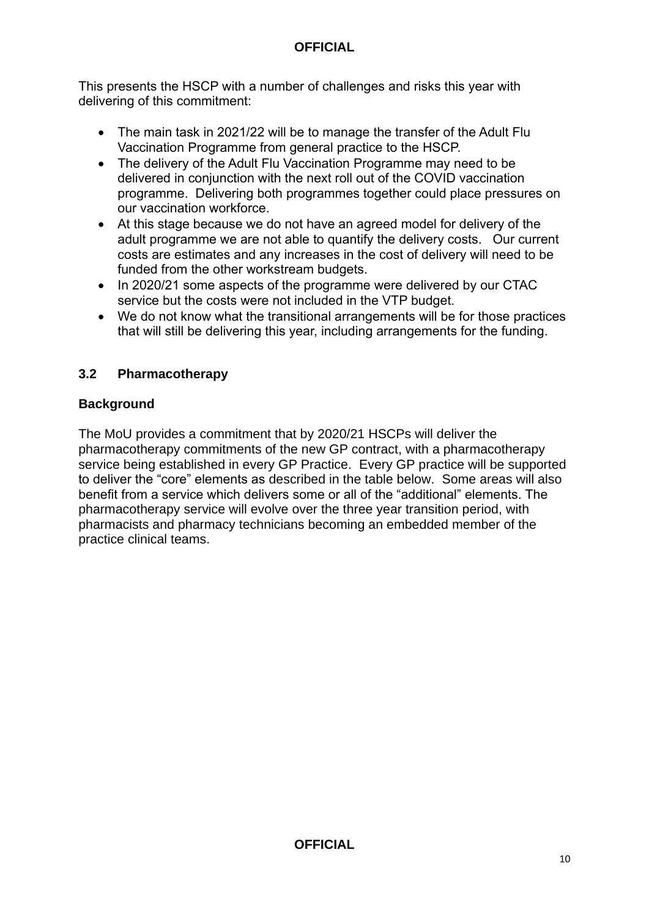This presents the HSCP with a number of challenges and risks this year with delivering of this commitment:

- The main task in 2021/22 will be to manage the transfer of the Adult Flu Vaccination Programme from general practice to the HSCP.
- The delivery of the Adult Flu Vaccination Programme may need to be delivered in conjunction with the next roll out of the COVID vaccination programme. Delivering both programmes together could place pressures on our vaccination workforce.
- At this stage because we do not have an agreed model for delivery of the adult programme we are not able to quantify the delivery costs. Our current costs are estimates and any increases in the cost of delivery will need to be funded from the other workstream budgets.
- In 2020/21 some aspects of the programme were delivered by our CTAC service but the costs were not included in the VTP budget.
- We do not know what the transitional arrangements will be for those practices that will still be delivering this year, including arrangements for the funding.

### 3.2 Pharmacotherapy

#### Background

The MoU provides a commitment that by 2020/21 HSCPs will deliver the pharmacotherapy commitments of the new GP contract, with a pharmacotherapy service being established in every GP Practice. Every GP practice will be supported to deliver the "core" elements as described in the table below. Some areas will also benefit from a service which delivers some or all of the "additional" elements. The pharmacotherapy service will evolve over the three year transition period, with pharmacists and pharmacy technicians becoming an embedded member of the practice clinical teams.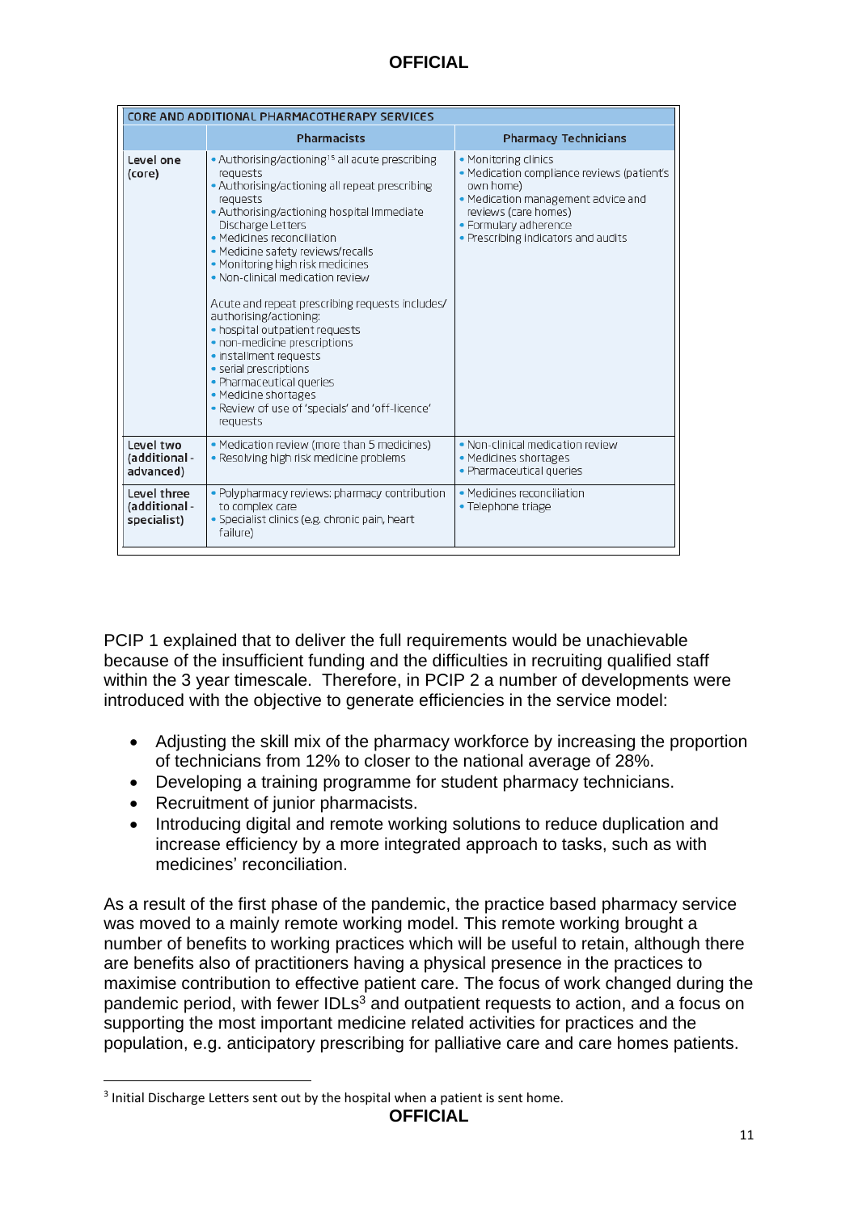| CORE AND ADDITIONAL PHARMACOTHERAPY SERVICES | | |
|---|---|---|
| | **Pharmacists** | **Pharmacy Technicians** |
| Level one (core) | • Authorising/actioning[15] all acute prescribing requests<br>• Authorising/actioning all repeat prescribing requests<br>• Authorising/actioning hospital Immediate Discharge Letters<br>• Medicines reconciliation<br>• Medicine safety reviews/recalls<br>• Monitoring high risk medicines<br>• Non-clinical medication review<br><br>Acute and repeat prescribing requests includes/ authorising/actioning:<br>• hospital outpatient requests<br>• non-medicine prescriptions<br>• instalment requests<br>• serial prescriptions<br>• Pharmaceutical queries<br>• Medicine shortages<br>• Review of use of 'specials' and 'off-licence' requests | • Monitoring clinics<br>• Medication compliance reviews (patient's own home)<br>• Medication management advice and reviews (care homes)<br>• Formulary adherence<br>• Prescribing indicators and audits |
| Level two (additional - advanced) | • Medication review (more than 5 medicines)<br>• Resolving high risk medicine problems | • Non-clinical medication review<br>• Medicines shortages<br>• Pharmaceutical queries |
| Level three (additional - specialist) | • Polypharmacy reviews: pharmacy contribution to complex care<br>• Specialist clinics (e.g. chronic pain, heart failure) | • Medicines reconciliation<br>• Telephone triage |

PCIP 1 explained that to deliver the full requirements would be unachievable because of the insufficient funding and the difficulties in recruiting qualified staff within the 3 year timescale. Therefore, in PCIP 2 a number of developments were introduced with the objective to generate efficiencies in the service model:

- Adjusting the skill mix of the pharmacy workforce by increasing the proportion of technicians from 12% to closer to the national average of 28%.
- Developing a training programme for student pharmacy technicians.
- Recruitment of junior pharmacists.
- Introducing digital and remote working solutions to reduce duplication and increase efficiency by a more integrated approach to tasks, such as with medicines' reconciliation.

As a result of the first phase of the pandemic, the practice based pharmacy service was moved to a mainly remote working model. This remote working brought a number of benefits to working practices which will be useful to retain, although there are benefits also of practitioners having a physical presence in the practices to maximise contribution to effective patient care. The focus of work changed during the pandemic period, with fewer IDLs[3] and outpatient requests to action, and a focus on supporting the most important medicine related activities for practices and the population, e.g. anticipatory prescribing for palliative care and care homes patients.

[3] Initial Discharge Letters sent out by the hospital when a patient is sent home.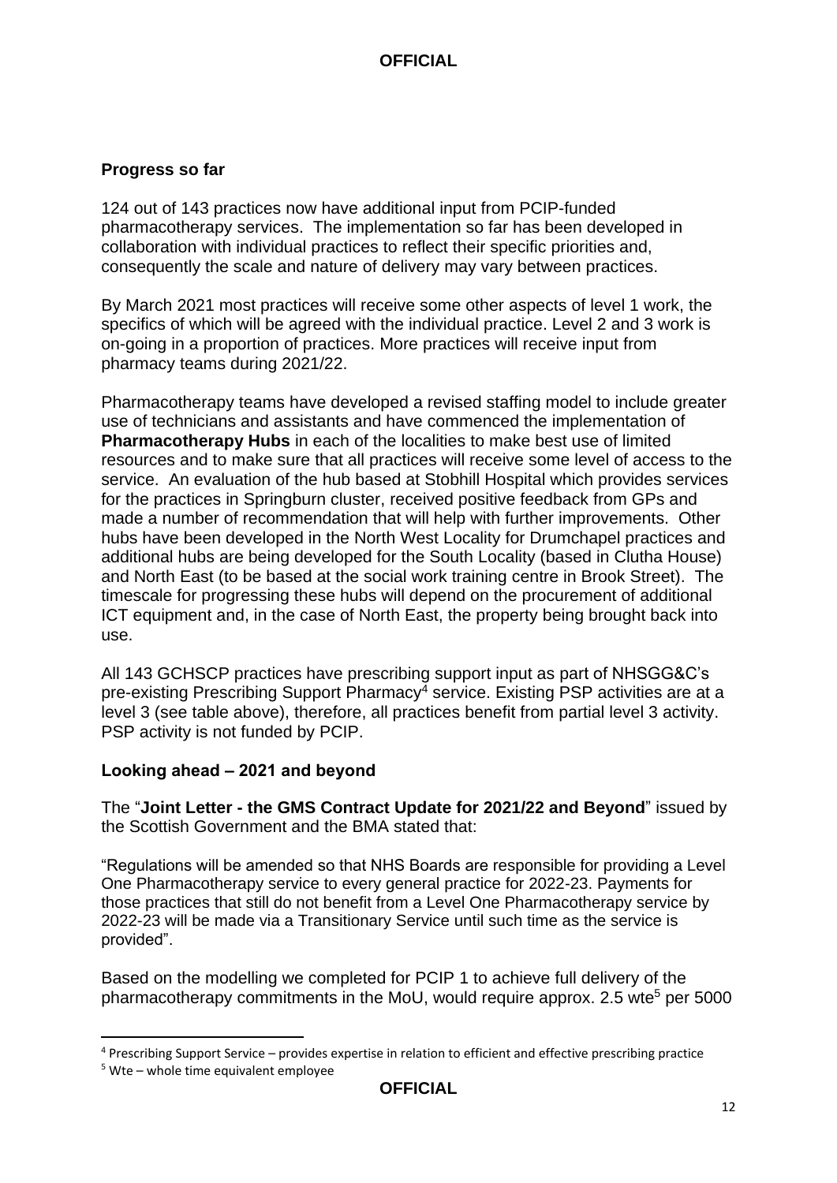### Progress so far

124 out of 143 practices now have additional input from PCIP-funded pharmacotherapy services. The implementation so far has been developed in collaboration with individual practices to reflect their specific priorities and, consequently the scale and nature of delivery may vary between practices.

By March 2021 most practices will receive some other aspects of level 1 work, the specifics of which will be agreed with the individual practice. Level 2 and 3 work is on-going in a proportion of practices. More practices will receive input from pharmacy teams during 2021/22.

Pharmacotherapy teams have developed a revised staffing model to include greater use of technicians and assistants and have commenced the implementation of **Pharmacotherapy Hubs** in each of the localities to make best use of limited resources and to make sure that all practices will receive some level of access to the service. An evaluation of the hub based at Stobhill Hospital which provides services for the practices in Springburn cluster, received positive feedback from GPs and made a number of recommendation that will help with further improvements. Other hubs have been developed in the North West Locality for Drumchapel practices and additional hubs are being developed for the South Locality (based in Clutha House) and North East (to be based at the social work training centre in Brook Street). The timescale for progressing these hubs will depend on the procurement of additional ICT equipment and, in the case of North East, the property being brought back into use.

All 143 GCHSCP practices have prescribing support input as part of NHSGG&C's pre-existing Prescribing Support Pharmacy[4] service. Existing PSP activities are at a level 3 (see table above), therefore, all practices benefit from partial level 3 activity. PSP activity is not funded by PCIP.

### Looking ahead – 2021 and beyond

The "**Joint Letter - the GMS Contract Update for 2021/22 and Beyond**" issued by the Scottish Government and the BMA stated that:

"Regulations will be amended so that NHS Boards are responsible for providing a Level One Pharmacotherapy service to every general practice for 2022-23. Payments for those practices that still do not benefit from a Level One Pharmacotherapy service by 2022-23 will be made via a Transitionary Service until such time as the service is provided".

Based on the modelling we completed for PCIP 1 to achieve full delivery of the pharmacotherapy commitments in the MoU, would require approx. 2.5 wte[5] per 5000

---

[4] Prescribing Support Service – provides expertise in relation to efficient and effective prescribing practice

[5] Wte – whole time equivalent employee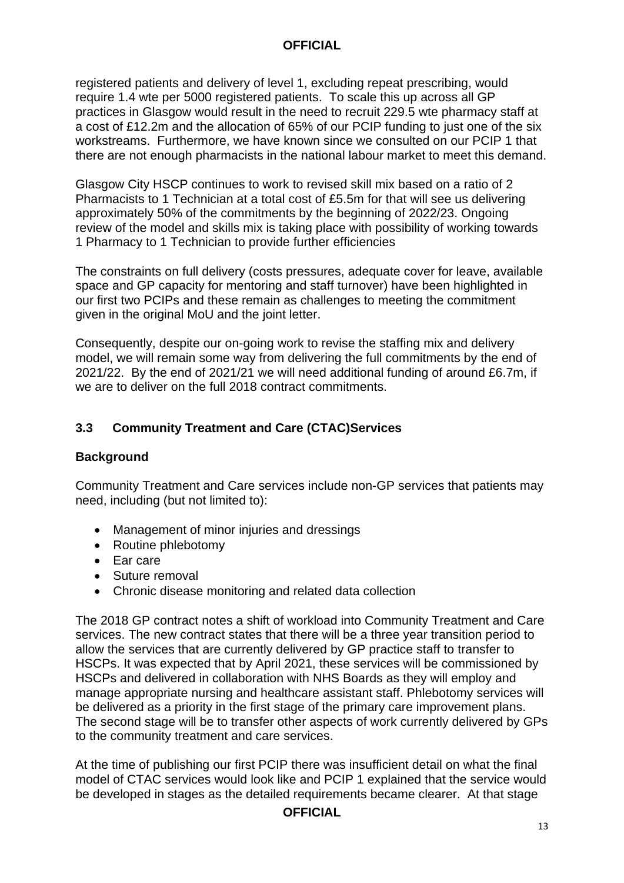registered patients and delivery of level 1, excluding repeat prescribing, would require 1.4 wte per 5000 registered patients. To scale this up across all GP practices in Glasgow would result in the need to recruit 229.5 wte pharmacy staff at a cost of £12.2m and the allocation of 65% of our PCIP funding to just one of the six workstreams. Furthermore, we have known since we consulted on our PCIP 1 that there are not enough pharmacists in the national labour market to meet this demand.

Glasgow City HSCP continues to work to revised skill mix based on a ratio of 2 Pharmacists to 1 Technician at a total cost of £5.5m for that will see us delivering approximately 50% of the commitments by the beginning of 2022/23. Ongoing review of the model and skills mix is taking place with possibility of working towards 1 Pharmacy to 1 Technician to provide further efficiencies

The constraints on full delivery (costs pressures, adequate cover for leave, available space and GP capacity for mentoring and staff turnover) have been highlighted in our first two PCIPs and these remain as challenges to meeting the commitment given in the original MoU and the joint letter.

Consequently, despite our on-going work to revise the staffing mix and delivery model, we will remain some way from delivering the full commitments by the end of 2021/22. By the end of 2021/21 we will need additional funding of around £6.7m, if we are to deliver on the full 2018 contract commitments.

## 3.3 Community Treatment and Care (CTAC)Services

**Background**

Community Treatment and Care services include non-GP services that patients may need, including (but not limited to):

- Management of minor injuries and dressings
- Routine phlebotomy
- Ear care
- Suture removal
- Chronic disease monitoring and related data collection

The 2018 GP contract notes a shift of workload into Community Treatment and Care services. The new contract states that there will be a three year transition period to allow the services that are currently delivered by GP practice staff to transfer to HSCPs. It was expected that by April 2021, these services will be commissioned by HSCPs and delivered in collaboration with NHS Boards as they will employ and manage appropriate nursing and healthcare assistant staff. Phlebotomy services will be delivered as a priority in the first stage of the primary care improvement plans. The second stage will be to transfer other aspects of work currently delivered by GPs to the community treatment and care services.

At the time of publishing our first PCIP there was insufficient detail on what the final model of CTAC services would look like and PCIP 1 explained that the service would be developed in stages as the detailed requirements became clearer. At that stage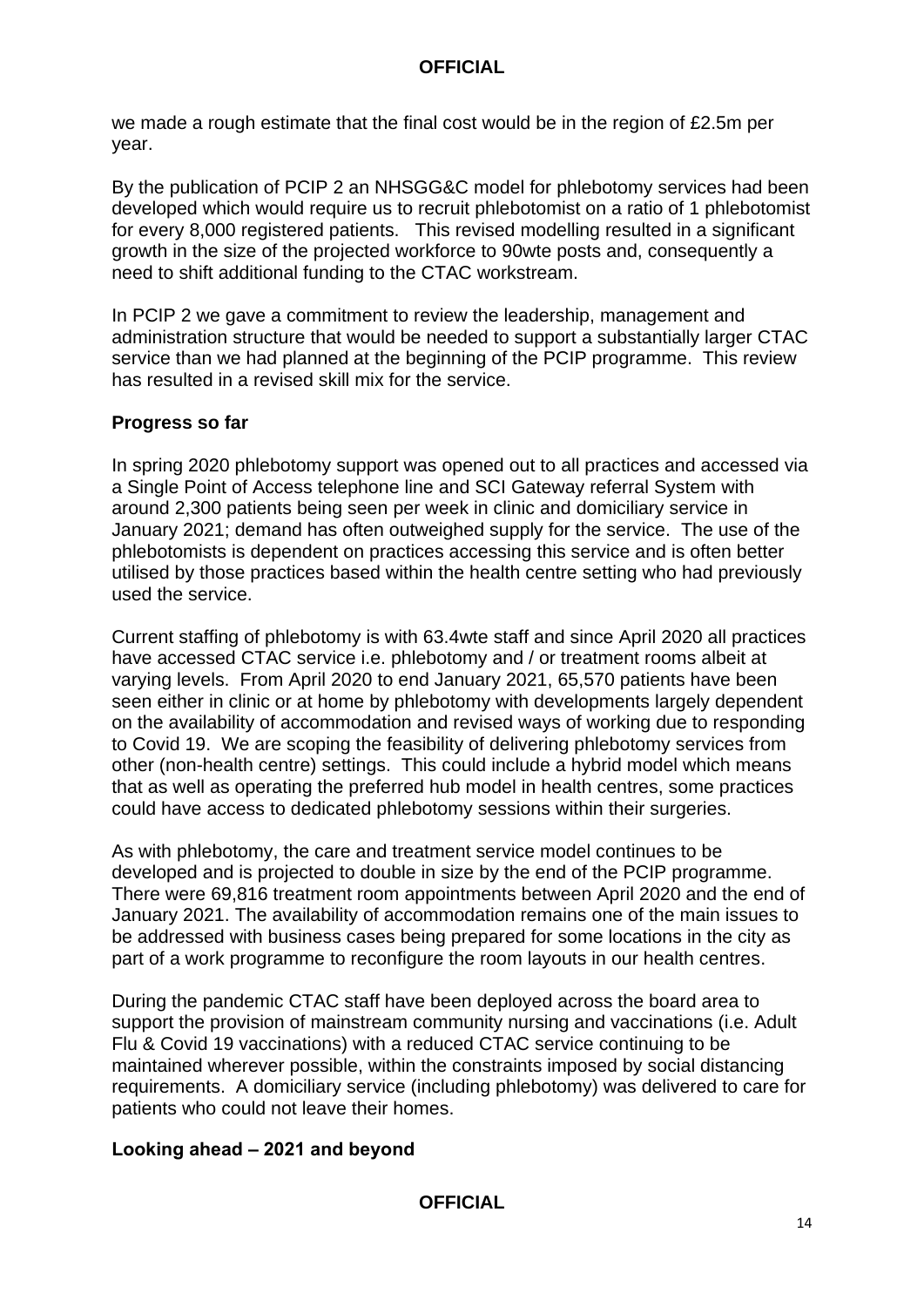we made a rough estimate that the final cost would be in the region of £2.5m per year.

By the publication of PCIP 2 an NHSGG&C model for phlebotomy services had been developed which would require us to recruit phlebotomist on a ratio of 1 phlebotomist for every 8,000 registered patients. This revised modelling resulted in a significant growth in the size of the projected workforce to 90wte posts and, consequently a need to shift additional funding to the CTAC workstream.

In PCIP 2 we gave a commitment to review the leadership, management and administration structure that would be needed to support a substantially larger CTAC service than we had planned at the beginning of the PCIP programme. This review has resulted in a revised skill mix for the service.

**Progress so far**

In spring 2020 phlebotomy support was opened out to all practices and accessed via a Single Point of Access telephone line and SCI Gateway referral System with around 2,300 patients being seen per week in clinic and domiciliary service in January 2021; demand has often outweighed supply for the service. The use of the phlebotomists is dependent on practices accessing this service and is often better utilised by those practices based within the health centre setting who had previously used the service.

Current staffing of phlebotomy is with 63.4wte staff and since April 2020 all practices have accessed CTAC service i.e. phlebotomy and / or treatment rooms albeit at varying levels. From April 2020 to end January 2021, 65,570 patients have been seen either in clinic or at home by phlebotomy with developments largely dependent on the availability of accommodation and revised ways of working due to responding to Covid 19. We are scoping the feasibility of delivering phlebotomy services from other (non-health centre) settings. This could include a hybrid model which means that as well as operating the preferred hub model in health centres, some practices could have access to dedicated phlebotomy sessions within their surgeries.

As with phlebotomy, the care and treatment service model continues to be developed and is projected to double in size by the end of the PCIP programme. There were 69,816 treatment room appointments between April 2020 and the end of January 2021. The availability of accommodation remains one of the main issues to be addressed with business cases being prepared for some locations in the city as part of a work programme to reconfigure the room layouts in our health centres.

During the pandemic CTAC staff have been deployed across the board area to support the provision of mainstream community nursing and vaccinations (i.e. Adult Flu & Covid 19 vaccinations) with a reduced CTAC service continuing to be maintained wherever possible, within the constraints imposed by social distancing requirements. A domiciliary service (including phlebotomy) was delivered to care for patients who could not leave their homes.

**Looking ahead – 2021 and beyond**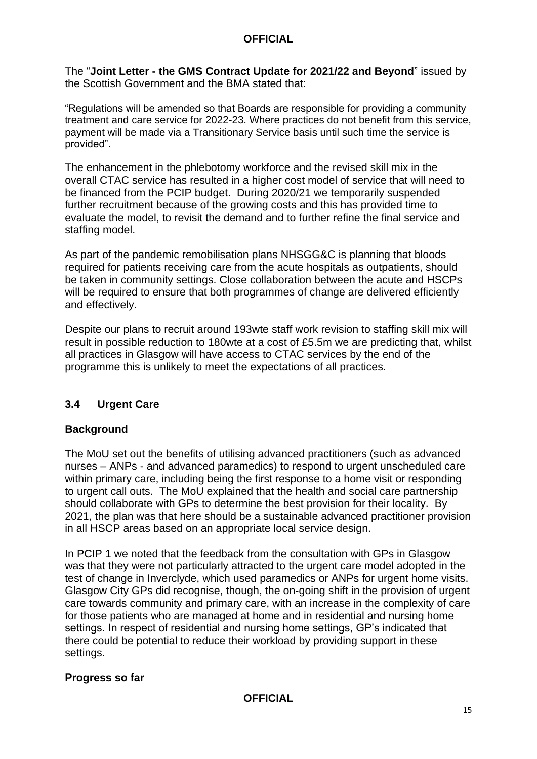The "**Joint Letter - the GMS Contract Update for 2021/22 and Beyond**" issued by the Scottish Government and the BMA stated that:

"Regulations will be amended so that Boards are responsible for providing a community treatment and care service for 2022-23. Where practices do not benefit from this service, payment will be made via a Transitionary Service basis until such time the service is provided".

The enhancement in the phlebotomy workforce and the revised skill mix in the overall CTAC service has resulted in a higher cost model of service that will need to be financed from the PCIP budget. During 2020/21 we temporarily suspended further recruitment because of the growing costs and this has provided time to evaluate the model, to revisit the demand and to further refine the final service and staffing model.

As part of the pandemic remobilisation plans NHSGG&C is planning that bloods required for patients receiving care from the acute hospitals as outpatients, should be taken in community settings. Close collaboration between the acute and HSCPs will be required to ensure that both programmes of change are delivered efficiently and effectively.

Despite our plans to recruit around 193wte staff work revision to staffing skill mix will result in possible reduction to 180wte at a cost of £5.5m we are predicting that, whilst all practices in Glasgow will have access to CTAC services by the end of the programme this is unlikely to meet the expectations of all practices.

## 3.4 Urgent Care

### Background

The MoU set out the benefits of utilising advanced practitioners (such as advanced nurses – ANPs - and advanced paramedics) to respond to urgent unscheduled care within primary care, including being the first response to a home visit or responding to urgent call outs. The MoU explained that the health and social care partnership should collaborate with GPs to determine the best provision for their locality. By 2021, the plan was that here should be a sustainable advanced practitioner provision in all HSCP areas based on an appropriate local service design.

In PCIP 1 we noted that the feedback from the consultation with GPs in Glasgow was that they were not particularly attracted to the urgent care model adopted in the test of change in Inverclyde, which used paramedics or ANPs for urgent home visits. Glasgow City GPs did recognise, though, the on-going shift in the provision of urgent care towards community and primary care, with an increase in the complexity of care for those patients who are managed at home and in residential and nursing home settings. In respect of residential and nursing home settings, GP's indicated that there could be potential to reduce their workload by providing support in these settings.

### Progress so far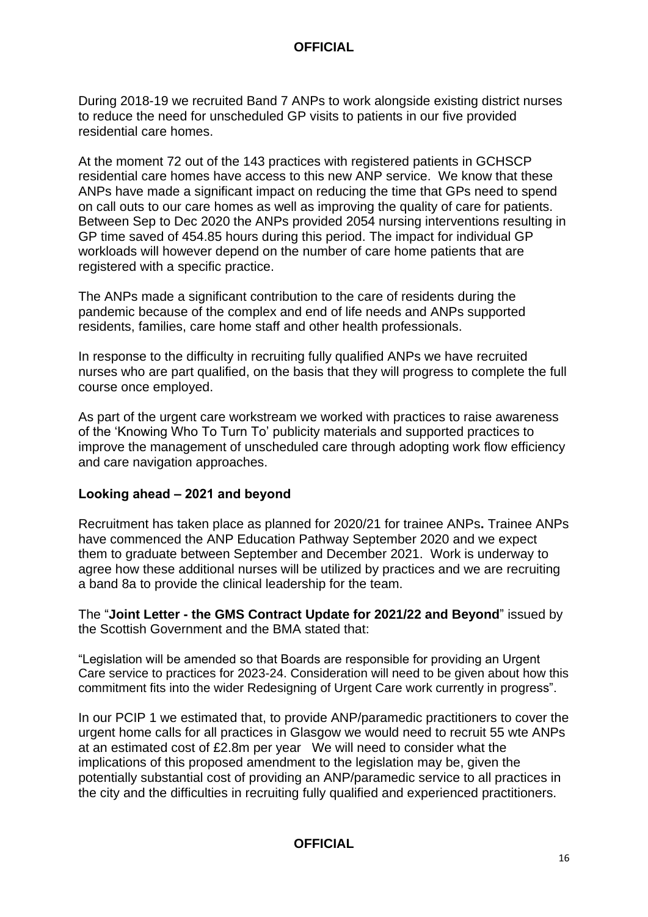During 2018-19 we recruited Band 7 ANPs to work alongside existing district nurses to reduce the need for unscheduled GP visits to patients in our five provided residential care homes.

At the moment 72 out of the 143 practices with registered patients in GCHSCP residential care homes have access to this new ANP service. We know that these ANPs have made a significant impact on reducing the time that GPs need to spend on call outs to our care homes as well as improving the quality of care for patients. Between Sep to Dec 2020 the ANPs provided 2054 nursing interventions resulting in GP time saved of 454.85 hours during this period. The impact for individual GP workloads will however depend on the number of care home patients that are registered with a specific practice.

The ANPs made a significant contribution to the care of residents during the pandemic because of the complex and end of life needs and ANPs supported residents, families, care home staff and other health professionals.

In response to the difficulty in recruiting fully qualified ANPs we have recruited nurses who are part qualified, on the basis that they will progress to complete the full course once employed.

As part of the urgent care workstream we worked with practices to raise awareness of the 'Knowing Who To Turn To' publicity materials and supported practices to improve the management of unscheduled care through adopting work flow efficiency and care navigation approaches.

**Looking ahead – 2021 and beyond**

Recruitment has taken place as planned for 2020/21 for trainee ANPs**.** Trainee ANPs have commenced the ANP Education Pathway September 2020 and we expect them to graduate between September and December 2021. Work is underway to agree how these additional nurses will be utilized by practices and we are recruiting a band 8a to provide the clinical leadership for the team.

The "**Joint Letter - the GMS Contract Update for 2021/22 and Beyond**" issued by the Scottish Government and the BMA stated that:

"Legislation will be amended so that Boards are responsible for providing an Urgent Care service to practices for 2023-24. Consideration will need to be given about how this commitment fits into the wider Redesigning of Urgent Care work currently in progress".

In our PCIP 1 we estimated that, to provide ANP/paramedic practitioners to cover the urgent home calls for all practices in Glasgow we would need to recruit 55 wte ANPs at an estimated cost of £2.8m per year We will need to consider what the implications of this proposed amendment to the legislation may be, given the potentially substantial cost of providing an ANP/paramedic service to all practices in the city and the difficulties in recruiting fully qualified and experienced practitioners.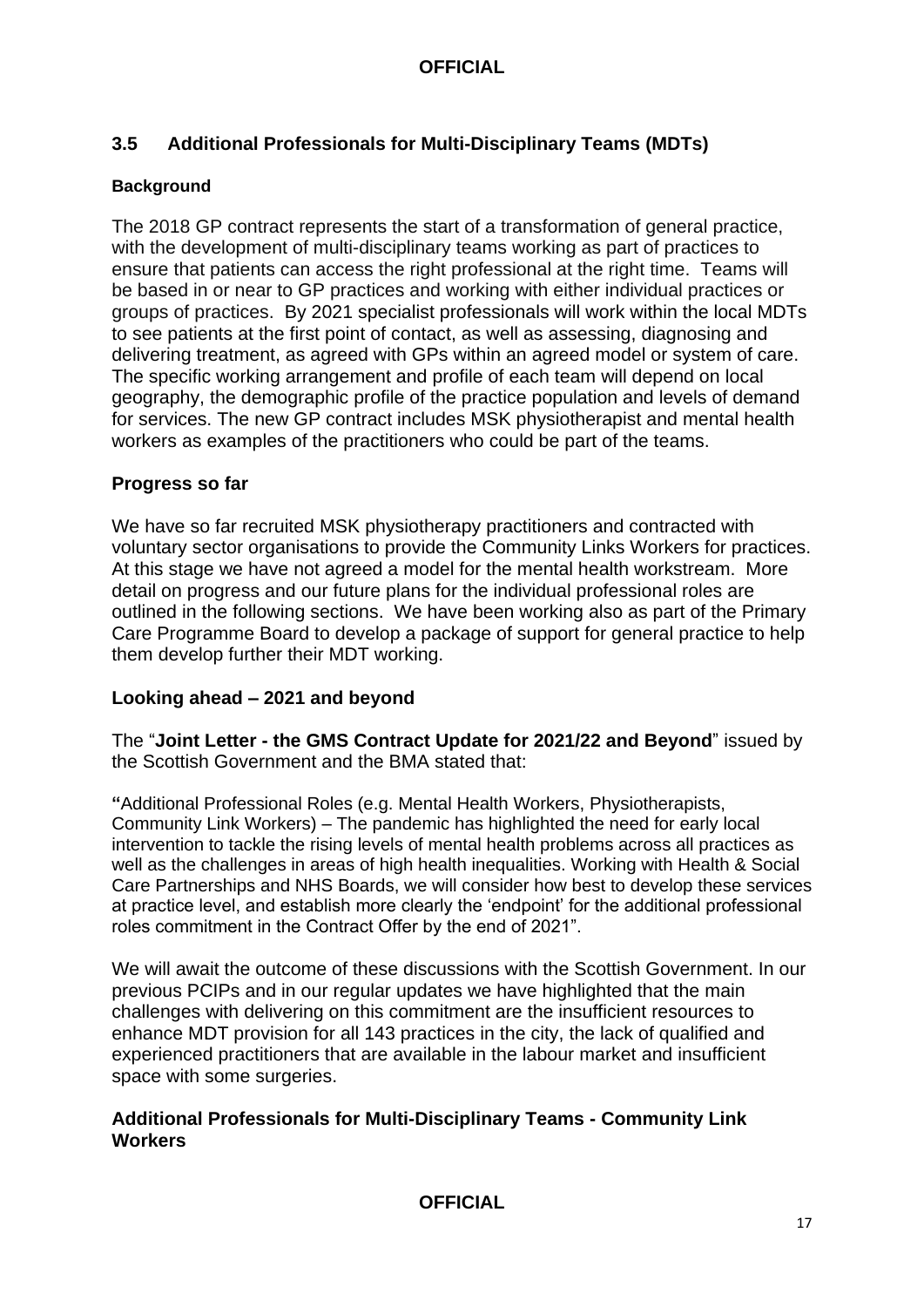## 3.5 Additional Professionals for Multi-Disciplinary Teams (MDTs)

#### Background

The 2018 GP contract represents the start of a transformation of general practice, with the development of multi-disciplinary teams working as part of practices to ensure that patients can access the right professional at the right time. Teams will be based in or near to GP practices and working with either individual practices or groups of practices. By 2021 specialist professionals will work within the local MDTs to see patients at the first point of contact, as well as assessing, diagnosing and delivering treatment, as agreed with GPs within an agreed model or system of care. The specific working arrangement and profile of each team will depend on local geography, the demographic profile of the practice population and levels of demand for services. The new GP contract includes MSK physiotherapist and mental health workers as examples of the practitioners who could be part of the teams.

### Progress so far

We have so far recruited MSK physiotherapy practitioners and contracted with voluntary sector organisations to provide the Community Links Workers for practices. At this stage we have not agreed a model for the mental health workstream. More detail on progress and our future plans for the individual professional roles are outlined in the following sections. We have been working also as part of the Primary Care Programme Board to develop a package of support for general practice to help them develop further their MDT working.

### Looking ahead – 2021 and beyond

The "**Joint Letter - the GMS Contract Update for 2021/22 and Beyond**" issued by the Scottish Government and the BMA stated that:

**"**Additional Professional Roles (e.g. Mental Health Workers, Physiotherapists, Community Link Workers) – The pandemic has highlighted the need for early local intervention to tackle the rising levels of mental health problems across all practices as well as the challenges in areas of high health inequalities. Working with Health & Social Care Partnerships and NHS Boards, we will consider how best to develop these services at practice level, and establish more clearly the 'endpoint' for the additional professional roles commitment in the Contract Offer by the end of 2021".

We will await the outcome of these discussions with the Scottish Government. In our previous PCIPs and in our regular updates we have highlighted that the main challenges with delivering on this commitment are the insufficient resources to enhance MDT provision for all 143 practices in the city, the lack of qualified and experienced practitioners that are available in the labour market and insufficient space with some surgeries.

### Additional Professionals for Multi-Disciplinary Teams - Community Link Workers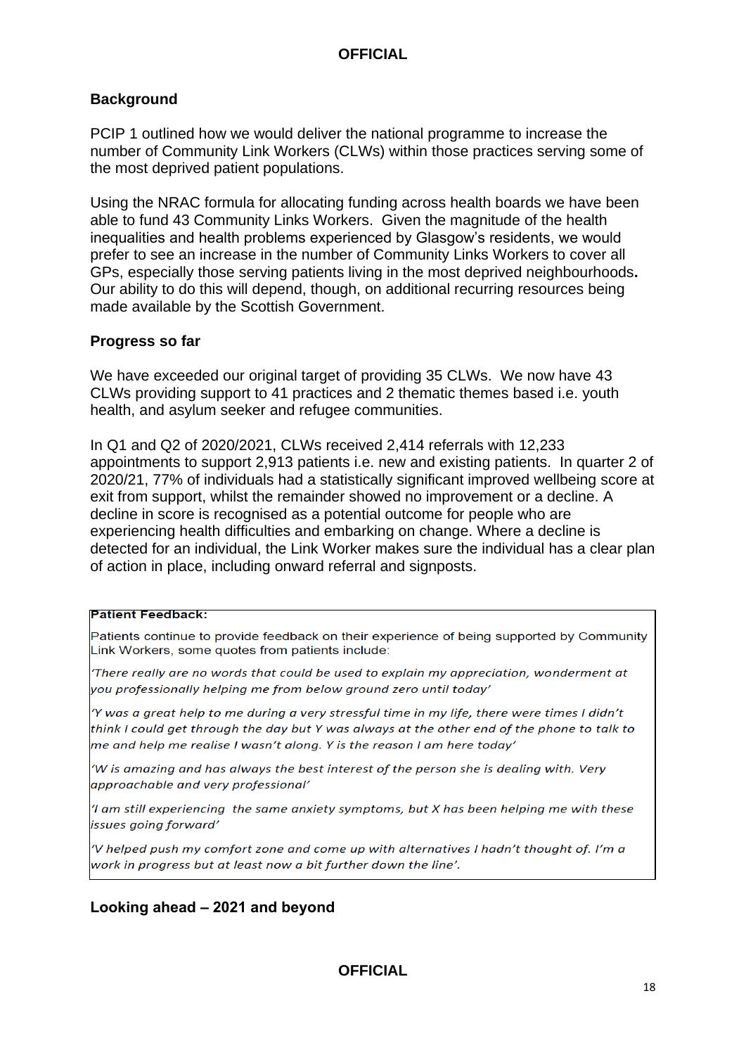## Background

PCIP 1 outlined how we would deliver the national programme to increase the number of Community Link Workers (CLWs) within those practices serving some of the most deprived patient populations.

Using the NRAC formula for allocating funding across health boards we have been able to fund 43 Community Links Workers. Given the magnitude of the health inequalities and health problems experienced by Glasgow's residents, we would prefer to see an increase in the number of Community Links Workers to cover all GPs, especially those serving patients living in the most deprived neighbourhoods**.** Our ability to do this will depend, though, on additional recurring resources being made available by the Scottish Government.

## Progress so far

We have exceeded our original target of providing 35 CLWs. We now have 43 CLWs providing support to 41 practices and 2 thematic themes based i.e. youth health, and asylum seeker and refugee communities.

In Q1 and Q2 of 2020/2021, CLWs received 2,414 referrals with 12,233 appointments to support 2,913 patients i.e. new and existing patients. In quarter 2 of 2020/21, 77% of individuals had a statistically significant improved wellbeing score at exit from support, whilst the remainder showed no improvement or a decline. A decline in score is recognised as a potential outcome for people who are experiencing health difficulties and embarking on change. Where a decline is detected for an individual, the Link Worker makes sure the individual has a clear plan of action in place, including onward referral and signposts.

**Patient Feedback:**

Patients continue to provide feedback on their experience of being supported by Community Link Workers, some quotes from patients include:

*'There really are no words that could be used to explain my appreciation, wonderment at you professionally helping me from below ground zero until today'*

*'Y was a great help to me during a very stressful time in my life, there were times I didn't think I could get through the day but Y was always at the other end of the phone to talk to me and help me realise I wasn't along. Y is the reason I am here today'*

*'W is amazing and has always the best interest of the person she is dealing with. Very approachable and very professional'*

*'I am still experiencing the same anxiety symptoms, but X has been helping me with these issues going forward'*

*'V helped push my comfort zone and come up with alternatives I hadn't thought of. I'm a work in progress but at least now a bit further down the line'.*

## Looking ahead – 2021 and beyond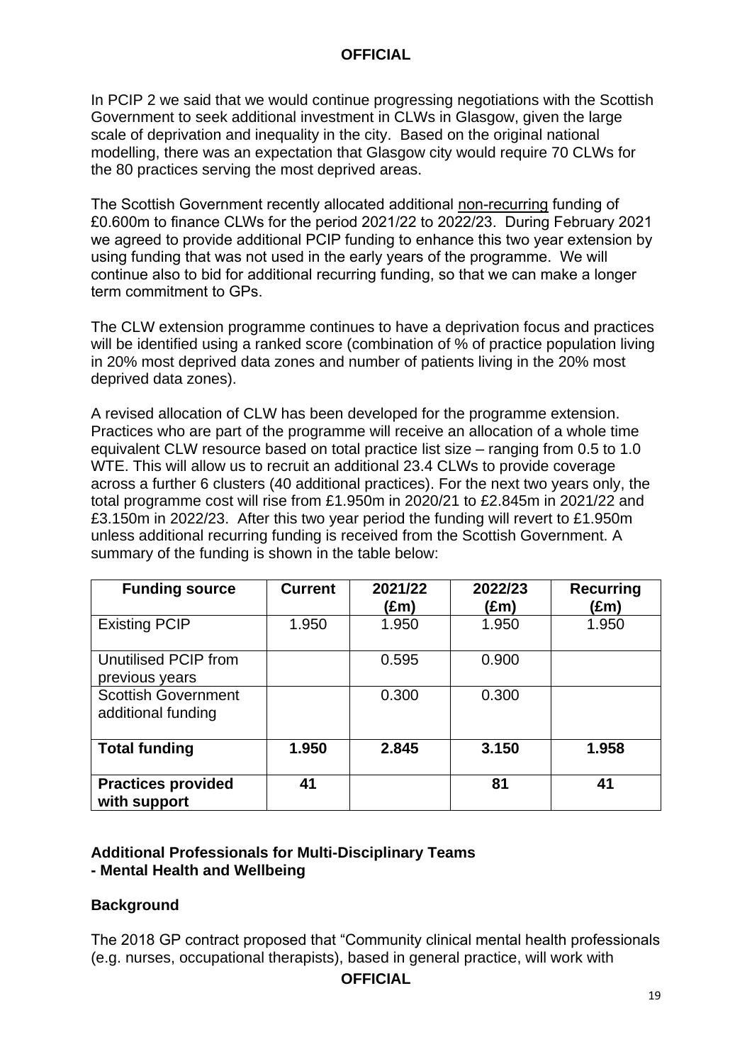In PCIP 2 we said that we would continue progressing negotiations with the Scottish Government to seek additional investment in CLWs in Glasgow, given the large scale of deprivation and inequality in the city. Based on the original national modelling, there was an expectation that Glasgow city would require 70 CLWs for the 80 practices serving the most deprived areas.

The Scottish Government recently allocated additional non-recurring funding of £0.600m to finance CLWs for the period 2021/22 to 2022/23. During February 2021 we agreed to provide additional PCIP funding to enhance this two year extension by using funding that was not used in the early years of the programme. We will continue also to bid for additional recurring funding, so that we can make a longer term commitment to GPs.

The CLW extension programme continues to have a deprivation focus and practices will be identified using a ranked score (combination of % of practice population living in 20% most deprived data zones and number of patients living in the 20% most deprived data zones).

A revised allocation of CLW has been developed for the programme extension. Practices who are part of the programme will receive an allocation of a whole time equivalent CLW resource based on total practice list size – ranging from 0.5 to 1.0 WTE. This will allow us to recruit an additional 23.4 CLWs to provide coverage across a further 6 clusters (40 additional practices). For the next two years only, the total programme cost will rise from £1.950m in 2020/21 to £2.845m in 2021/22 and £3.150m in 2022/23. After this two year period the funding will revert to £1.950m unless additional recurring funding is received from the Scottish Government. A summary of the funding is shown in the table below:

| Funding source | Current | 2021/22 (£m) | 2022/23 (£m) | Recurring (£m) |
|---|---|---|---|---|
| Existing PCIP | 1.950 | 1.950 | 1.950 | 1.950 |
| Unutilised PCIP from previous years | | 0.595 | 0.900 | |
| Scottish Government additional funding | | 0.300 | 0.300 | |
| **Total funding** | **1.950** | **2.845** | **3.150** | **1.958** |
| **Practices provided with support** | **41** | | **81** | **41** |

### Additional Professionals for Multi-Disciplinary Teams - Mental Health and Wellbeing

### Background

The 2018 GP contract proposed that "Community clinical mental health professionals (e.g. nurses, occupational therapists), based in general practice, will work with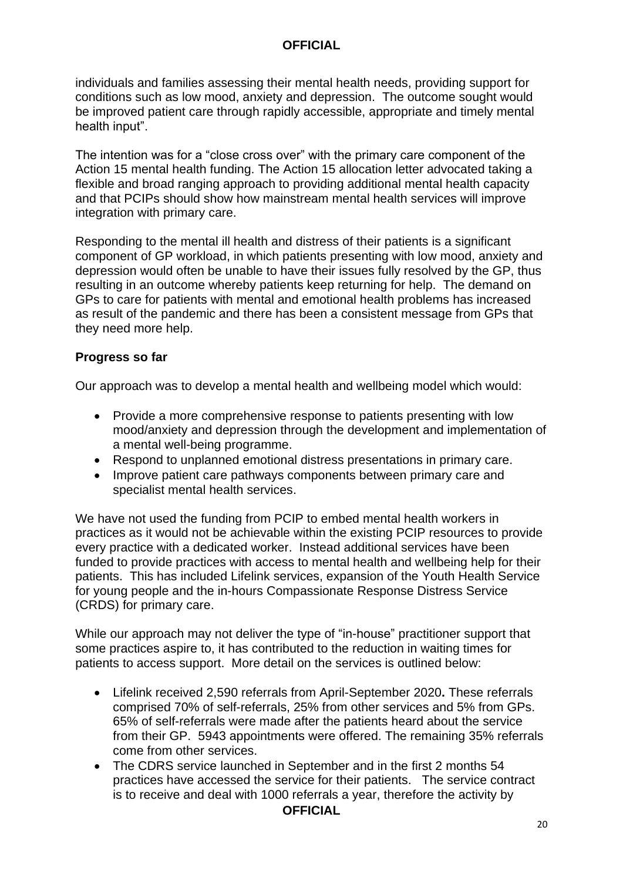individuals and families assessing their mental health needs, providing support for conditions such as low mood, anxiety and depression. The outcome sought would be improved patient care through rapidly accessible, appropriate and timely mental health input".

The intention was for a "close cross over" with the primary care component of the Action 15 mental health funding. The Action 15 allocation letter advocated taking a flexible and broad ranging approach to providing additional mental health capacity and that PCIPs should show how mainstream mental health services will improve integration with primary care.

Responding to the mental ill health and distress of their patients is a significant component of GP workload, in which patients presenting with low mood, anxiety and depression would often be unable to have their issues fully resolved by the GP, thus resulting in an outcome whereby patients keep returning for help. The demand on GPs to care for patients with mental and emotional health problems has increased as result of the pandemic and there has been a consistent message from GPs that they need more help.

**Progress so far**

Our approach was to develop a mental health and wellbeing model which would:

- Provide a more comprehensive response to patients presenting with low mood/anxiety and depression through the development and implementation of a mental well-being programme.
- Respond to unplanned emotional distress presentations in primary care.
- Improve patient care pathways components between primary care and specialist mental health services.

We have not used the funding from PCIP to embed mental health workers in practices as it would not be achievable within the existing PCIP resources to provide every practice with a dedicated worker. Instead additional services have been funded to provide practices with access to mental health and wellbeing help for their patients. This has included Lifelink services, expansion of the Youth Health Service for young people and the in-hours Compassionate Response Distress Service (CRDS) for primary care.

While our approach may not deliver the type of "in-house" practitioner support that some practices aspire to, it has contributed to the reduction in waiting times for patients to access support. More detail on the services is outlined below:

- Lifelink received 2,590 referrals from April-September 2020**.** These referrals comprised 70% of self-referrals, 25% from other services and 5% from GPs. 65% of self-referrals were made after the patients heard about the service from their GP. 5943 appointments were offered. The remaining 35% referrals come from other services.
- The CDRS service launched in September and in the first 2 months 54 practices have accessed the service for their patients. The service contract is to receive and deal with 1000 referrals a year, therefore the activity by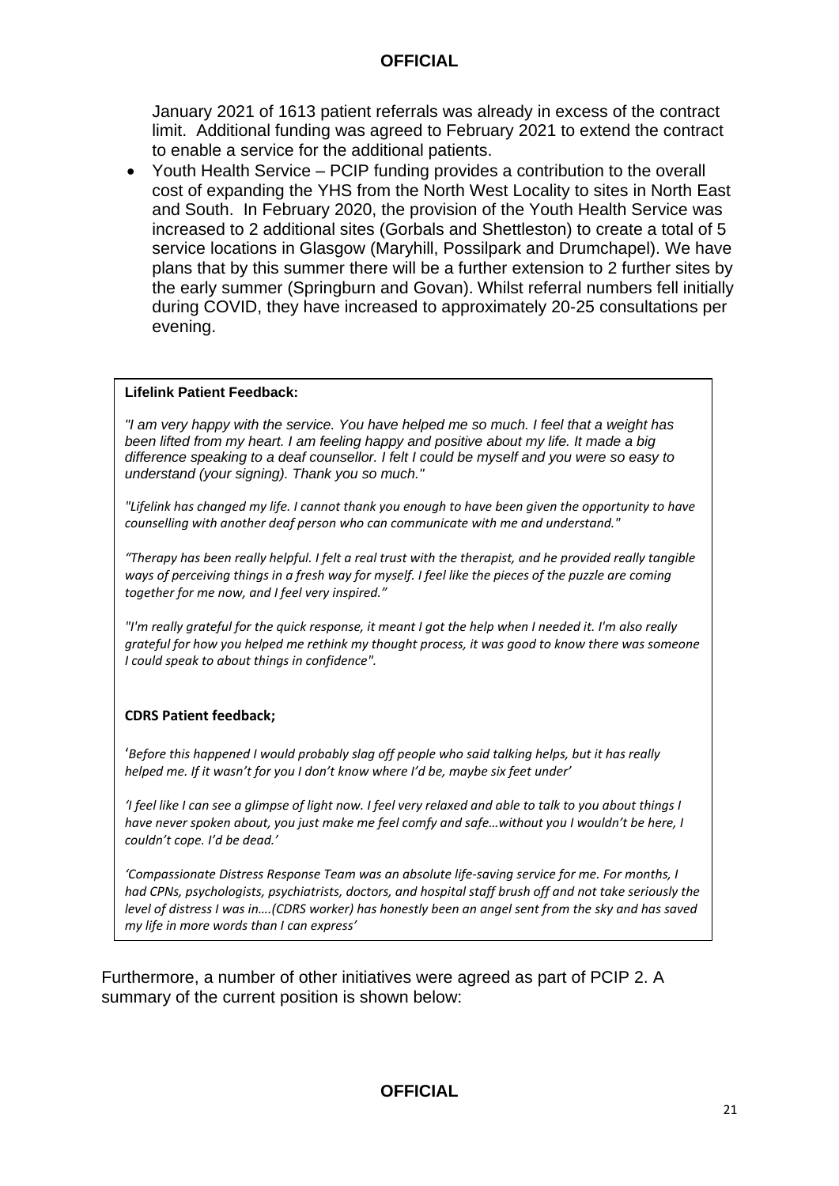January 2021 of 1613 patient referrals was already in excess of the contract limit. Additional funding was agreed to February 2021 to extend the contract to enable a service for the additional patients.

- Youth Health Service – PCIP funding provides a contribution to the overall cost of expanding the YHS from the North West Locality to sites in North East and South. In February 2020, the provision of the Youth Health Service was increased to 2 additional sites (Gorbals and Shettleston) to create a total of 5 service locations in Glasgow (Maryhill, Possilpark and Drumchapel). We have plans that by this summer there will be a further extension to 2 further sites by the early summer (Springburn and Govan). Whilst referral numbers fell initially during COVID, they have increased to approximately 20-25 consultations per evening.

**Lifelink Patient Feedback:**

*"I am very happy with the service. You have helped me so much. I feel that a weight has been lifted from my heart. I am feeling happy and positive about my life. It made a big difference speaking to a deaf counsellor. I felt I could be myself and you were so easy to understand (your signing). Thank you so much."*

*"Lifelink has changed my life. I cannot thank you enough to have been given the opportunity to have counselling with another deaf person who can communicate with me and understand."*

*"Therapy has been really helpful. I felt a real trust with the therapist, and he provided really tangible ways of perceiving things in a fresh way for myself. I feel like the pieces of the puzzle are coming together for me now, and I feel very inspired."*

*"I'm really grateful for the quick response, it meant I got the help when I needed it. I'm also really grateful for how you helped me rethink my thought process, it was good to know there was someone I could speak to about things in confidence".*

**CDRS Patient feedback;**

*'Before this happened I would probably slag off people who said talking helps, but it has really helped me. If it wasn't for you I don't know where I'd be, maybe six feet under'*

*'I feel like I can see a glimpse of light now. I feel very relaxed and able to talk to you about things I have never spoken about, you just make me feel comfy and safe…without you I wouldn't be here, I couldn't cope. I'd be dead.'*

*'Compassionate Distress Response Team was an absolute life-saving service for me. For months, I had CPNs, psychologists, psychiatrists, doctors, and hospital staff brush off and not take seriously the level of distress I was in….(CDRS worker) has honestly been an angel sent from the sky and has saved my life in more words than I can express'*

Furthermore, a number of other initiatives were agreed as part of PCIP 2. A summary of the current position is shown below: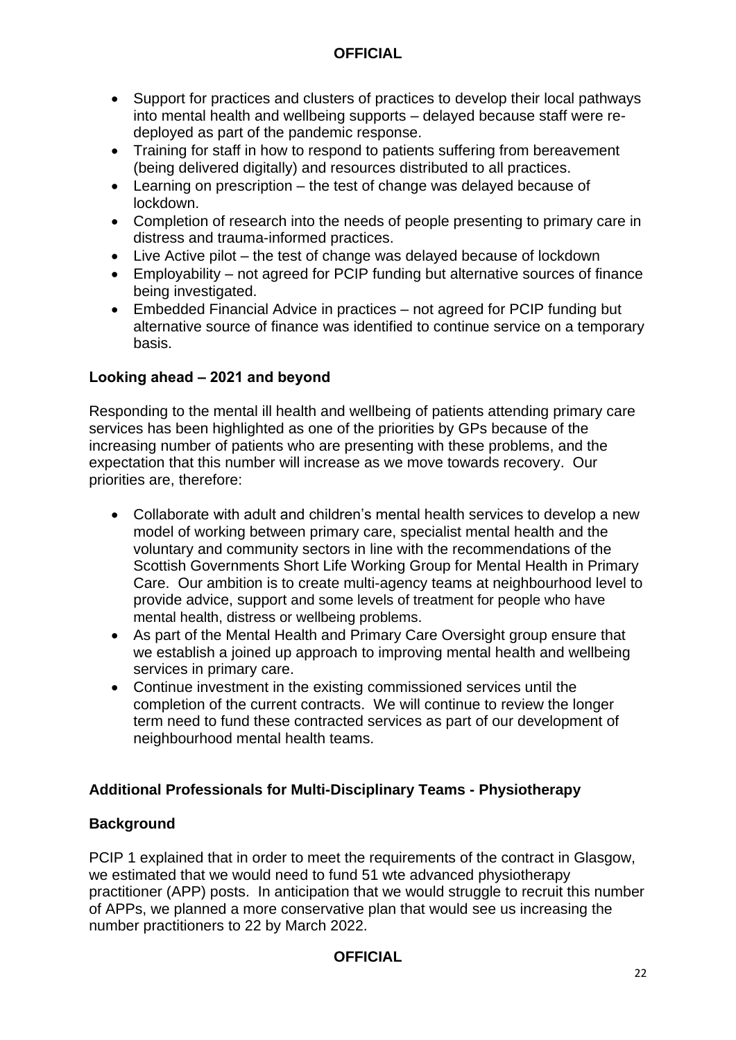- Support for practices and clusters of practices to develop their local pathways into mental health and wellbeing supports – delayed because staff were re-deployed as part of the pandemic response.
- Training for staff in how to respond to patients suffering from bereavement (being delivered digitally) and resources distributed to all practices.
- Learning on prescription – the test of change was delayed because of lockdown.
- Completion of research into the needs of people presenting to primary care in distress and trauma-informed practices.
- Live Active pilot – the test of change was delayed because of lockdown
- Employability – not agreed for PCIP funding but alternative sources of finance being investigated.
- Embedded Financial Advice in practices – not agreed for PCIP funding but alternative source of finance was identified to continue service on a temporary basis.

### Looking ahead – 2021 and beyond

Responding to the mental ill health and wellbeing of patients attending primary care services has been highlighted as one of the priorities by GPs because of the increasing number of patients who are presenting with these problems, and the expectation that this number will increase as we move towards recovery. Our priorities are, therefore:

- Collaborate with adult and children's mental health services to develop a new model of working between primary care, specialist mental health and the voluntary and community sectors in line with the recommendations of the Scottish Governments Short Life Working Group for Mental Health in Primary Care. Our ambition is to create multi-agency teams at neighbourhood level to provide advice, support and some levels of treatment for people who have mental health, distress or wellbeing problems.
- As part of the Mental Health and Primary Care Oversight group ensure that we establish a joined up approach to improving mental health and wellbeing services in primary care.
- Continue investment in the existing commissioned services until the completion of the current contracts. We will continue to review the longer term need to fund these contracted services as part of our development of neighbourhood mental health teams.

## Additional Professionals for Multi-Disciplinary Teams - Physiotherapy

### Background

PCIP 1 explained that in order to meet the requirements of the contract in Glasgow, we estimated that we would need to fund 51 wte advanced physiotherapy practitioner (APP) posts. In anticipation that we would struggle to recruit this number of APPs, we planned a more conservative plan that would see us increasing the number practitioners to 22 by March 2022.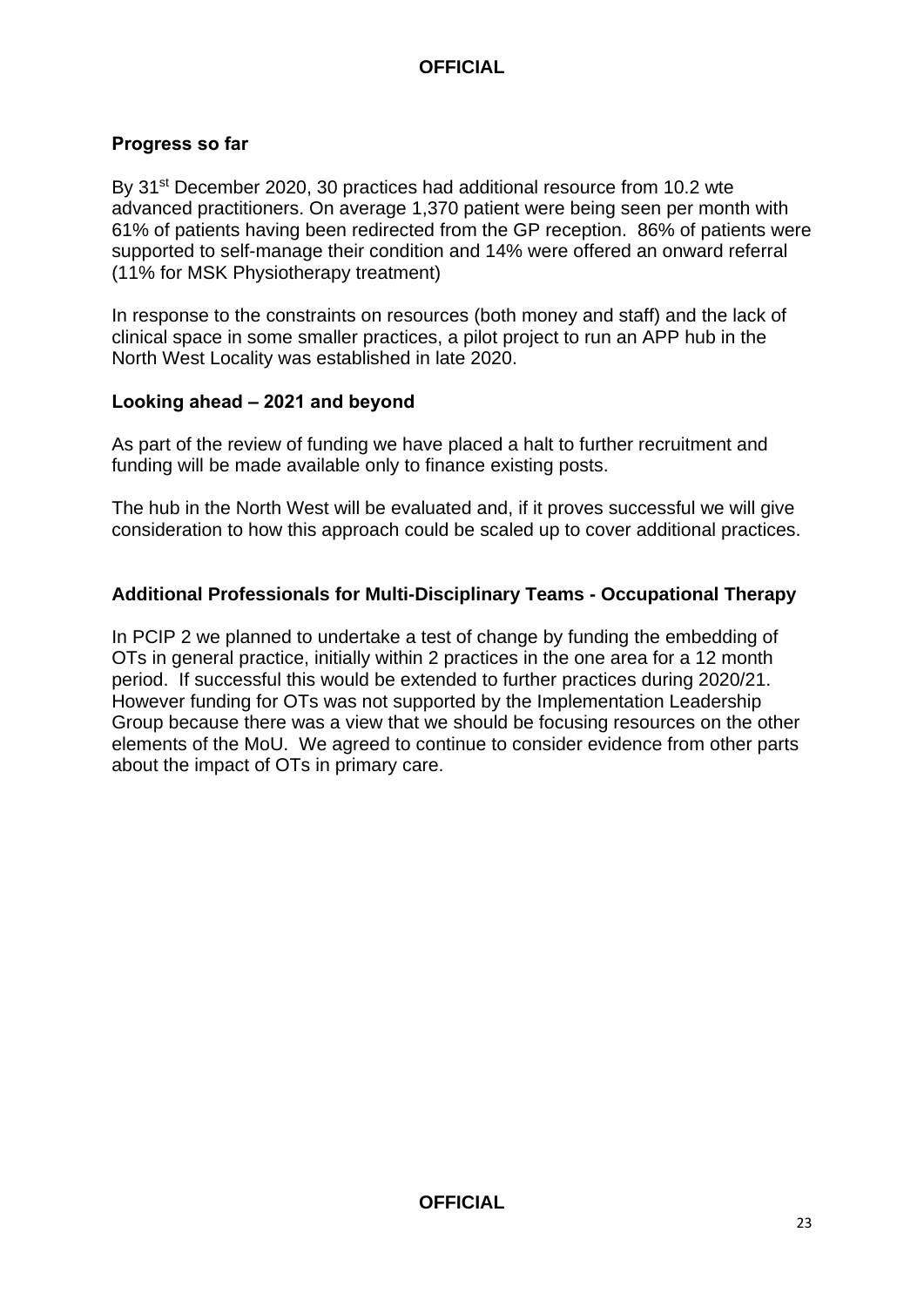### Progress so far

By 31st December 2020, 30 practices had additional resource from 10.2 wte advanced practitioners. On average 1,370 patient were being seen per month with 61% of patients having been redirected from the GP reception. 86% of patients were supported to self-manage their condition and 14% were offered an onward referral (11% for MSK Physiotherapy treatment)

In response to the constraints on resources (both money and staff) and the lack of clinical space in some smaller practices, a pilot project to run an APP hub in the North West Locality was established in late 2020.

### Looking ahead – 2021 and beyond

As part of the review of funding we have placed a halt to further recruitment and funding will be made available only to finance existing posts.

The hub in the North West will be evaluated and, if it proves successful we will give consideration to how this approach could be scaled up to cover additional practices.

### Additional Professionals for Multi-Disciplinary Teams - Occupational Therapy

In PCIP 2 we planned to undertake a test of change by funding the embedding of OTs in general practice, initially within 2 practices in the one area for a 12 month period. If successful this would be extended to further practices during 2020/21. However funding for OTs was not supported by the Implementation Leadership Group because there was a view that we should be focusing resources on the other elements of the MoU. We agreed to continue to consider evidence from other parts about the impact of OTs in primary care.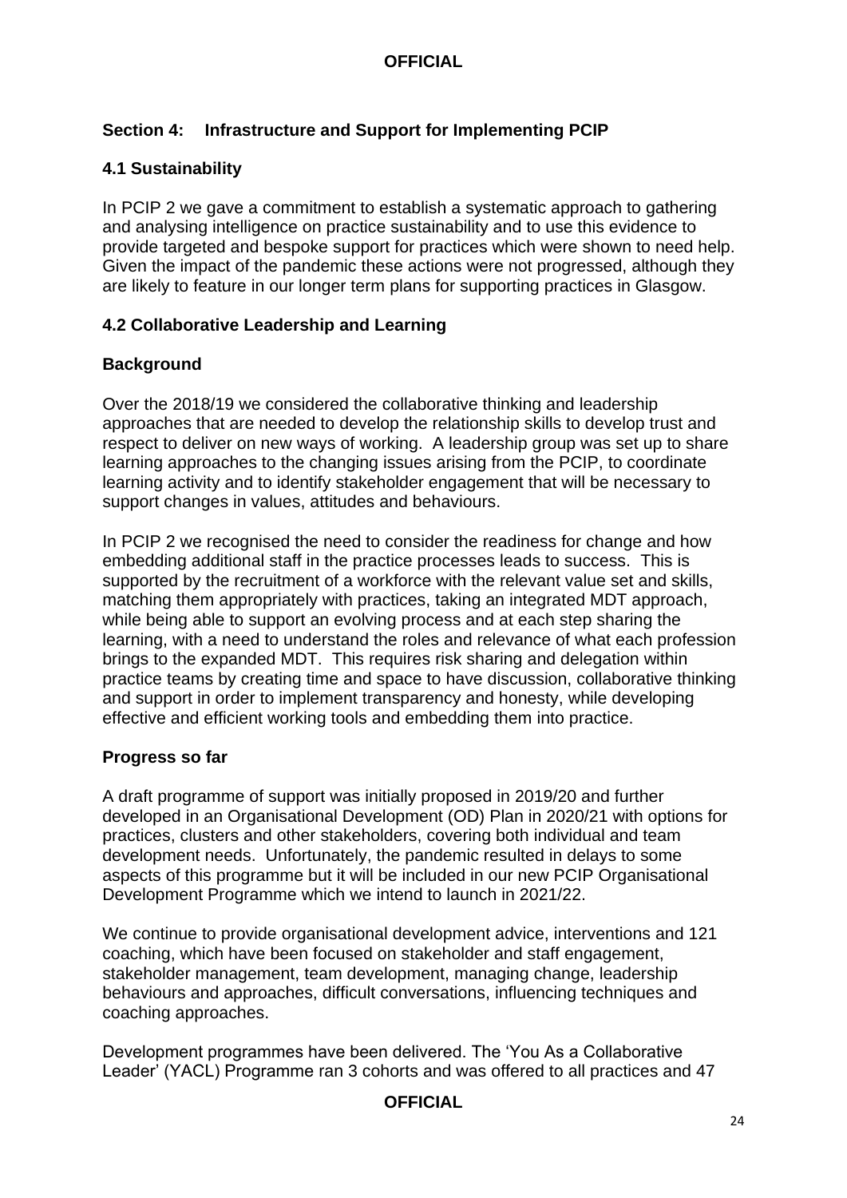## Section 4: Infrastructure and Support for Implementing PCIP

### 4.1 Sustainability

In PCIP 2 we gave a commitment to establish a systematic approach to gathering and analysing intelligence on practice sustainability and to use this evidence to provide targeted and bespoke support for practices which were shown to need help. Given the impact of the pandemic these actions were not progressed, although they are likely to feature in our longer term plans for supporting practices in Glasgow.

### 4.2 Collaborative Leadership and Learning

#### Background

Over the 2018/19 we considered the collaborative thinking and leadership approaches that are needed to develop the relationship skills to develop trust and respect to deliver on new ways of working. A leadership group was set up to share learning approaches to the changing issues arising from the PCIP, to coordinate learning activity and to identify stakeholder engagement that will be necessary to support changes in values, attitudes and behaviours.

In PCIP 2 we recognised the need to consider the readiness for change and how embedding additional staff in the practice processes leads to success. This is supported by the recruitment of a workforce with the relevant value set and skills, matching them appropriately with practices, taking an integrated MDT approach, while being able to support an evolving process and at each step sharing the learning, with a need to understand the roles and relevance of what each profession brings to the expanded MDT. This requires risk sharing and delegation within practice teams by creating time and space to have discussion, collaborative thinking and support in order to implement transparency and honesty, while developing effective and efficient working tools and embedding them into practice.

#### Progress so far

A draft programme of support was initially proposed in 2019/20 and further developed in an Organisational Development (OD) Plan in 2020/21 with options for practices, clusters and other stakeholders, covering both individual and team development needs. Unfortunately, the pandemic resulted in delays to some aspects of this programme but it will be included in our new PCIP Organisational Development Programme which we intend to launch in 2021/22.

We continue to provide organisational development advice, interventions and 121 coaching, which have been focused on stakeholder and staff engagement, stakeholder management, team development, managing change, leadership behaviours and approaches, difficult conversations, influencing techniques and coaching approaches.

Development programmes have been delivered. The 'You As a Collaborative Leader' (YACL) Programme ran 3 cohorts and was offered to all practices and 47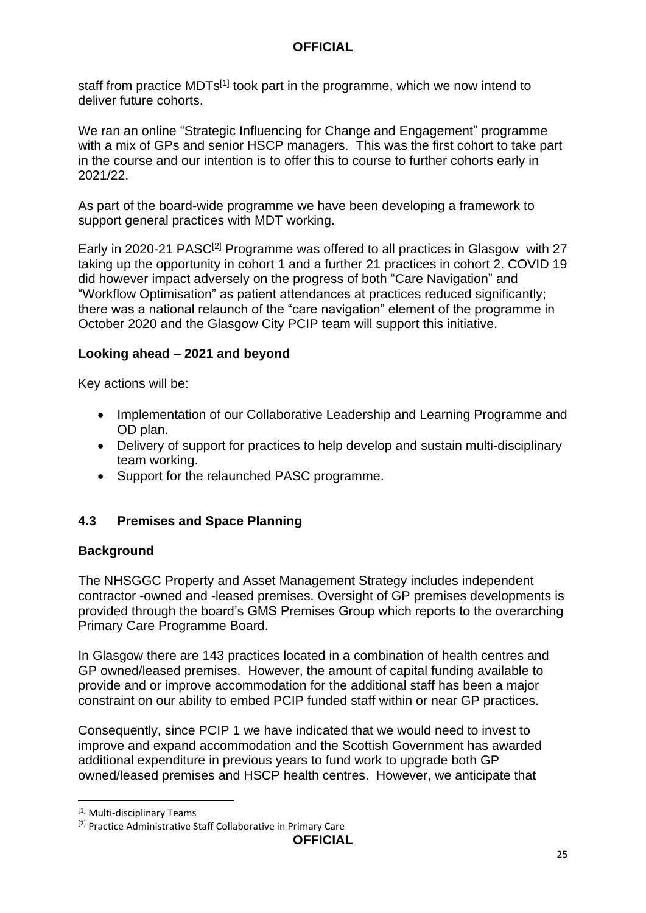staff from practice MDTs[1] took part in the programme, which we now intend to deliver future cohorts.

We ran an online "Strategic Influencing for Change and Engagement" programme with a mix of GPs and senior HSCP managers. This was the first cohort to take part in the course and our intention is to offer this to course to further cohorts early in 2021/22.

As part of the board-wide programme we have been developing a framework to support general practices with MDT working.

Early in 2020-21 PASC[2] Programme was offered to all practices in Glasgow with 27 taking up the opportunity in cohort 1 and a further 21 practices in cohort 2. COVID 19 did however impact adversely on the progress of both "Care Navigation" and "Workflow Optimisation" as patient attendances at practices reduced significantly; there was a national relaunch of the "care navigation" element of the programme in October 2020 and the Glasgow City PCIP team will support this initiative.

**Looking ahead – 2021 and beyond**

Key actions will be:

- Implementation of our Collaborative Leadership and Learning Programme and OD plan.
- Delivery of support for practices to help develop and sustain multi-disciplinary team working.
- Support for the relaunched PASC programme.

## 4.3 Premises and Space Planning

**Background**

The NHSGGC Property and Asset Management Strategy includes independent contractor -owned and -leased premises. Oversight of GP premises developments is provided through the board's GMS Premises Group which reports to the overarching Primary Care Programme Board.

In Glasgow there are 143 practices located in a combination of health centres and GP owned/leased premises. However, the amount of capital funding available to provide and or improve accommodation for the additional staff has been a major constraint on our ability to embed PCIP funded staff within or near GP practices.

Consequently, since PCIP 1 we have indicated that we would need to invest to improve and expand accommodation and the Scottish Government has awarded additional expenditure in previous years to fund work to upgrade both GP owned/leased premises and HSCP health centres. However, we anticipate that

[1] Multi-disciplinary Teams

[2] Practice Administrative Staff Collaborative in Primary Care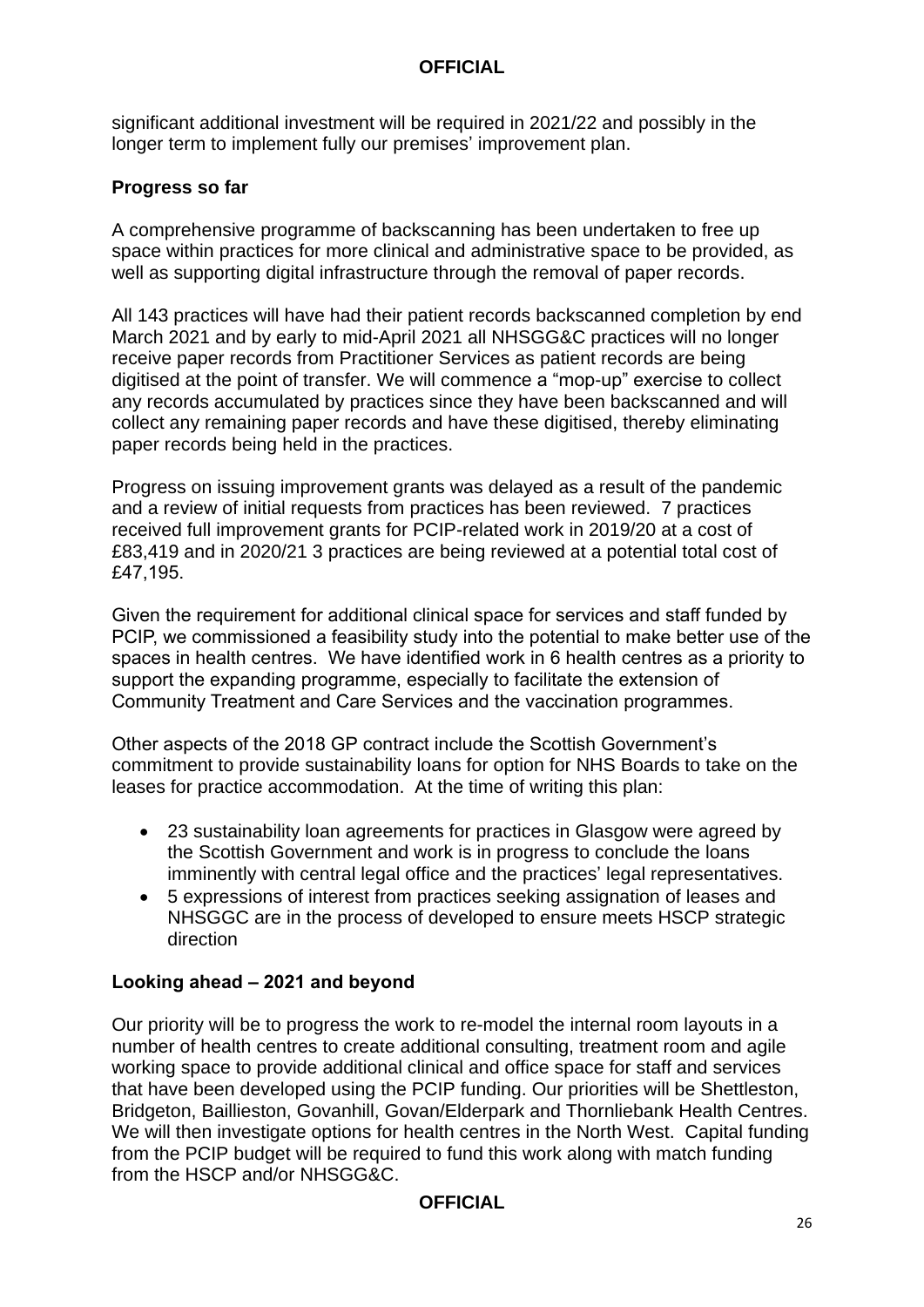significant additional investment will be required in 2021/22 and possibly in the longer term to implement fully our premises' improvement plan.

### Progress so far

A comprehensive programme of backscanning has been undertaken to free up space within practices for more clinical and administrative space to be provided, as well as supporting digital infrastructure through the removal of paper records.

All 143 practices will have had their patient records backscanned completion by end March 2021 and by early to mid-April 2021 all NHSGG&C practices will no longer receive paper records from Practitioner Services as patient records are being digitised at the point of transfer. We will commence a "mop-up" exercise to collect any records accumulated by practices since they have been backscanned and will collect any remaining paper records and have these digitised, thereby eliminating paper records being held in the practices.

Progress on issuing improvement grants was delayed as a result of the pandemic and a review of initial requests from practices has been reviewed. 7 practices received full improvement grants for PCIP-related work in 2019/20 at a cost of £83,419 and in 2020/21 3 practices are being reviewed at a potential total cost of £47,195.

Given the requirement for additional clinical space for services and staff funded by PCIP, we commissioned a feasibility study into the potential to make better use of the spaces in health centres. We have identified work in 6 health centres as a priority to support the expanding programme, especially to facilitate the extension of Community Treatment and Care Services and the vaccination programmes.

Other aspects of the 2018 GP contract include the Scottish Government's commitment to provide sustainability loans for option for NHS Boards to take on the leases for practice accommodation. At the time of writing this plan:

- 23 sustainability loan agreements for practices in Glasgow were agreed by the Scottish Government and work is in progress to conclude the loans imminently with central legal office and the practices' legal representatives.
- 5 expressions of interest from practices seeking assignation of leases and NHSGGC are in the process of developed to ensure meets HSCP strategic direction

### Looking ahead – 2021 and beyond

Our priority will be to progress the work to re-model the internal room layouts in a number of health centres to create additional consulting, treatment room and agile working space to provide additional clinical and office space for staff and services that have been developed using the PCIP funding. Our priorities will be Shettleston, Bridgeton, Baillieston, Govanhill, Govan/Elderpark and Thornliebank Health Centres. We will then investigate options for health centres in the North West. Capital funding from the PCIP budget will be required to fund this work along with match funding from the HSCP and/or NHSGG&C.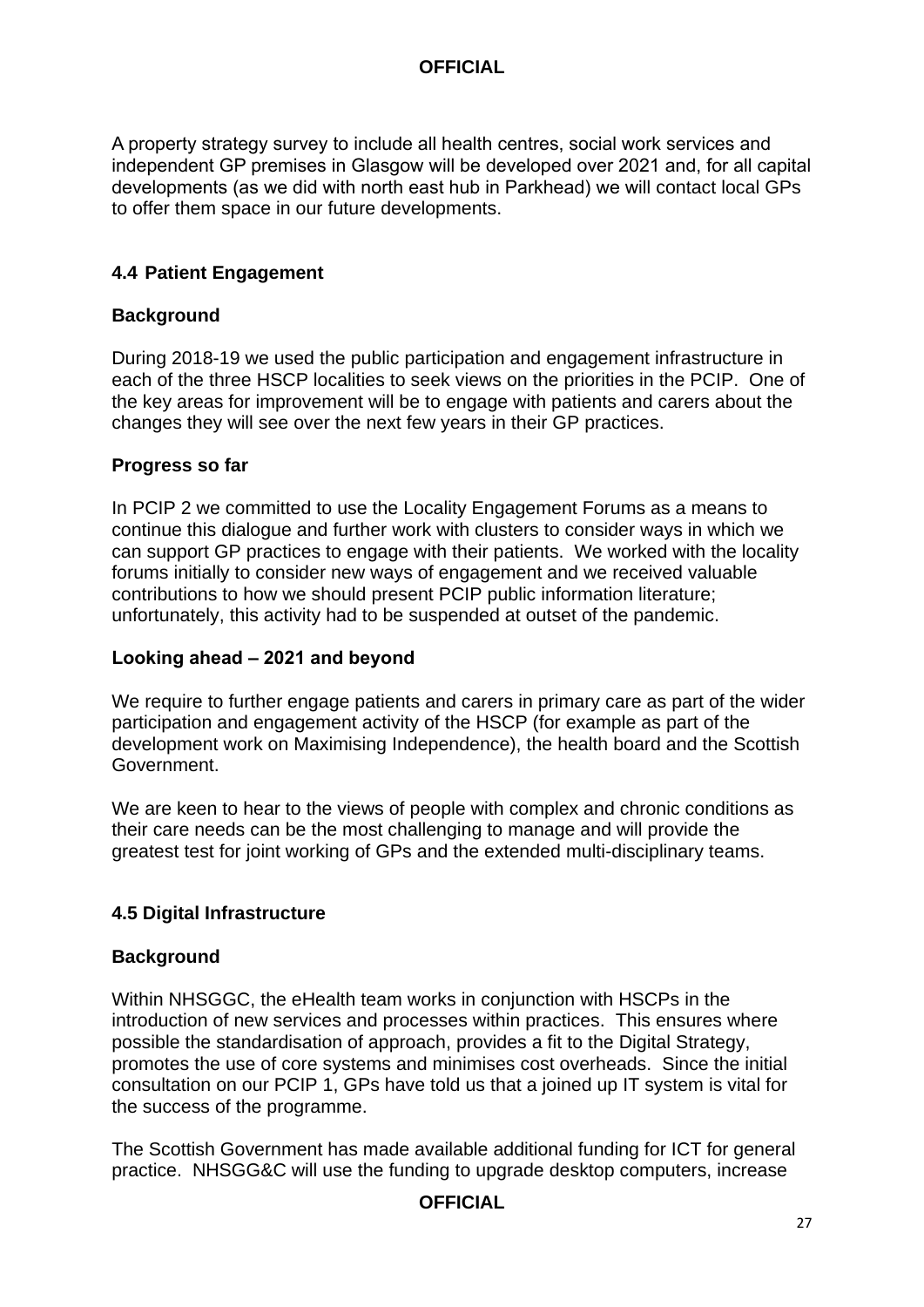A property strategy survey to include all health centres, social work services and independent GP premises in Glasgow will be developed over 2021 and, for all capital developments (as we did with north east hub in Parkhead) we will contact local GPs to offer them space in our future developments.

### 4.4 Patient Engagement

**Background**

During 2018-19 we used the public participation and engagement infrastructure in each of the three HSCP localities to seek views on the priorities in the PCIP. One of the key areas for improvement will be to engage with patients and carers about the changes they will see over the next few years in their GP practices.

**Progress so far**

In PCIP 2 we committed to use the Locality Engagement Forums as a means to continue this dialogue and further work with clusters to consider ways in which we can support GP practices to engage with their patients. We worked with the locality forums initially to consider new ways of engagement and we received valuable contributions to how we should present PCIP public information literature; unfortunately, this activity had to be suspended at outset of the pandemic.

**Looking ahead – 2021 and beyond**

We require to further engage patients and carers in primary care as part of the wider participation and engagement activity of the HSCP (for example as part of the development work on Maximising Independence), the health board and the Scottish Government.

We are keen to hear to the views of people with complex and chronic conditions as their care needs can be the most challenging to manage and will provide the greatest test for joint working of GPs and the extended multi-disciplinary teams.

### 4.5 Digital Infrastructure

**Background**

Within NHSGGC, the eHealth team works in conjunction with HSCPs in the introduction of new services and processes within practices. This ensures where possible the standardisation of approach, provides a fit to the Digital Strategy, promotes the use of core systems and minimises cost overheads. Since the initial consultation on our PCIP 1, GPs have told us that a joined up IT system is vital for the success of the programme.

The Scottish Government has made available additional funding for ICT for general practice. NHSGG&C will use the funding to upgrade desktop computers, increase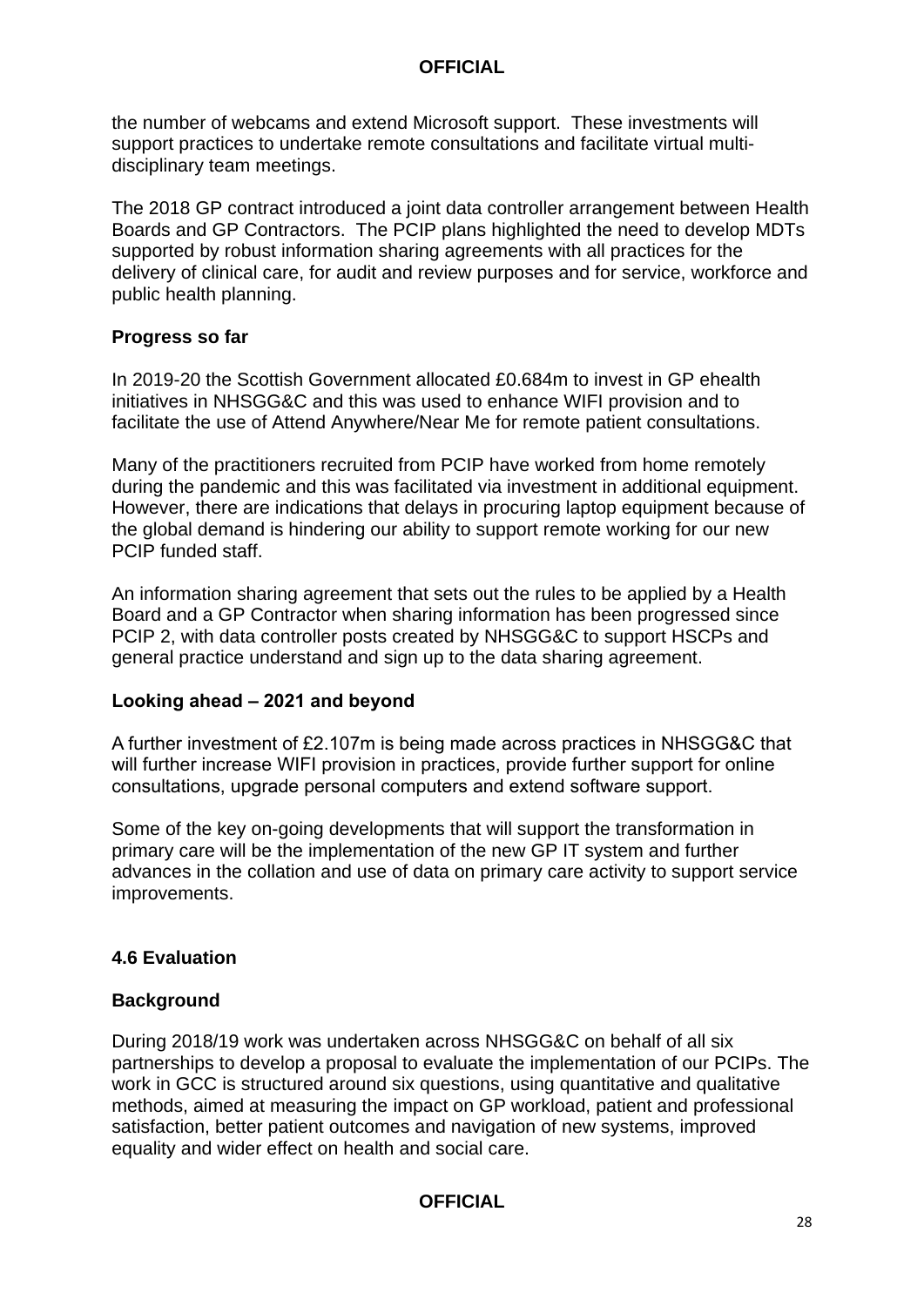the number of webcams and extend Microsoft support. These investments will support practices to undertake remote consultations and facilitate virtual multi-disciplinary team meetings.

The 2018 GP contract introduced a joint data controller arrangement between Health Boards and GP Contractors. The PCIP plans highlighted the need to develop MDTs supported by robust information sharing agreements with all practices for the delivery of clinical care, for audit and review purposes and for service, workforce and public health planning.

**Progress so far**

In 2019-20 the Scottish Government allocated £0.684m to invest in GP ehealth initiatives in NHSGG&C and this was used to enhance WIFI provision and to facilitate the use of Attend Anywhere/Near Me for remote patient consultations.

Many of the practitioners recruited from PCIP have worked from home remotely during the pandemic and this was facilitated via investment in additional equipment. However, there are indications that delays in procuring laptop equipment because of the global demand is hindering our ability to support remote working for our new PCIP funded staff.

An information sharing agreement that sets out the rules to be applied by a Health Board and a GP Contractor when sharing information has been progressed since PCIP 2, with data controller posts created by NHSGG&C to support HSCPs and general practice understand and sign up to the data sharing agreement.

**Looking ahead – 2021 and beyond**

A further investment of £2.107m is being made across practices in NHSGG&C that will further increase WIFI provision in practices, provide further support for online consultations, upgrade personal computers and extend software support.

Some of the key on-going developments that will support the transformation in primary care will be the implementation of the new GP IT system and further advances in the collation and use of data on primary care activity to support service improvements.

### 4.6 Evaluation

**Background**

During 2018/19 work was undertaken across NHSGG&C on behalf of all six partnerships to develop a proposal to evaluate the implementation of our PCIPs. The work in GCC is structured around six questions, using quantitative and qualitative methods, aimed at measuring the impact on GP workload, patient and professional satisfaction, better patient outcomes and navigation of new systems, improved equality and wider effect on health and social care.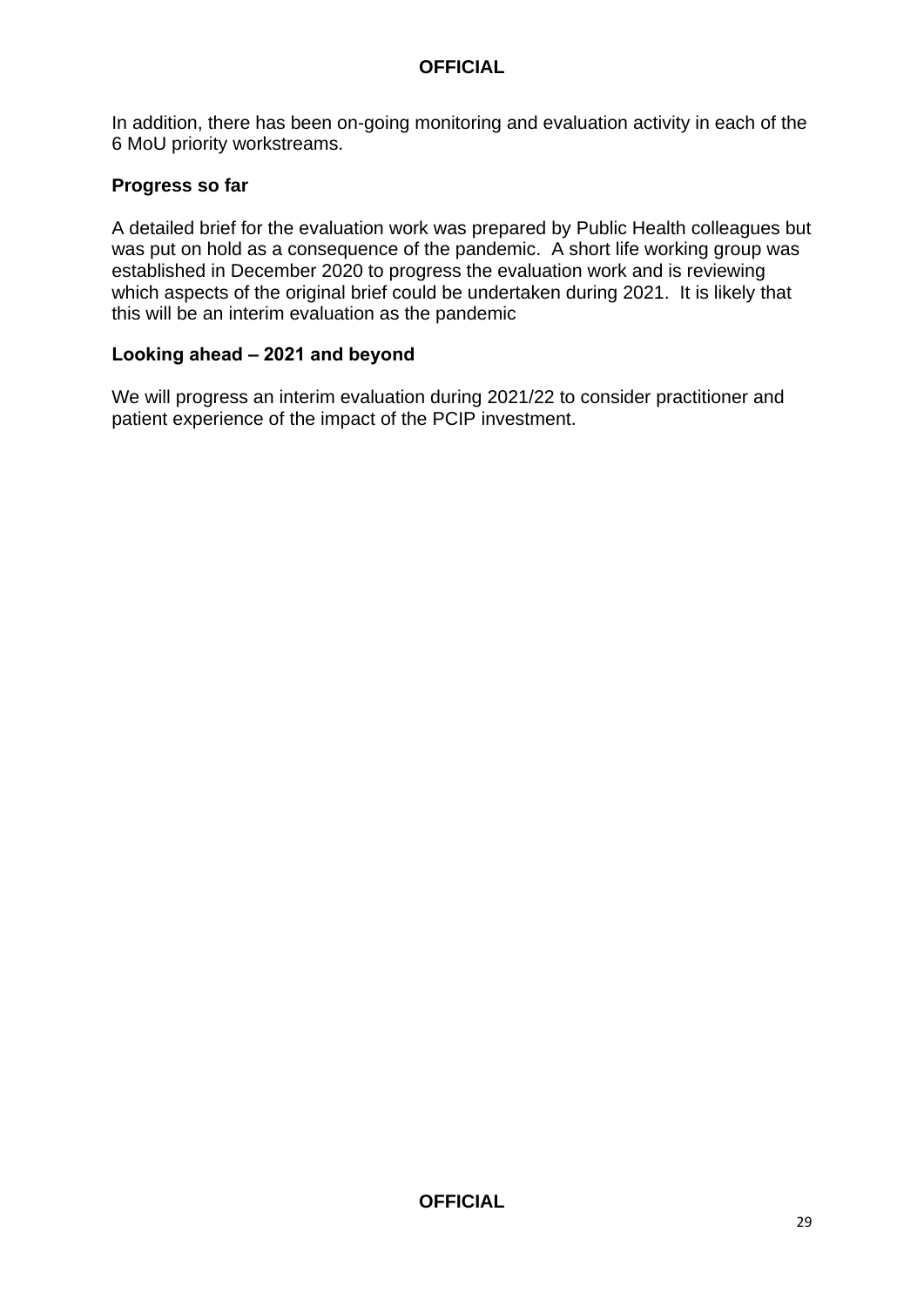In addition, there has been on-going monitoring and evaluation activity in each of the 6 MoU priority workstreams.

### Progress so far

A detailed brief for the evaluation work was prepared by Public Health colleagues but was put on hold as a consequence of the pandemic. A short life working group was established in December 2020 to progress the evaluation work and is reviewing which aspects of the original brief could be undertaken during 2021. It is likely that this will be an interim evaluation as the pandemic

### Looking ahead – 2021 and beyond

We will progress an interim evaluation during 2021/22 to consider practitioner and patient experience of the impact of the PCIP investment.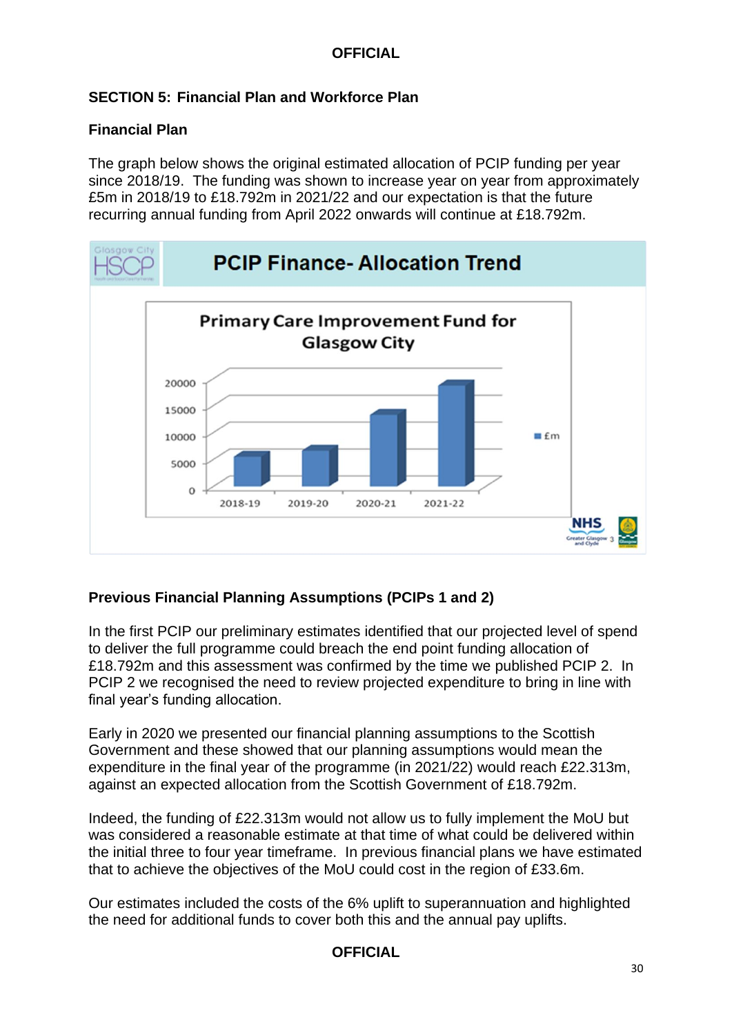## SECTION 5: Financial Plan and Workforce Plan

### Financial Plan

The graph below shows the original estimated allocation of PCIP funding per year since 2018/19. The funding was shown to increase year on year from approximately £5m in 2018/19 to £18.792m in 2021/22 and our expectation is that the future recurring annual funding from April 2022 onwards will continue at £18.792m.

### Previous Financial Planning Assumptions (PCIPs 1 and 2)

In the first PCIP our preliminary estimates identified that our projected level of spend to deliver the full programme could breach the end point funding allocation of £18.792m and this assessment was confirmed by the time we published PCIP 2. In PCIP 2 we recognised the need to review projected expenditure to bring in line with final year's funding allocation.

Early in 2020 we presented our financial planning assumptions to the Scottish Government and these showed that our planning assumptions would mean the expenditure in the final year of the programme (in 2021/22) would reach £22.313m, against an expected allocation from the Scottish Government of £18.792m.

Indeed, the funding of £22.313m would not allow us to fully implement the MoU but was considered a reasonable estimate at that time of what could be delivered within the initial three to four year timeframe. In previous financial plans we have estimated that to achieve the objectives of the MoU could cost in the region of £33.6m.

Our estimates included the costs of the 6% uplift to superannuation and highlighted the need for additional funds to cover both this and the annual pay uplifts.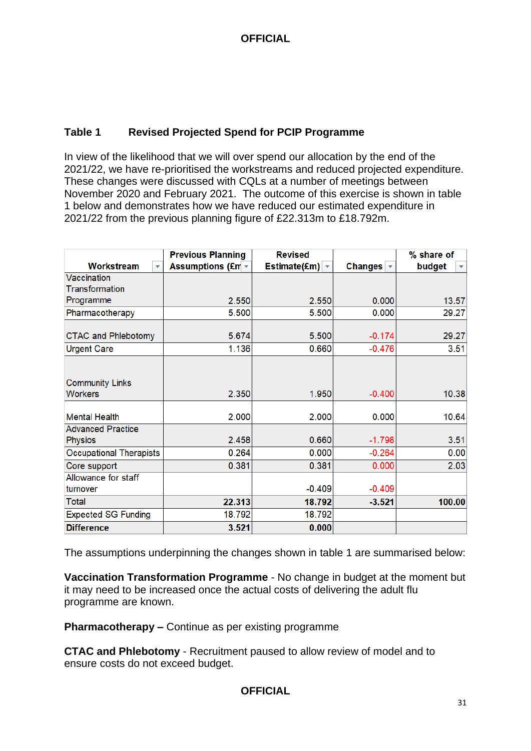### Table 1 Revised Projected Spend for PCIP Programme

In view of the likelihood that we will over spend our allocation by the end of the 2021/22, we have re-prioritised the workstreams and reduced projected expenditure. These changes were discussed with CQLs at a number of meetings between November 2020 and February 2021. The outcome of this exercise is shown in table 1 below and demonstrates how we have reduced our estimated expenditure in 2021/22 from the previous planning figure of £22.313m to £18.792m.

| Workstream | Previous Planning Assumptions (£m | Revised Estimate(£m) | Changes | % share of budget |
|---|---|---|---|---|
| Vaccination Transformation Programme | 2.550 | 2.550 | 0.000 | 13.57 |
| Pharmacotherapy | 5.500 | 5.500 | 0.000 | 29.27 |
| CTAC and Phlebotomy | 5.674 | 5.500 | -0.174 | 29.27 |
| Urgent Care | 1.136 | 0.660 | -0.476 | 3.51 |
| Community Links Workers | 2.350 | 1.950 | -0.400 | 10.38 |
| Mental Health | 2.000 | 2.000 | 0.000 | 10.64 |
| Advanced Practice Physios | 2.458 | 0.660 | -1.798 | 3.51 |
| Occupational Therapists | 0.264 | 0.000 | -0.264 | 0.00 |
| Core support | 0.381 | 0.381 | 0.000 | 2.03 |
| Allowance for staff turnover | | -0.409 | -0.409 | |
| **Total** | **22.313** | **18.792** | **-3.521** | **100.00** |
| Expected SG Funding | 18.792 | 18.792 | | |
| **Difference** | **3.521** | **0.000** | | |

The assumptions underpinning the changes shown in table 1 are summarised below:

**Vaccination Transformation Programme** - No change in budget at the moment but it may need to be increased once the actual costs of delivering the adult flu programme are known.

**Pharmacotherapy –** Continue as per existing programme

**CTAC and Phlebotomy** - Recruitment paused to allow review of model and to ensure costs do not exceed budget.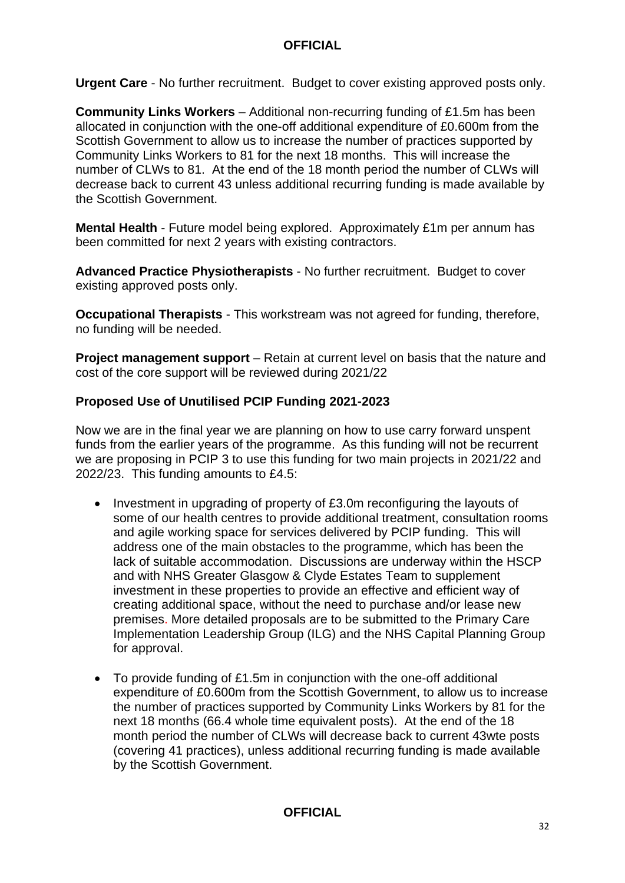**Urgent Care** - No further recruitment. Budget to cover existing approved posts only.

**Community Links Workers** – Additional non-recurring funding of £1.5m has been allocated in conjunction with the one-off additional expenditure of £0.600m from the Scottish Government to allow us to increase the number of practices supported by Community Links Workers to 81 for the next 18 months. This will increase the number of CLWs to 81. At the end of the 18 month period the number of CLWs will decrease back to current 43 unless additional recurring funding is made available by the Scottish Government.

**Mental Health** - Future model being explored. Approximately £1m per annum has been committed for next 2 years with existing contractors.

**Advanced Practice Physiotherapists** - No further recruitment. Budget to cover existing approved posts only.

**Occupational Therapists** - This workstream was not agreed for funding, therefore, no funding will be needed.

**Project management support** – Retain at current level on basis that the nature and cost of the core support will be reviewed during 2021/22

**Proposed Use of Unutilised PCIP Funding 2021-2023**

Now we are in the final year we are planning on how to use carry forward unspent funds from the earlier years of the programme. As this funding will not be recurrent we are proposing in PCIP 3 to use this funding for two main projects in 2021/22 and 2022/23. This funding amounts to £4.5:

- Investment in upgrading of property of £3.0m reconfiguring the layouts of some of our health centres to provide additional treatment, consultation rooms and agile working space for services delivered by PCIP funding. This will address one of the main obstacles to the programme, which has been the lack of suitable accommodation. Discussions are underway within the HSCP and with NHS Greater Glasgow & Clyde Estates Team to supplement investment in these properties to provide an effective and efficient way of creating additional space, without the need to purchase and/or lease new premises. More detailed proposals are to be submitted to the Primary Care Implementation Leadership Group (ILG) and the NHS Capital Planning Group for approval.
- To provide funding of £1.5m in conjunction with the one-off additional expenditure of £0.600m from the Scottish Government, to allow us to increase the number of practices supported by Community Links Workers by 81 for the next 18 months (66.4 whole time equivalent posts). At the end of the 18 month period the number of CLWs will decrease back to current 43wte posts (covering 41 practices), unless additional recurring funding is made available by the Scottish Government.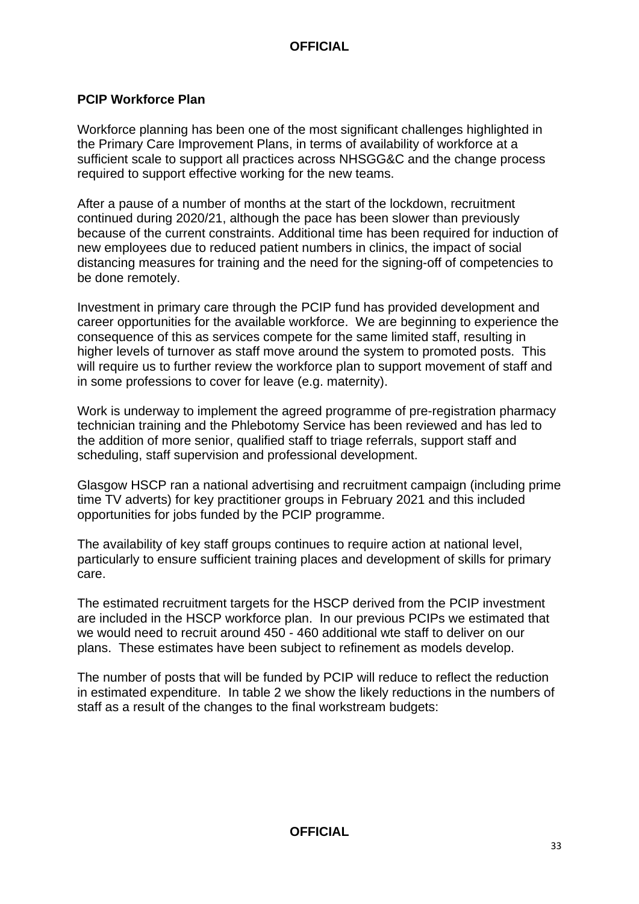## PCIP Workforce Plan

Workforce planning has been one of the most significant challenges highlighted in the Primary Care Improvement Plans, in terms of availability of workforce at a sufficient scale to support all practices across NHSGG&C and the change process required to support effective working for the new teams.

After a pause of a number of months at the start of the lockdown, recruitment continued during 2020/21, although the pace has been slower than previously because of the current constraints. Additional time has been required for induction of new employees due to reduced patient numbers in clinics, the impact of social distancing measures for training and the need for the signing-off of competencies to be done remotely.

Investment in primary care through the PCIP fund has provided development and career opportunities for the available workforce. We are beginning to experience the consequence of this as services compete for the same limited staff, resulting in higher levels of turnover as staff move around the system to promoted posts. This will require us to further review the workforce plan to support movement of staff and in some professions to cover for leave (e.g. maternity).

Work is underway to implement the agreed programme of pre-registration pharmacy technician training and the Phlebotomy Service has been reviewed and has led to the addition of more senior, qualified staff to triage referrals, support staff and scheduling, staff supervision and professional development.

Glasgow HSCP ran a national advertising and recruitment campaign (including prime time TV adverts) for key practitioner groups in February 2021 and this included opportunities for jobs funded by the PCIP programme.

The availability of key staff groups continues to require action at national level, particularly to ensure sufficient training places and development of skills for primary care.

The estimated recruitment targets for the HSCP derived from the PCIP investment are included in the HSCP workforce plan. In our previous PCIPs we estimated that we would need to recruit around 450 - 460 additional wte staff to deliver on our plans. These estimates have been subject to refinement as models develop.

The number of posts that will be funded by PCIP will reduce to reflect the reduction in estimated expenditure. In table 2 we show the likely reductions in the numbers of staff as a result of the changes to the final workstream budgets: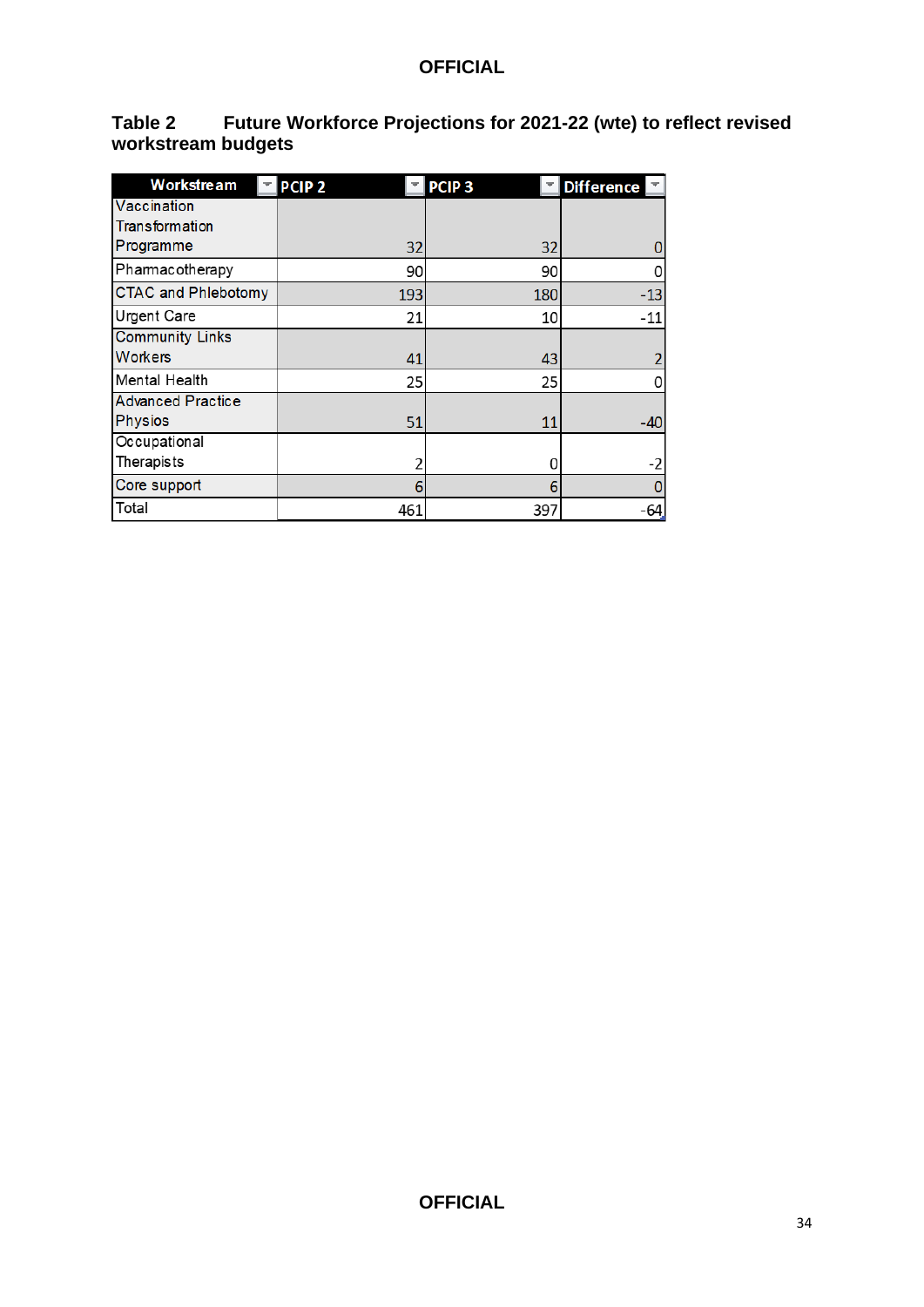**Table 2 Future Workforce Projections for 2021-22 (wte) to reflect revised workstream budgets**

| Workstream | PCIP 2 | PCIP 3 | Difference |
|---|---|---|---|
| Vaccination Transformation Programme | 32 | 32 | 0 |
| Pharmacotherapy | 90 | 90 | 0 |
| CTAC and Phlebotomy | 193 | 180 | -13 |
| Urgent Care | 21 | 10 | -11 |
| Community Links Workers | 41 | 43 | 2 |
| Mental Health | 25 | 25 | 0 |
| Advanced Practice Physios | 51 | 11 | -40 |
| Occupational Therapists | 2 | 0 | -2 |
| Core support | 6 | 6 | 0 |
| Total | 461 | 397 | -64 |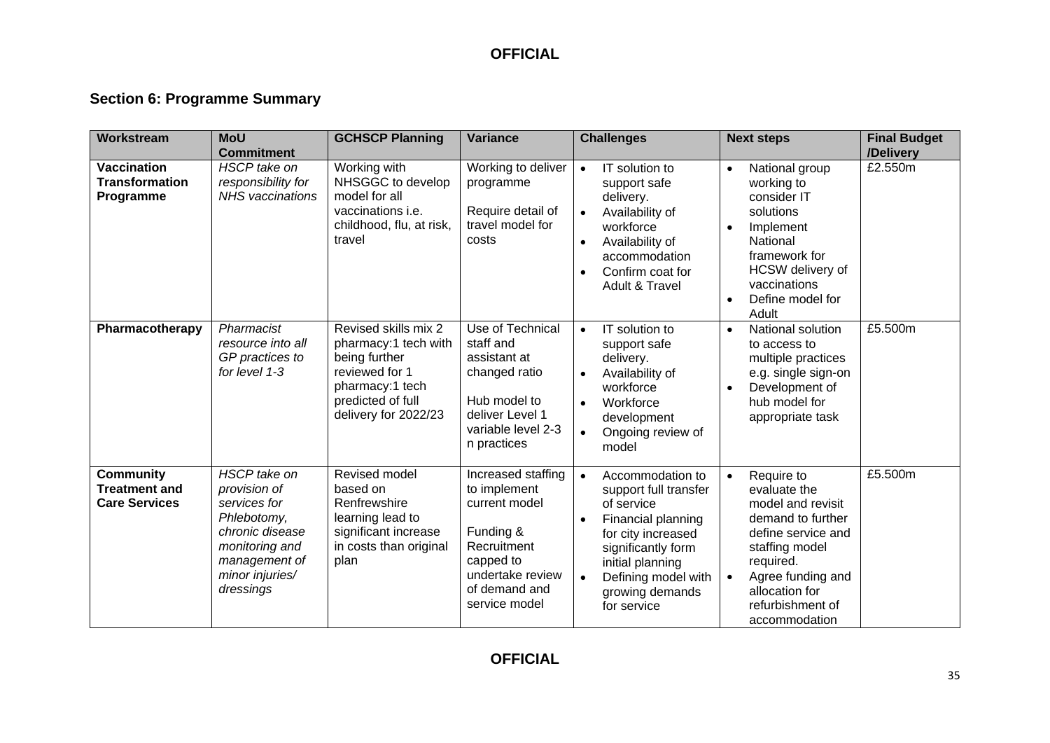## Section 6: Programme Summary

| Workstream | MoU Commitment | GCHSCP Planning | Variance | Challenges | Next steps | Final Budget /Delivery |
|---|---|---|---|---|---|---|
| **Vaccination Transformation Programme** | *HSCP take on responsibility for NHS vaccinations* | Working with NHSGGC to develop model for all vaccinations i.e. childhood, flu, at risk, travel | Working to deliver programme<br><br>Require detail of travel model for costs | • IT solution to support safe delivery.<br>• Availability of workforce<br>• Availability of accommodation<br>• Confirm coat for Adult & Travel | • National group working to consider IT solutions<br>• Implement National framework for HCSW delivery of vaccinations<br>• Define model for Adult | £2.550m |
| **Pharmacotherapy** | *Pharmacist resource into all GP practices to for level 1-3* | Revised skills mix 2 pharmacy:1 tech with being further reviewed for 1 pharmacy:1 tech predicted of full delivery for 2022/23 | Use of Technical staff and assistant at changed ratio<br><br>Hub model to deliver Level 1 variable level 2-3 n practices | • IT solution to support safe delivery.<br>• Availability of workforce<br>• Workforce development<br>• Ongoing review of model | • National solution to access to multiple practices e.g. single sign-on<br>• Development of hub model for appropriate task | £5.500m |
| **Community Treatment and Care Services** | *HSCP take on provision of services for Phlebotomy, chronic disease monitoring and management of minor injuries/ dressings* | Revised model based on Renfrewshire learning lead to significant increase in costs than original plan | Increased staffing to implement current model<br><br>Funding & Recruitment capped to undertake review of demand and service model | • Accommodation to support full transfer of service<br>• Financial planning for city increased significantly form initial planning<br>• Defining model with growing demands for service | • Require to evaluate the model and revisit demand to further define service and staffing model required.<br>• Agree funding and allocation for refurbishment of accommodation | £5.500m |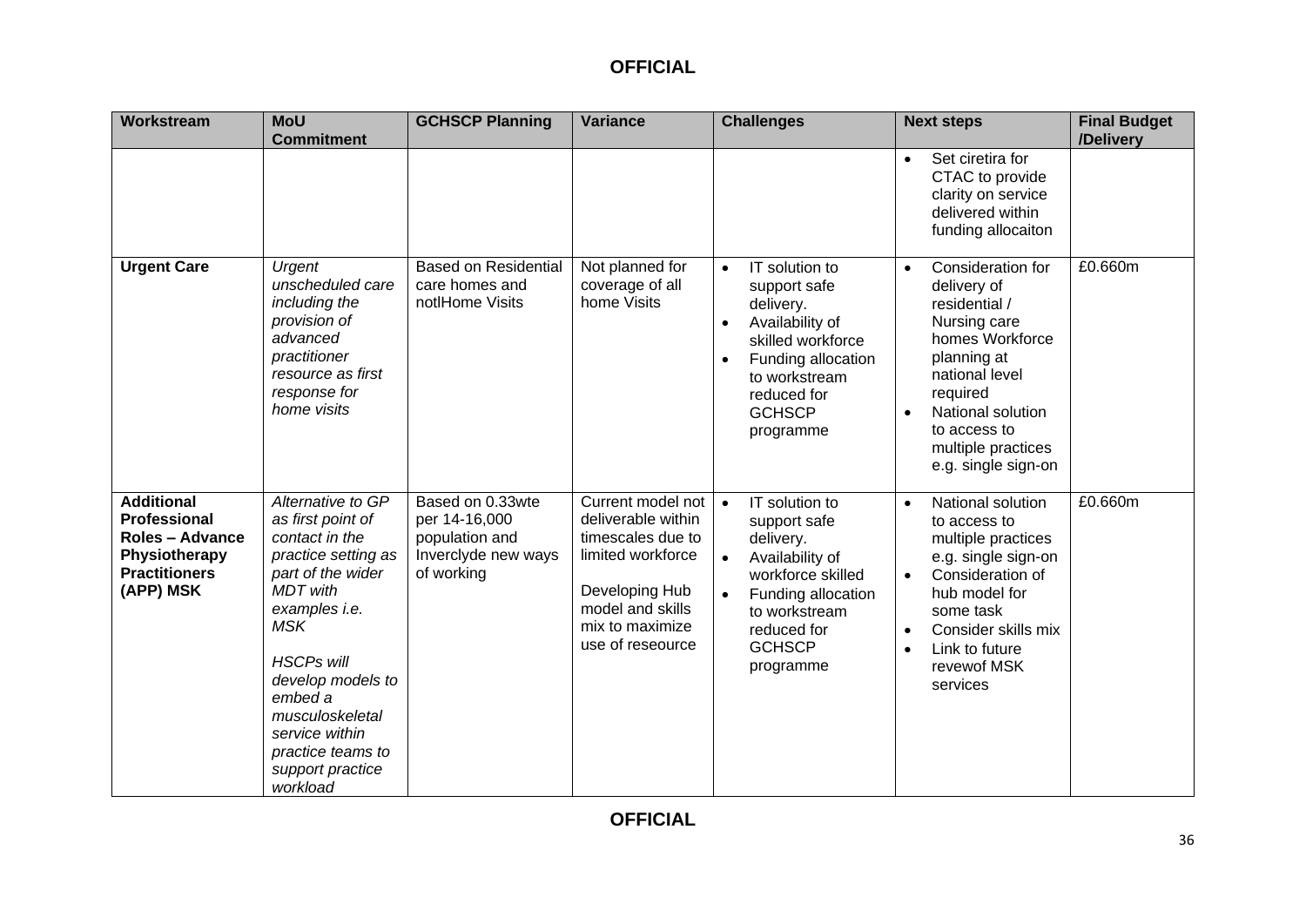| Workstream | MoU Commitment | GCHSCP Planning | Variance | Challenges | Next steps | Final Budget /Delivery |
|---|---|---|---|---|---|---|
| | | | | | <ul><li>Set ciretira for CTAC to provide clarity on service delivered within funding allocaiton</li></ul> | |
| **Urgent Care** | *Urgent unscheduled care including the provision of advanced practitioner resource as first response for home visits* | Based on Residential care homes and notlHome Visits | Not planned for coverage of all home Visits | <ul><li>IT solution to support safe delivery.</li><li>Availability of skilled workforce</li><li>Funding allocation to workstream reduced for GCHSCP programme</li></ul> | <ul><li>Consideration for delivery of residential / Nursing care homes Workforce planning at national level required</li><li>National solution to access to multiple practices e.g. single sign-on</li></ul> | £0.660m |
| **Additional Professional Roles – Advance Physiotherapy Practitioners (APP) MSK** | *Alternative to GP as first point of contact in the practice setting as part of the wider MDT with examples i.e. MSK*<br><br>*HSCPs will develop models to embed a musculoskeletal service within practice teams to support practice workload* | Based on 0.33wte per 14-16,000 population and Inverclyde new ways of working | Current model not deliverable within timescales due to limited workforce<br><br>Developing Hub model and skills mix to maximize use of reseource | <ul><li>IT solution to support safe delivery.</li><li>Availability of workforce skilled</li><li>Funding allocation to workstream reduced for GCHSCP programme</li></ul> | <ul><li>National solution to access to multiple practices e.g. single sign-on</li><li>Consideration of hub model for some task</li><li>Consider skills mix</li><li>Link to future revewof MSK services</li></ul> | £0.660m |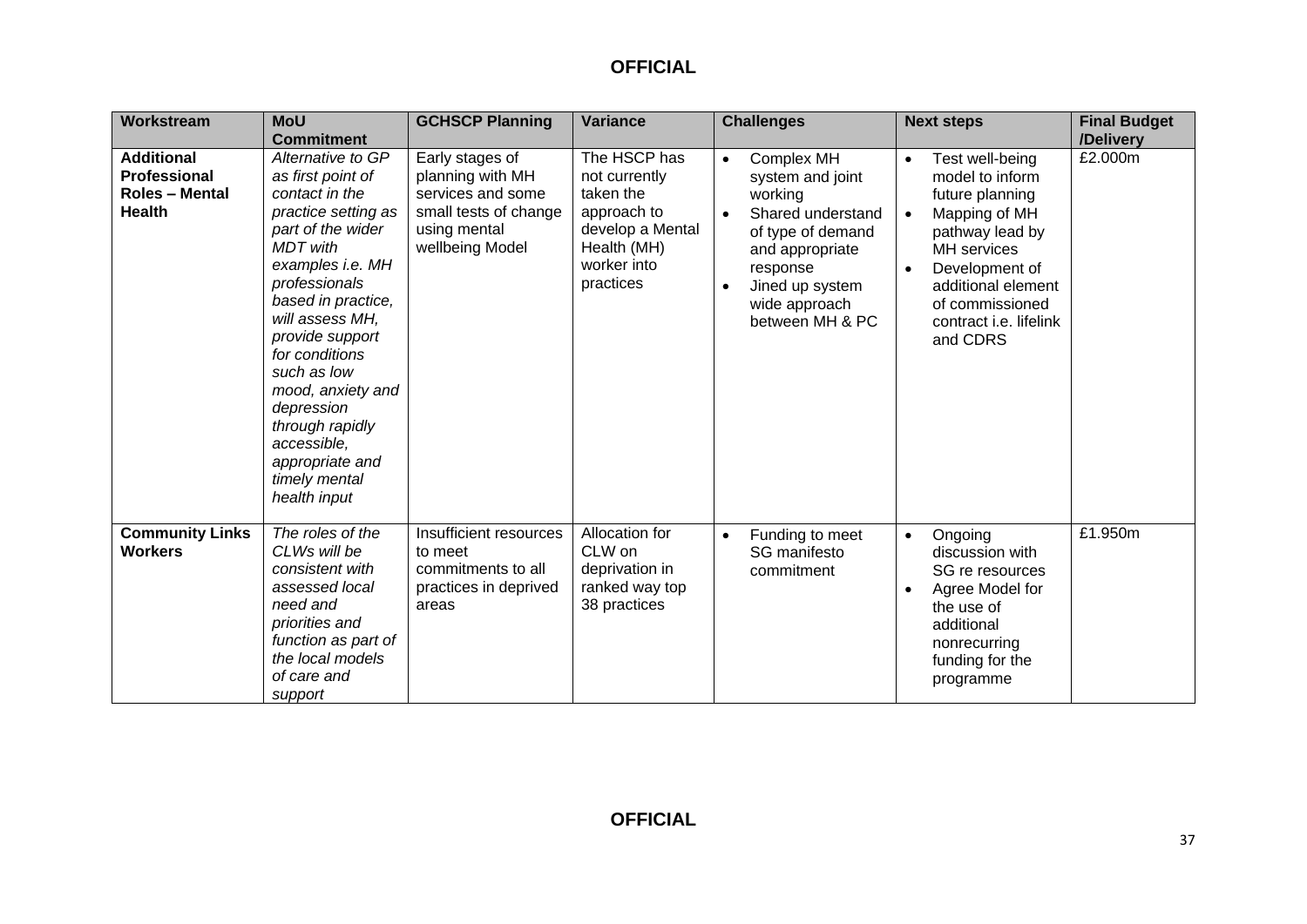| Workstream | MoU Commitment | GCHSCP Planning | Variance | Challenges | Next steps | Final Budget /Delivery |
|---|---|---|---|---|---|---|
| **Additional Professional Roles – Mental Health** | *Alternative to GP as first point of contact in the practice setting as part of the wider MDT with examples i.e. MH professionals based in practice, will assess MH, provide support for conditions such as low mood, anxiety and depression through rapidly accessible, appropriate and timely mental health input* | Early stages of planning with MH services and some small tests of change using mental wellbeing Model | The HSCP has not currently taken the approach to develop a Mental Health (MH) worker into practices | • Complex MH system and joint working<br>• Shared understand of type of demand and appropriate response<br>• Jined up system wide approach between MH & PC | • Test well-being model to inform future planning<br>• Mapping of MH pathway lead by MH services<br>• Development of additional element of commissioned contract i.e. lifelink and CDRS | £2.000m |
| **Community Links Workers** | *The roles of the CLWs will be consistent with assessed local need and priorities and function as part of the local models of care and support* | Insufficient resources to meet commitments to all practices in deprived areas | Allocation for CLW on deprivation in ranked way top 38 practices | • Funding to meet SG manifesto commitment | • Ongoing discussion with SG re resources<br>• Agree Model for the use of additional nonrecurring funding for the programme | £1.950m |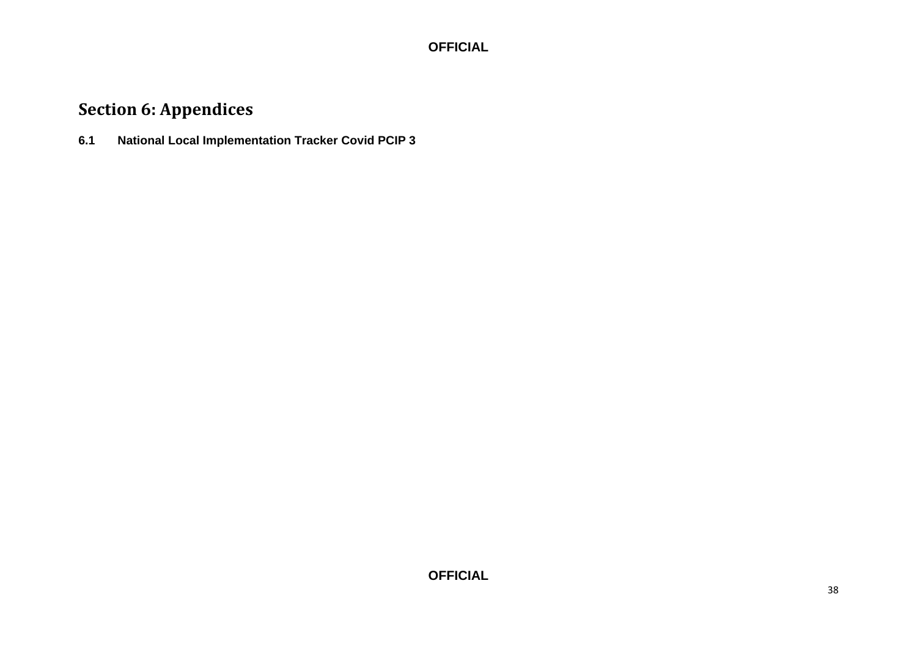# Section 6: Appendices

**6.1 National Local Implementation Tracker Covid PCIP 3**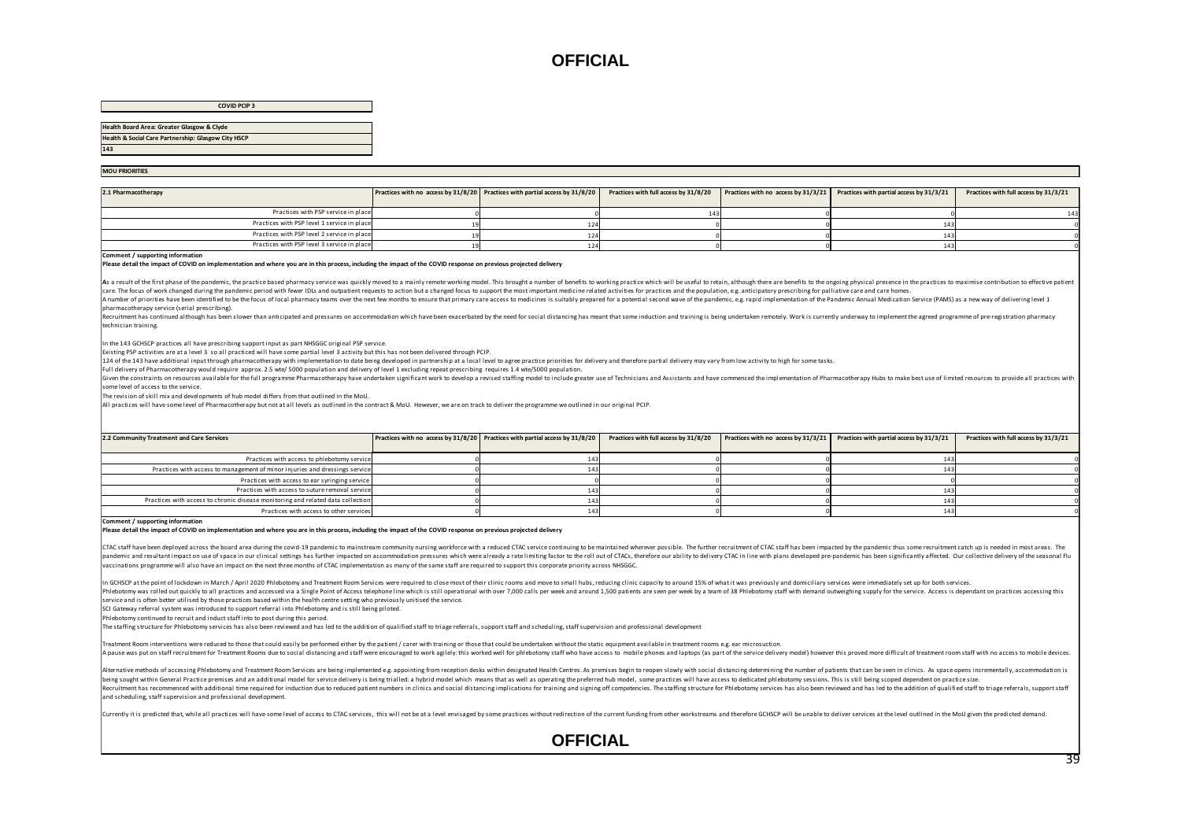**OFFICIAL**

**COVID PCIP 3**

**Health Board Area: Greater Glasgow & Clyde**
**Health & Social Care Partnership: Glasgow City HSCP**
**143**

**MOU PRIORITIES**

| 2.1 Pharmacotherapy | Practices with no access by 31/8/20 | Practices with partial access by 31/8/20 | Practices with full access by 31/8/20 | Practices with no access by 31/3/21 | Practices with partial access by 31/3/21 | Practices with full access by 31/3/21 |
|---|---|---|---|---|---|---|
| Practices with PSP service in place | 0 | 0 | 143 | 0 | 0 | 143 |
| Practices with PSP level 1 service in place | 19 | 124 | 0 | 0 | 143 | 0 |
| Practices with PSP level 2 service in place | 19 | 124 | 0 | 0 | 143 | 0 |
| Practices with PSP level 3 service in place | 19 | 124 | 0 | 0 | 143 | 0 |

**Comment / supporting information**

**Please detail the impact of COVID on implementation and where you are in this process, including the impact of the COVID response on previous projected delivery**

As a result of the first phase of the pandemic, the practice based pharmacy service was quickly moved to a mainly remote working model. This brought a number of benefits to working practice which will be useful to retain, although there are benefits to the ongoing physical presence in the practices to maximise contribution to effective patient care. The focus of work changed during the pandemic period with fewer IDLs and outpatient requests to action but a changed focus to support the most important medicine related activities for practices and the population, e.g. anticipatory prescribing for palliative care and care homes.
A number of priorities have been identified to be the focus of local pharmacy teams over the next few months to ensure that primary care access to medicines is suitably prepared for a potential second wave of the pandemic, e.g. rapid implementation of the Pandemic Annual Medication Service (PAMS) as a new way of delivering level 1 pharmacotherapy service (serial prescribing).
Recruitment has continued although has been slower than anticipated and pressures on accommodation which have been exacerbated by the need for social distancing has meant that some induction and training is being undertaken remotely. Work is currently underway to implement the agreed programme of pre-registration pharmacy technician training.

In the 143 GCHSCP practices all have prescribing support input as part NHSGGC original PSP service.
Existing PSP activities are at a level 3 so all practiced will have some partial level 3 activity but this has not been delivered through PCIP.
124 of the 143 have additional input through pharmacotherapy with implementation to date being developed in partnership at a local level to agree practice priorities for delivery and therefore partial delivery may vary from low activity to high for some tasks.
Full delivery of Pharmacotherapy would require approx. 2.5 wte/ 5000 population and delivery of level 1 excluding repeat prescribing requires 1.4 wte/5000 population.
Given the constraints on resources available for the full programme Pharmacotherapy have undertaken significant work to develop a revised staffing model to include greater use of Technicians and Assistants and have commenced the implementation of Pharmacotherapy Hubs to make best use of limited resources to provide all practices with some level of access to the service.
The revision of skill mix and developments of hub model differs from that outlined in the MoU.
All practices will have some level of Pharmacotherapy but not at all levels as outlined in the contract & MoU. However, we are on track to deliver the programme we outlined in our original PCIP.

| 2.2 Community Treatment and Care Services | Practices with no access by 31/8/20 | Practices with partial access by 31/8/20 | Practices with full access by 31/8/20 | Practices with no access by 31/3/21 | Practices with partial access by 31/3/21 | Practices with full access by 31/3/21 |
|---|---|---|---|---|---|---|
| Practices with access to phlebotomy service | 0 | 143 | 0 | 0 | 143 | 0 |
| Practices with access to management of minor injuries and dressings service | 0 | 143 | 0 | 0 | 143 | 0 |
| Practices with access to ear syringing service | 0 | 0 | 0 | 0 | 0 | 0 |
| Practices with access to suture removal service | 0 | 143 | 0 | 0 | 143 | 0 |
| Practices with access to chronic disease monitoring and related data collection | 0 | 143 | 0 | 0 | 143 | 0 |
| Practices with access to other services | 0 | 143 | 0 | 0 | 143 | 0 |

**Comment / supporting information**

**Please detail the impact of COVID on implementation and where you are in this process, including the impact of the COVID response on previous projected delivery**

CTAC staff have been deployed across the board area during the covid-19 pandemic to mainstream community nursing workforce with a reduced CTAC service continuing to be maintained wherever possible. The further recruitment of CTAC staff has been impacted by the pandemic thus some recruitment catch up is needed in most areas. The pandemic and resultant impact on use of space in our clinical settings has further impacted on accommodation pressures which were already a rate limiting factor to the roll out of CTACs, therefore our ability to delivery CTAC in line with plans developed pre-pandemic has been significantly affected. Our collective delivery of the seasonal flu vaccinations programme will also have an impact on the next three months of CTAC implementation as many of the same staff are required to support this corporate priority across NHSGGC.

In GCHSCP at the point of lockdown in March / April 2020 Phlebotomy and Treatment Room Services were required to close most of their clinic rooms and move to small hubs, reducing clinic capacity to around 15% of what it was previously and domiciliary services were immediately set up for both services.
Phlebotomy was rolled out quickly to all practices and accessed via a Single Point of Access telephone line which is still operational with over 7,000 calls per week and around 1,500 patients are seen per week by a team of 38 Phlebotomy staff with demand outweighing supply for the service. Access is dependant on practices accessing this service and is often better utilised by those practices based within the health centre setting who previously unitised the service.
SCI Gateway referral system was introduced to support referral into Phlebotomy and is still being piloted.
Phlebotomy continued to recruit and induct staff into to post during this period.
The staffing structure for Phlebotomy services has also been reviewed and has led to the addition of qualified staff to triage referrals, support staff and scheduling, staff supervision and professional development

Treatment Room interventions were reduced to those that could easily be performed either by the patient / carer with training or those that could be undertaken without the static equipment available in treatment rooms e.g. ear microsuction.
A pause was put on staff recruitment for Treatment Rooms due to social distancing and staff were encouraged to work agilely: this worked well for phlebotomy staff who have access to mobile phones and laptops (as part of the service delivery model) however this proved more difficult of treatment room staff with no access to mobile devices.

Alternative methods of accessing Phlebotomy and Treatment Room Services are being implemented e.g. appointing from reception desks within designated Health Centres. As premises begin to reopen slowly with social distancing determining the number of patients that can be seen in clinics. As space opens incrementally, accommodation is being sought within General Practice premises and an additional model for service delivery is being trialled: a hybrid model which means that as well as operating the preferred hub model, some practices will have access to dedicated phlebotomy sessions. This is still being scoped dependent on practice size.
Recruitment has recommenced with additional time required for induction due to reduced patient numbers in clinics and social distancing implications for training and signing off competencies. The staffing structure for Phlebotomy services has also been reviewed and has led to the addition of qualified staff to triage referrals, support staff and scheduling, staff supervision and professional development.

Currently it is predicted that, while all practices will have some level of access to CTAC services, this will not be at a level envisaged by some practices without redirection of the current funding from other workstreams and therefore GCHSCP will be unable to deliver services at the level outlined in the MoU given the predicted demand.

**OFFICIAL**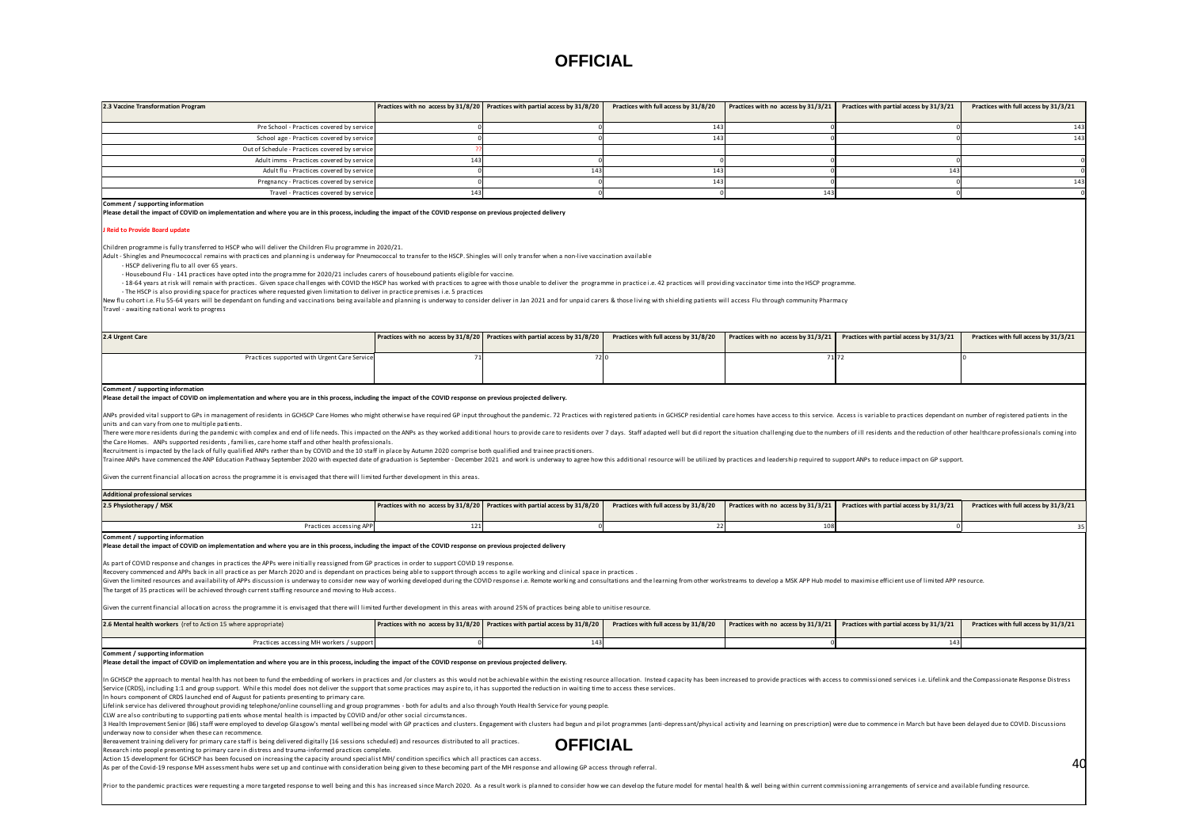**OFFICIAL**

| 2.3 Vaccine Transformation Program | Practices with no access by 31/8/20 | Practices with partial access by 31/8/20 | Practices with full access by 31/8/20 | Practices with no access by 31/3/21 | Practices with partial access by 31/3/21 | Practices with full access by 31/3/21 |
|---|---|---|---|---|---|---|
| Pre School - Practices covered by service | 0 | 0 | 143 | 0 | 0 | 143 |
| School age - Practices covered by service | 0 | 0 | 143 | 0 | 0 | 143 |
| Out of Schedule - Practices covered by service | ?? | | | | | |
| Adult imms - Practices covered by service | 143 | 0 | 0 | 0 | 0 | 0 |
| Adult flu - Practices covered by service | 0 | 143 | 143 | 0 | 143 | 0 |
| Pregnancy - Practices covered by service | 0 | 0 | 143 | 0 | 0 | 143 |
| Travel - Practices covered by service | 143 | 0 | 0 | 143 | 0 | 0 |

**Comment / supporting information**

**Please detail the impact of COVID on implementation and where you are in this process, including the impact of the COVID response on previous projected delivery**

**J Reid to Provide Board update**

Children programme is fully transferred to HSCP who will deliver the Children Flu programme in 2020/21.

Adult - Shingles and Pneumococcal remains with practices and planning is underway for Pneumococcal to transfer to the HSCP. Shingles will only transfer when a non-live vaccination available

- HSCP delivering flu to all over 65 years.
- Housebound Flu - 141 practices have opted into the programme for 2020/21 includes carers of housebound patients eligible for vaccine.
- 18-64 years at risk will remain with practices. Given space challenges with COVID the HSCP has worked with practices to agree with those unable to deliver the programme in practice i.e. 42 practices will providing vaccinator time into the HSCP programme.
- The HSCP is also providing space for practices where requested given limitation to deliver in practice premises i.e. 5 practices

New flu cohort i.e. Flu 55-64 years will be dependant on funding and vaccinations being available and planning is underway to consider deliver in Jan 2021 and for unpaid carers & those living with shielding patients will access Flu through community Pharmacy

Travel - awaiting national work to progress

| 2.4 Urgent Care | Practices with no access by 31/8/20 | Practices with partial access by 31/8/20 | Practices with full access by 31/8/20 | Practices with no access by 31/3/21 | Practices with partial access by 31/3/21 | Practices with full access by 31/3/21 |
|---|---|---|---|---|---|---|
| Practices supported with Urgent Care Service | 71 | 72 | 0 | 71 | 72 | 0 |

**Comment / supporting information**

**Please detail the impact of COVID on implementation and where you are in this process, including the impact of the COVID response on previous projected delivery.**

ANPs provided vital support to GPs in management of residents in GCHSCP Care Homes who might otherwise have required GP input throughout the pandemic. 72 Practices with registered patients in GCHSCP residential care homes have access to this service. Access is variable to practices dependant on number of registered patients in the units and can vary from one to multiple patients.

There were more residents during the pandemic with complex and end of life needs. This impacted on the ANPs as they worked additional hours to provide care to residents over 7 days. Staff adapted well but did report the situation challenging due to the numbers of ill residents and the reduction of other healthcare professionals coming into the Care Homes. ANPs supported residents , families, care home staff and other health professionals.

Recruitment is impacted by the lack of fully qualified ANPs rather than by COVID and the 10 staff in place by Autumn 2020 comprise both qualified and trainee practitioners.

Trainee ANPs have commenced the ANP Education Pathway September 2020 with expected date of graduation is September - December 2021 and work is underway to agree how this additional resource will be utilized by practices and leadership required to support ANPs to reduce impact on GP support.

Given the current financial allocation across the programme it is envisaged that there will limited further development in this areas.

**Additional professional services**

| 2.5 Physiotherapy / MSK | Practices with no access by 31/8/20 | Practices with partial access by 31/8/20 | Practices with full access by 31/8/20 | Practices with no access by 31/3/21 | Practices with partial access by 31/3/21 | Practices with full access by 31/3/21 |
|---|---|---|---|---|---|---|
| Practices accessing APP | 121 | 0 | 22 | 108 | 0 | 35 |

**Comment / supporting information**

**Please detail the impact of COVID on implementation and where you are in this process, including the impact of the COVID response on previous projected delivery**

As part of COVID response and changes in practices the APPs were initially reassigned from GP practices in order to support COVID 19 response.

Recovery commenced and APPs back in all practice as per March 2020 and is dependant on practices being able to support through access to agile working and clinical space in practices .

Given the limited resources and availability of APPs discussion is underway to consider new way of working developed during the COVID response i.e. Remote working and consultations and the learning from other workstreams to develop a MSK APP Hub model to maximise efficient use of limited APP resource.

The target of 35 practices will be achieved through current staffing resource and moving to Hub access.

Given the current financial allocation across the programme it is envisaged that there will limited further development in this areas with around 25% of practices being able to unitise resource.

| 2.6 Mental health workers (ref to Action 15 where appropriate) | Practices with no access by 31/8/20 | Practices with partial access by 31/8/20 | Practices with full access by 31/8/20 | Practices with no access by 31/3/21 | Practices with partial access by 31/3/21 | Practices with full access by 31/3/21 |
|---|---|---|---|---|---|---|
| Practices accessing MH workers / support | 0 | 143 | | 0 | 143 | |

**Comment / supporting information**

**Please detail the impact of COVID on implementation and where you are in this process, including the impact of the COVID response on previous projected delivery.**

In GCHSCP the approach to mental health has not been to fund the embedding of workers in practices and /or clusters as this would not be achievable within the existing resource allocation. Instead capacity has been increased to provide practices with access to commissioned services i.e. Lifelink and the Compassionate Response Distress Service (CRDS), including 1:1 and group support. While this model does not deliver the support that some practices may aspire to, it has supported the reduction in waiting time to access these services.

In hours component of CRDS launched end of August for patients presenting to primary care.

Lifelink service has delivered throughout providing telephone/online counselling and group programmes - both for adults and also through Youth Health Service for young people.

CLW are also contributing to supporting patients whose mental health is impacted by COVID and/or other social circumstances.

3 Health Improvement Senior (B6) staff were employed to develop Glasgow's mental wellbeing model with GP practices and clusters. Engagement with clusters had begun and pilot programmes (anti-depressant/physical activity and learning on prescription) were due to commence in March but have been delayed due to COVID. Discussions underway now to consider when these can recommence.

Bereavement training delivery for primary care staff is being delivered digitally (16 sessions scheduled) and resources distributed to all practices.

Research into people presenting to primary care in distress and trauma-informed practices complete.

Action 15 development for GCHSCP has been focused on increasing the capacity around specialist MH/ condition specifics which all practices can access.

As per of the Covid-19 response MH assessment hubs were set up and continue with consideration being given to these becoming part of the MH response and allowing GP access through referral.

Prior to the pandemic practices were requesting a more targeted response to well being and this has increased since March 2020. As a result work is planned to consider how we can develop the future model for mental health & well being within current commissioning arrangements of service and available funding resource.

**OFFICIAL**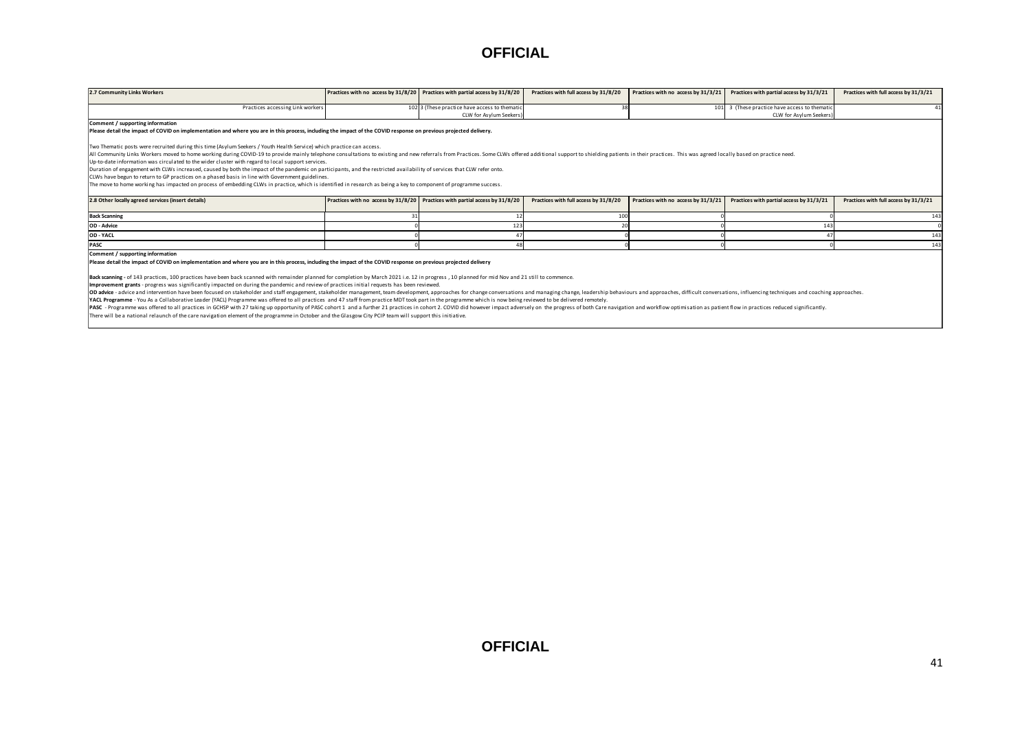| 2.7 Community Links Workers | Practices with no access by 31/8/20 | Practices with partial access by 31/8/20 | Practices with full access by 31/8/20 | Practices with no access by 31/3/21 | Practices with partial access by 31/3/21 | Practices with full access by 31/3/21 |
|---|---|---|---|---|---|---|
| Practices accessing Link workers | 102 | 3 (These practice have access to thematic CLW for Asylum Seekers) | 38 | 101 | 3 (These practice have access to thematic CLW for Asylum Seekers) | 41 |

**Comment / supporting information**

**Please detail the impact of COVID on implementation and where you are in this process, including the impact of the COVID response on previous projected delivery.**

Two Thematic posts were recruited during this time (Asylum Seekers / Youth Health Service) which practice can access.
All Community Links Workers moved to home working during COVID-19 to provide mainly telephone consultations to existing and new referrals from Practices. Some CLWs offered additional support to shielding patients in their practices. This was agreed locally based on practice need.
Up-to-date information was circulated to the wider cluster with regard to local support services.
Duration of engagement with CLWs increased, caused by both the impact of the pandemic on participants, and the restricted availability of services that CLW refer onto.
CLWs have begun to return to GP practices on a phased basis in line with Government guidelines.
The move to home working has impacted on process of embedding CLWs in practice, which is identified in research as being a key to component of programme success.

| 2.8 Other locally agreed services (insert details) | Practices with no access by 31/8/20 | Practices with partial access by 31/8/20 | Practices with full access by 31/8/20 | Practices with no access by 31/3/21 | Practices with partial access by 31/3/21 | Practices with full access by 31/3/21 |
|---|---|---|---|---|---|---|
| **Back Scanning** | 31 | 12 | 100 | 0 | 0 | 143 |
| **OD - Advice** | 0 | 123 | 20 | 0 | 143 | 0 |
| **OD - YACL** | 0 | 47 | 0 | 0 | 47 | 143 |
| **PASC** | 0 | 48 | 0 | 0 | 0 | 143 |

**Comment / supporting information**

**Please detail the impact of COVID on implementation and where you are in this process, including the impact of the COVID response on previous projected delivery**

**Back scanning -** of 143 practices, 100 practices have been back scanned with remainder planned for completion by March 2021 i.e. 12 in progress , 10 planned for mid Nov and 21 still to commence.
**Improvement grants** - progress was significantly impacted on during the pandemic and review of practices initial requests has been reviewed.
**OD advice** - advice and intervention have been focused on stakeholder and staff engagement, stakeholder management, team development, approaches for change conversations and managing change, leadership behaviours and approaches, difficult conversations, influencing techniques and coaching approaches.
**YACL Programme** - You As a Collaborative Leader (YACL) Programme was offered to all practices and 47 staff from practice MDT took part in the programme which is now being reviewed to be delivered remotely.
**PASC** - Programme was offered to all practices in GCHSP with 27 taking up opportunity of PASC cohort 1 and a further 21 practices in cohort 2. COVID did however impact adversely on the progress of both Care navigation and workflow optimisation as patient flow in practices reduced significantly.
There will be a national relaunch of the care navigation element of the programme in October and the Glasgow City PCIP team will support this initiative.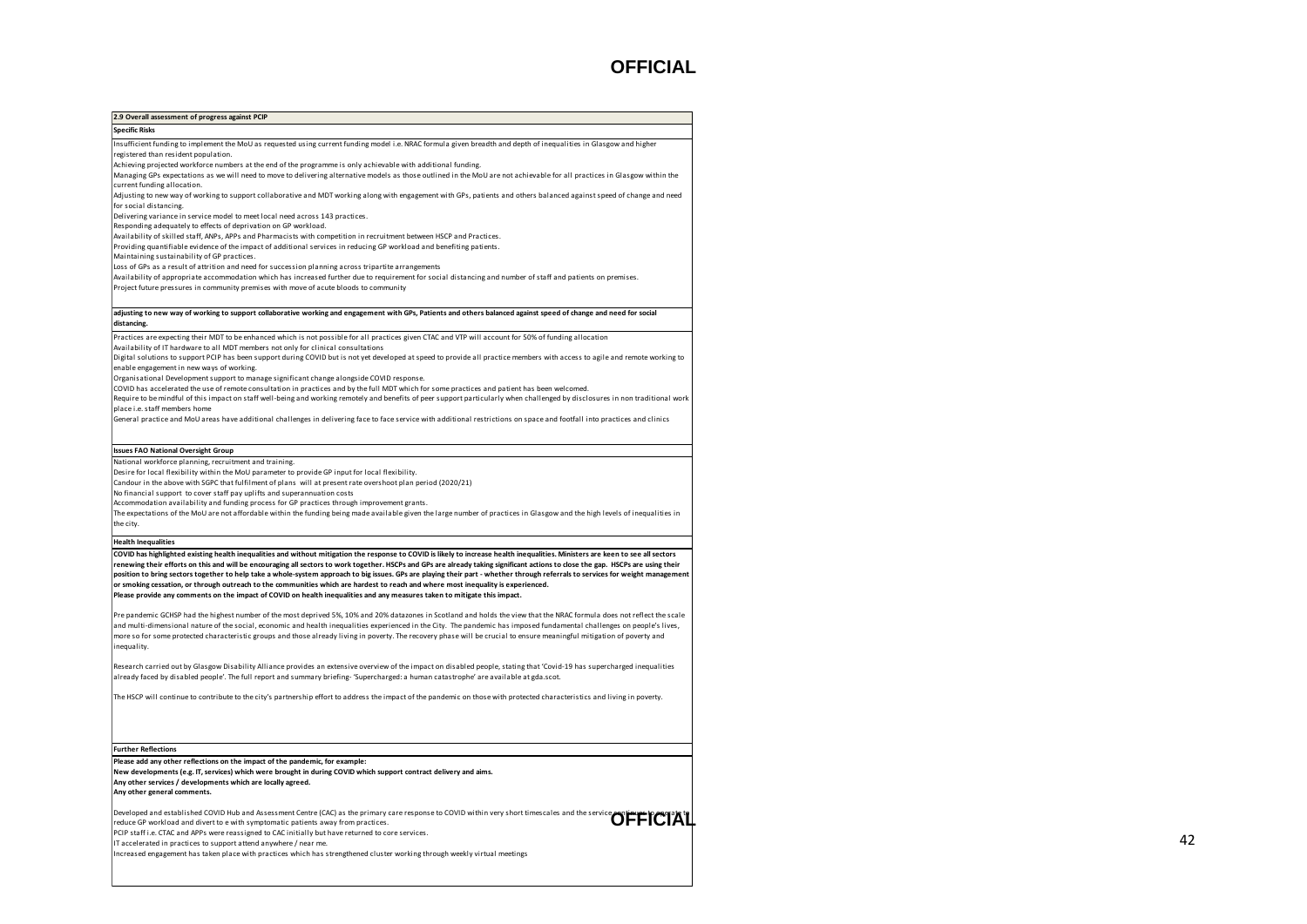**2.9 Overall assessment of progress against PCIP**

**Specific Risks**

Insufficient funding to implement the MoU as requested using current funding model i.e. NRAC formula given breadth and depth of inequalities in Glasgow and higher registered than resident population.
Achieving projected workforce numbers at the end of the programme is only achievable with additional funding.
Managing GPs expectations as we will need to move to delivering alternative models as those outlined in the MoU are not achievable for all practices in Glasgow within the current funding allocation.
Adjusting to new way of working to support collaborative and MDT working along with engagement with GPs, patients and others balanced against speed of change and need for social distancing.
Delivering variance in service model to meet local need across 143 practices.
Responding adequately to effects of deprivation on GP workload.
Availability of skilled staff, ANPs, APPs and Pharmacists with competition in recruitment between HSCP and Practices.
Providing quantifiable evidence of the impact of additional services in reducing GP workload and benefiting patients.
Maintaining sustainability of GP practices.
Loss of GPs as a result of attrition and need for succession planning across tripartite arrangements
Availability of appropriate accommodation which has increased further due to requirement for social distancing and number of staff and patients on premises.
Project future pressures in community premises with move of acute bloods to community

**adjusting to new way of working to support collaborative working and engagement with GPs, Patients and others balanced against speed of change and need for social distancing.**

Practices are expecting their MDT to be enhanced which is not possible for all practices given CTAC and VTP will account for 50% of funding allocation
Availability of IT hardware to all MDT members not only for clinical consultations
Digital solutions to support PCIP has been support during COVID but is not yet developed at speed to provide all practice members with access to agile and remote working to enable engagement in new ways of working.
Organisational Development support to manage significant change alongside COVID response.
COVID has accelerated the use of remote consultation in practices and by the full MDT which for some practices and patient has been welcomed.
Require to be mindful of this impact on staff well-being and working remotely and benefits of peer support particularly when challenged by disclosures in non traditional work place i.e. staff members home
General practice and MoU areas have additional challenges in delivering face to face service with additional restrictions on space and footfall into practices and clinics

**Issues FAO National Oversight Group**

National workforce planning, recruitment and training.
Desire for local flexibility within the MoU parameter to provide GP input for local flexibility.
Candour in the above with SGPC that fulfilment of plans will at present rate overshoot plan period (2020/21)
No financial support to cover staff pay uplifts and superannuation costs
Accommodation availability and funding process for GP practices through improvement grants.
The expectations of the MoU are not affordable within the funding being made available given the large number of practices in Glasgow and the high levels of inequalities in the city.

**Health Inequalities**

**COVID has highlighted existing health inequalities and without mitigation the response to COVID is likely to increase health inequalities. Ministers are keen to see all sectors renewing their efforts on this and will be encouraging all sectors to work together. HSCPs and GPs are already taking significant actions to close the gap. HSCPs are using their position to bring sectors together to help take a whole-system approach to big issues. GPs are playing their part - whether through referrals to services for weight management or smoking cessation, or through outreach to the communities which are hardest to reach and where most inequality is experienced.**
**Please provide any comments on the impact of COVID on health inequalities and any measures taken to mitigate this impact.**

Pre pandemic GCHSP had the highest number of the most deprived 5%, 10% and 20% datazones in Scotland and holds the view that the NRAC formula does not reflect the scale and multi-dimensional nature of the social, economic and health inequalities experienced in the City. The pandemic has imposed fundamental challenges on people's lives, more so for some protected characteristic groups and those already living in poverty. The recovery phase will be crucial to ensure meaningful mitigation of poverty and inequality.

Research carried out by Glasgow Disability Alliance provides an extensive overview of the impact on disabled people, stating that 'Covid-19 has supercharged inequalities already faced by disabled people'. The full report and summary briefing- 'Supercharged: a human catastrophe' are available at gda.scot.

The HSCP will continue to contribute to the city's partnership effort to address the impact of the pandemic on those with protected characteristics and living in poverty.

**Further Reflections**

**Please add any other reflections on the impact of the pandemic, for example:**
**New developments (e.g. IT, services) which were brought in during COVID which support contract delivery and aims.**
**Any other services / developments which are locally agreed.**
**Any other general comments.**

Developed and established COVID Hub and Assessment Centre (CAC) as the primary care response to COVID within very short timescales and the service continues to operate to reduce GP workload and divert to e with symptomatic patients away from practices.
PCIP staff i.e. CTAC and APPs were reassigned to CAC initially but have returned to core services.
IT accelerated in practices to support attend anywhere / near me.
Increased engagement has taken place with practices which has strengthened cluster working through weekly virtual meetings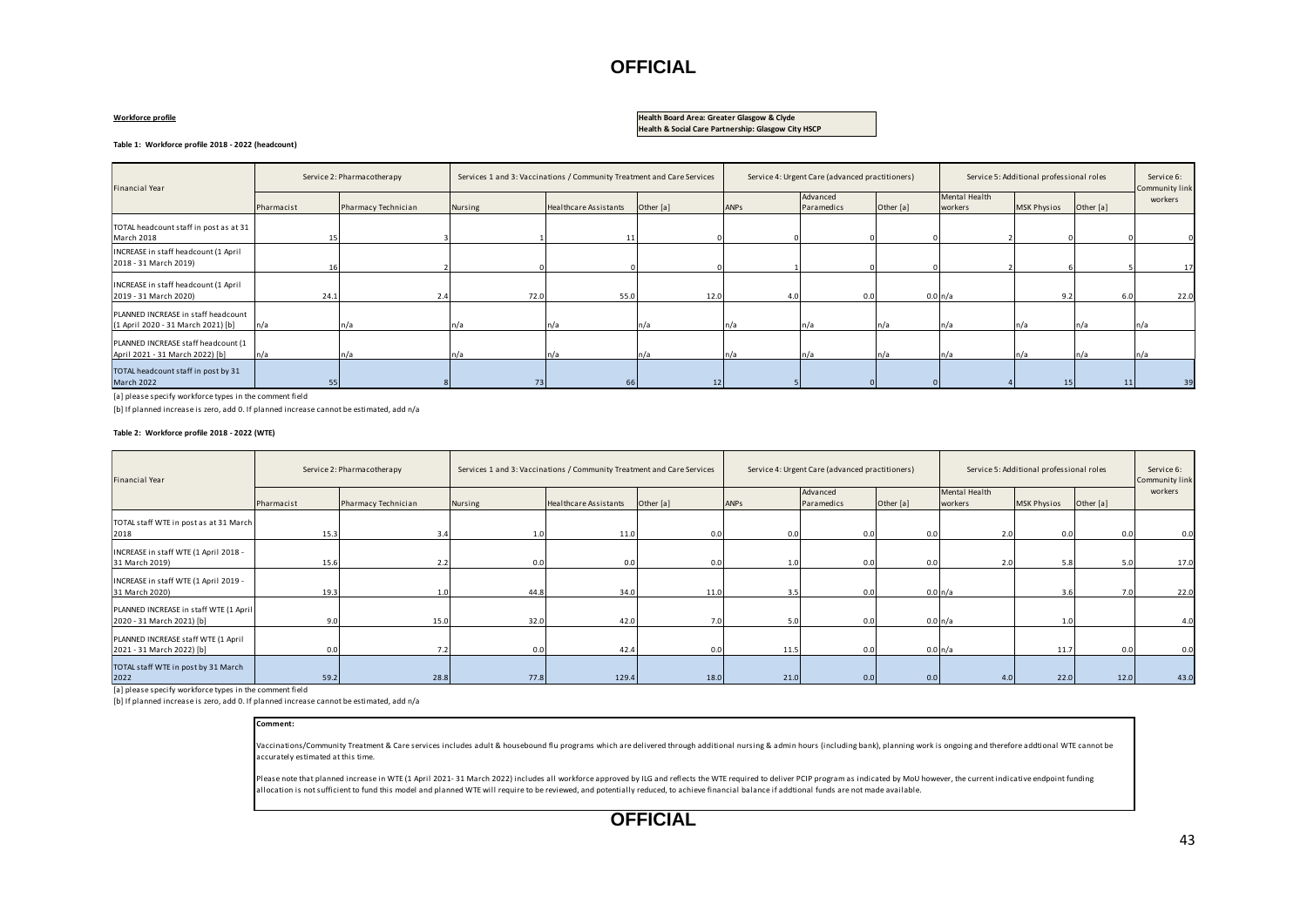**OFFICIAL**

**Workforce profile**

**Health Board Area: Greater Glasgow & Clyde**
**Health & Social Care Partnership: Glasgow City HSCP**

**Table 1: Workforce profile 2018 - 2022 (headcount)**

| Financial Year | Service 2: Pharmacotherapy | | Services 1 and 3: Vaccinations / Community Treatment and Care Services | | | Service 4: Urgent Care (advanced practitioners) | | | Service 5: Additional professional roles | | | Service 6: Community link workers |
|---|---|---|---|---|---|---|---|---|---|---|---|---|
| | Pharmacist | Pharmacy Technician | Nursing | Healthcare Assistants | Other [a] | ANPs | Advanced Paramedics | Other [a] | Mental Health workers | MSK Physios | Other [a] | |
| TOTAL headcount staff in post as at 31 March 2018 | 15 | 3 | 1 | 11 | 0 | 0 | 0 | 0 | 2 | 0 | 0 | 0 |
| INCREASE in staff headcount (1 April 2018 - 31 March 2019) | 16 | 2 | 0 | 0 | 0 | 1 | 0 | 0 | 2 | 6 | 5 | 17 |
| INCREASE in staff headcount (1 April 2019 - 31 March 2020) | 24.1 | 2.4 | 72.0 | 55.0 | 12.0 | 4.0 | 0.0 | 0.0 | n/a | 9.2 | 6.0 | 22.0 |
| PLANNED INCREASE in staff headcount (1 April 2020 - 31 March 2021) [b] | n/a | n/a | n/a | n/a | n/a | n/a | n/a | n/a | n/a | n/a | n/a | n/a |
| PLANNED INCREASE staff headcount (1 April 2021 - 31 March 2022) [b] | n/a | n/a | n/a | n/a | n/a | n/a | n/a | n/a | n/a | n/a | n/a | n/a |
| TOTAL headcount staff in post by 31 March 2022 | 55 | 8 | 73 | 66 | 12 | 5 | 0 | 0 | 4 | 15 | 11 | 39 |

[a] please specify workforce types in the comment field

[b] If planned increase is zero, add 0. If planned increase cannot be estimated, add n/a

**Table 2: Workforce profile 2018 - 2022 (WTE)**

| Financial Year | Service 2: Pharmacotherapy | | Services 1 and 3: Vaccinations / Community Treatment and Care Services | | | Service 4: Urgent Care (advanced practitioners) | | | Service 5: Additional professional roles | | | Service 6: Community link workers |
|---|---|---|---|---|---|---|---|---|---|---|---|---|
| | Pharmacist | Pharmacy Technician | Nursing | Healthcare Assistants | Other [a] | ANPs | Advanced Paramedics | Other [a] | Mental Health workers | MSK Physios | Other [a] | |
| TOTAL staff WTE in post as at 31 March 2018 | 15.3 | 3.4 | 1.0 | 11.0 | 0.0 | 0.0 | 0.0 | 0.0 | 2.0 | 0.0 | 0.0 | 0.0 |
| INCREASE in staff WTE (1 April 2018 - 31 March 2019) | 15.6 | 2.2 | 0.0 | 0.0 | 0.0 | 1.0 | 0.0 | 0.0 | 2.0 | 5.8 | 5.0 | 17.0 |
| INCREASE in staff WTE (1 April 2019 - 31 March 2020) | 19.3 | 1.0 | 44.8 | 34.0 | 11.0 | 3.5 | 0.0 | 0.0 | n/a | 3.6 | 7.0 | 22.0 |
| PLANNED INCREASE in staff WTE (1 April 2020 - 31 March 2021) [b] | 9.0 | 15.0 | 32.0 | 42.0 | 7.0 | 5.0 | 0.0 | 0.0 | n/a | 1.0 | | 4.0 |
| PLANNED INCREASE staff WTE (1 April 2021 - 31 March 2022) [b] | 0.0 | 7.2 | 0.0 | 42.4 | 0.0 | 11.5 | 0.0 | 0.0 | n/a | 11.7 | 0.0 | 0.0 |
| TOTAL staff WTE in post by 31 March 2022 | 59.2 | 28.8 | 77.8 | 129.4 | 18.0 | 21.0 | 0.0 | 0.0 | 4.0 | 22.0 | 12.0 | 43.0 |

[a] please specify workforce types in the comment field

[b] If planned increase is zero, add 0. If planned increase cannot be estimated, add n/a

**Comment:**

Vaccinations/Community Treatment & Care services includes adult & housebound flu programs which are delivered through additional nursing & admin hours (including bank), planning work is ongoing and therefore addtional WTE cannot be accurately estimated at this time.

Please note that planned increase in WTE (1 April 2021- 31 March 2022) includes all workforce approved by ILG and reflects the WTE required to deliver PCIP program as indicated by MoU however, the current indicative endpoint funding allocation is not sufficient to fund this model and planned WTE will require to be reviewed, and potentially reduced, to achieve financial balance if addtional funds are not made available.

**OFFICIAL**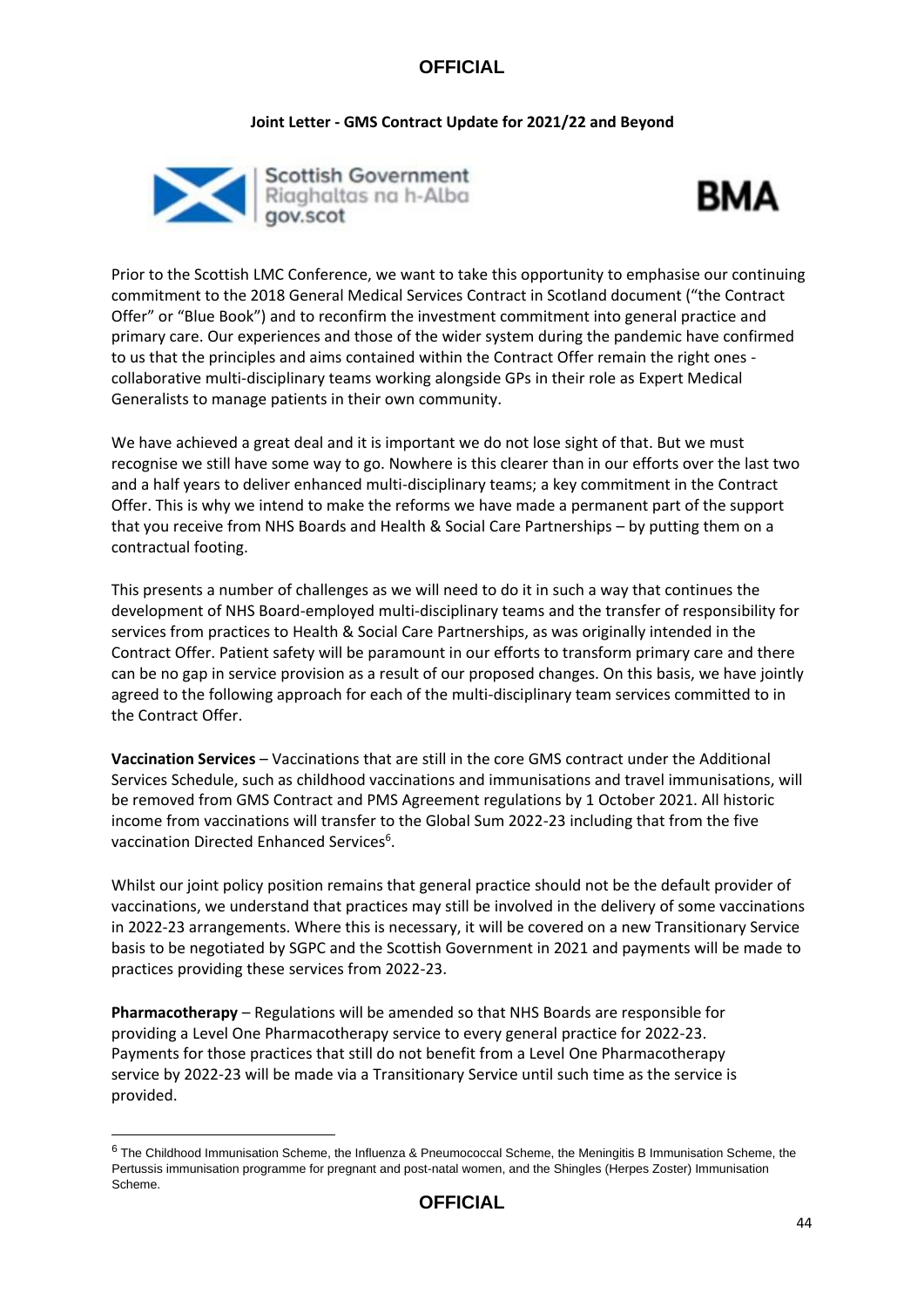**Joint Letter - GMS Contract Update for 2021/22 and Beyond**

Scottish Government
Riaghaltas na h-Alba
gov.scot

BMA

Prior to the Scottish LMC Conference, we want to take this opportunity to emphasise our continuing commitment to the 2018 General Medical Services Contract in Scotland document ("the Contract Offer" or "Blue Book") and to reconfirm the investment commitment into general practice and primary care. Our experiences and those of the wider system during the pandemic have confirmed to us that the principles and aims contained within the Contract Offer remain the right ones - collaborative multi-disciplinary teams working alongside GPs in their role as Expert Medical Generalists to manage patients in their own community.

We have achieved a great deal and it is important we do not lose sight of that. But we must recognise we still have some way to go. Nowhere is this clearer than in our efforts over the last two and a half years to deliver enhanced multi-disciplinary teams; a key commitment in the Contract Offer. This is why we intend to make the reforms we have made a permanent part of the support that you receive from NHS Boards and Health & Social Care Partnerships – by putting them on a contractual footing.

This presents a number of challenges as we will need to do it in such a way that continues the development of NHS Board-employed multi-disciplinary teams and the transfer of responsibility for services from practices to Health & Social Care Partnerships, as was originally intended in the Contract Offer. Patient safety will be paramount in our efforts to transform primary care and there can be no gap in service provision as a result of our proposed changes. On this basis, we have jointly agreed to the following approach for each of the multi-disciplinary team services committed to in the Contract Offer.

**Vaccination Services** – Vaccinations that are still in the core GMS contract under the Additional Services Schedule, such as childhood vaccinations and immunisations and travel immunisations, will be removed from GMS Contract and PMS Agreement regulations by 1 October 2021. All historic income from vaccinations will transfer to the Global Sum 2022-23 including that from the five vaccination Directed Enhanced Services[6].

Whilst our joint policy position remains that general practice should not be the default provider of vaccinations, we understand that practices may still be involved in the delivery of some vaccinations in 2022-23 arrangements. Where this is necessary, it will be covered on a new Transitionary Service basis to be negotiated by SGPC and the Scottish Government in 2021 and payments will be made to practices providing these services from 2022-23.

**Pharmacotherapy** – Regulations will be amended so that NHS Boards are responsible for providing a Level One Pharmacotherapy service to every general practice for 2022-23. Payments for those practices that still do not benefit from a Level One Pharmacotherapy service by 2022-23 will be made via a Transitionary Service until such time as the service is provided.

---

[6] The Childhood Immunisation Scheme, the Influenza & Pneumococcal Scheme, the Meningitis B Immunisation Scheme, the Pertussis immunisation programme for pregnant and post-natal women, and the Shingles (Herpes Zoster) Immunisation Scheme.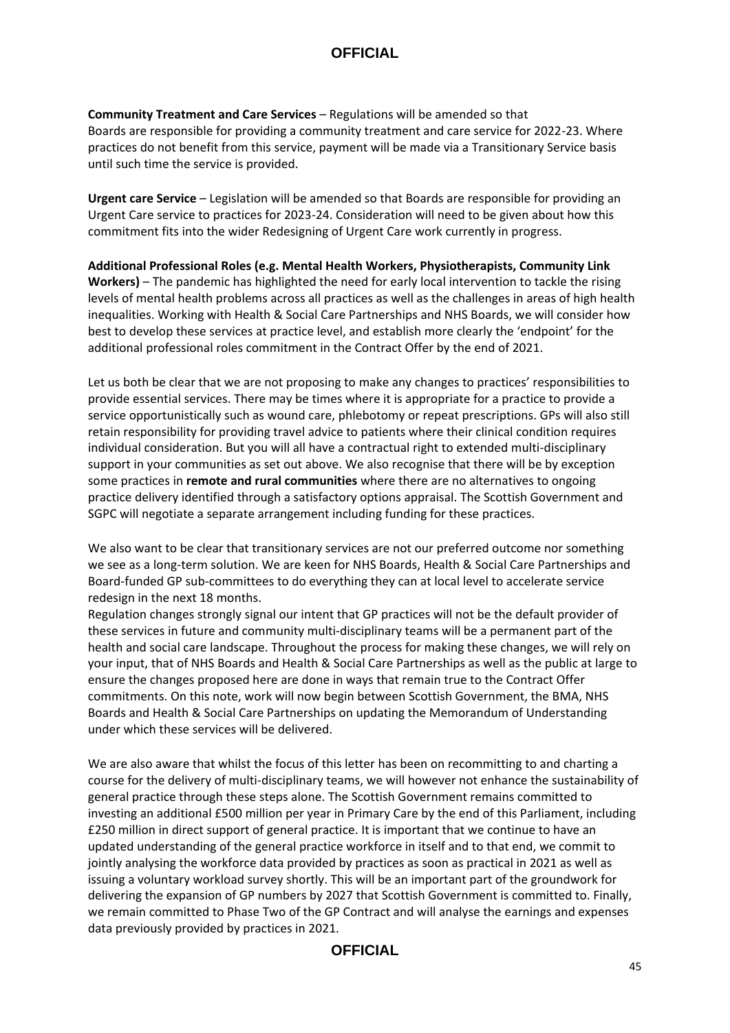**Community Treatment and Care Services** – Regulations will be amended so that Boards are responsible for providing a community treatment and care service for 2022-23. Where practices do not benefit from this service, payment will be made via a Transitional Service basis until such time the service is provided.

**Urgent care Service** – Legislation will be amended so that Boards are responsible for providing an Urgent Care service to practices for 2023-24. Consideration will need to be given about how this commitment fits into the wider Redesigning of Urgent Care work currently in progress.

**Additional Professional Roles (e.g. Mental Health Workers, Physiotherapists, Community Link Workers)** – The pandemic has highlighted the need for early local intervention to tackle the rising levels of mental health problems across all practices as well as the challenges in areas of high health inequalities. Working with Health & Social Care Partnerships and NHS Boards, we will consider how best to develop these services at practice level, and establish more clearly the 'endpoint' for the additional professional roles commitment in the Contract Offer by the end of 2021.

Let us both be clear that we are not proposing to make any changes to practices' responsibilities to provide essential services. There may be times where it is appropriate for a practice to provide a service opportunistically such as wound care, phlebotomy or repeat prescriptions. GPs will also still retain responsibility for providing travel advice to patients where their clinical condition requires individual consideration. But you will all have a contractual right to extended multi-disciplinary support in your communities as set out above. We also recognise that there will be by exception some practices in **remote and rural communities** where there are no alternatives to ongoing practice delivery identified through a satisfactory options appraisal. The Scottish Government and SGPC will negotiate a separate arrangement including funding for these practices.

We also want to be clear that transitional services are not our preferred outcome nor something we see as a long-term solution. We are keen for NHS Boards, Health & Social Care Partnerships and Board-funded GP sub-committees to do everything they can at local level to accelerate service redesign in the next 18 months.

Regulation changes strongly signal our intent that GP practices will not be the default provider of these services in future and community multi-disciplinary teams will be a permanent part of the health and social care landscape. Throughout the process for making these changes, we will rely on your input, that of NHS Boards and Health & Social Care Partnerships as well as the public at large to ensure the changes proposed here are done in ways that remain true to the Contract Offer commitments. On this note, work will now begin between Scottish Government, the BMA, NHS Boards and Health & Social Care Partnerships on updating the Memorandum of Understanding under which these services will be delivered.

We are also aware that whilst the focus of this letter has been on recommitting to and charting a course for the delivery of multi-disciplinary teams, we will however not enhance the sustainability of general practice through these steps alone. The Scottish Government remains committed to investing an additional £500 million per year in Primary Care by the end of this Parliament, including £250 million in direct support of general practice. It is important that we continue to have an updated understanding of the general practice workforce in itself and to that end, we commit to jointly analysing the workforce data provided by practices as soon as practical in 2021 as well as issuing a voluntary workload survey shortly. This will be an important part of the groundwork for delivering the expansion of GP numbers by 2027 that Scottish Government is committed to. Finally, we remain committed to Phase Two of the GP Contract and will analyse the earnings and expenses data previously provided by practices in 2021.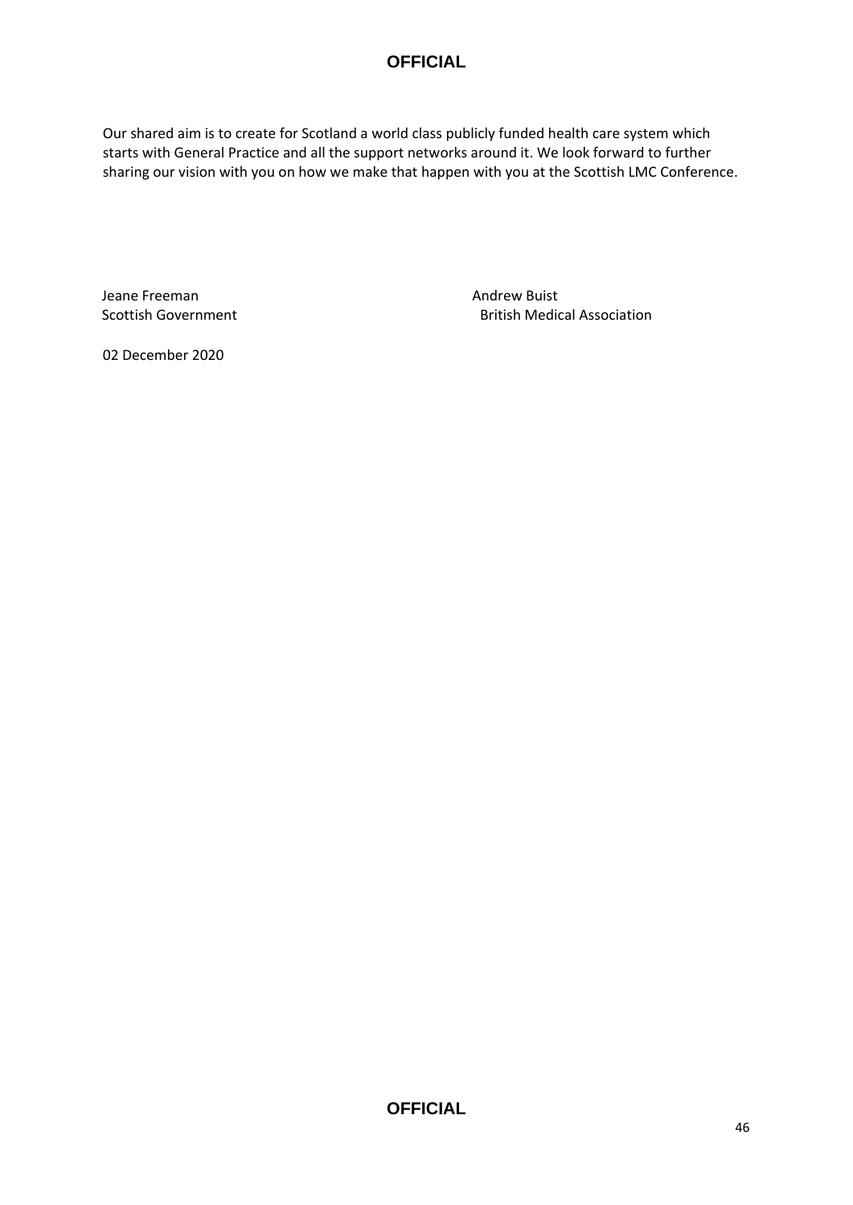Our shared aim is to create for Scotland a world class publicly funded health care system which starts with General Practice and all the support networks around it. We look forward to further sharing our vision with you on how we make that happen with you at the Scottish LMC Conference.

Jeane Freeman
Scottish Government

Andrew Buist
British Medical Association

02 December 2020